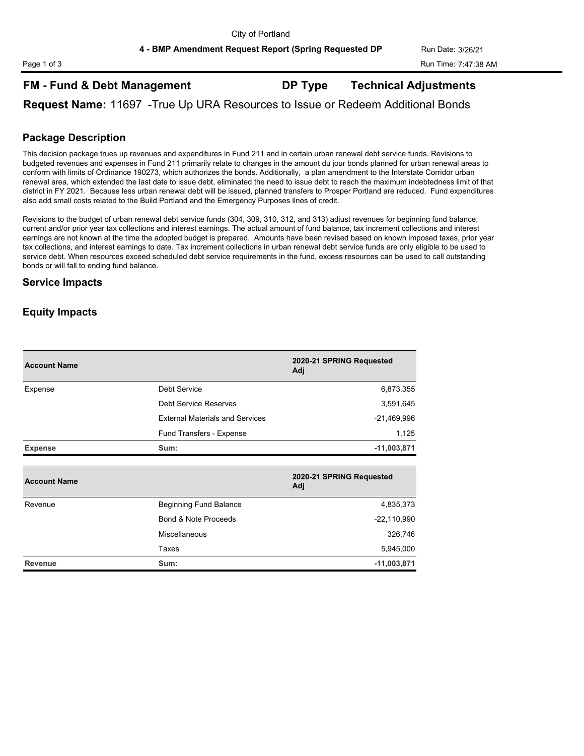City of Portland

**4 - BMP Amendment Request Report (Spring Requested DP**

Run Date: 3/26/21

Run Time: 7:47:38 AM

## FM - Fund & Debt Management     DP Type     Technical Adjustments

### Request Name: 11697 -True Up URA Resources to Issue or Redeem Additional Bonds

## Package Description

This decision package trues up revenues and expenditures in Fund 211 and in certain urban renewal debt service funds. Revisions to budgeted revenues and expenses in Fund 211 primarily relate to changes in the amount du jour bonds planned for urban renewal areas to conform with limits of Ordinance 190273, which authorizes the bonds. Additionally, a plan amendment to the Interstate Corridor urban renewal area, which extended the last date to issue debt, eliminated the need to issue debt to reach the maximum indebtedness limit of that district in FY 2021. Because less urban renewal debt will be issued, planned transfers to Prosper Portland are reduced. Fund expenditures also add small costs related to the Build Portland and the Emergency Purposes lines of credit.

Revisions to the budget of urban renewal debt service funds (304, 309, 310, 312, and 313) adjust revenues for beginning fund balance, current and/or prior year tax collections and interest earnings. The actual amount of fund balance, tax increment collections and interest earnings are not known at the time the adopted budget is prepared. Amounts have been revised based on known imposed taxes, prior year tax collections, and interest earnings to date. Tax increment collections in urban renewal debt service funds are only eligible to be used to service debt. When resources exceed scheduled debt service requirements in the fund, excess resources can be used to call outstanding bonds or will fall to ending fund balance.

## Service Impacts

## Equity Impacts

| Account Name | | 2020-21 SPRING Requested Adj |
|---|---|---|
| Expense | Debt Service | 6,873,355 |
| | Debt Service Reserves | 3,591,645 |
| | External Materials and Services | -21,469,996 |
| | Fund Transfers - Expense | 1,125 |
| **Expense** | **Sum:** | **-11,003,871** |

| Account Name | | 2020-21 SPRING Requested Adj |
|---|---|---|
| Revenue | Beginning Fund Balance | 4,835,373 |
| | Bond & Note Proceeds | -22,110,990 |
| | Miscellaneous | 326,746 |
| | Taxes | 5,945,000 |
| **Revenue** | **Sum:** | **-11,003,871** |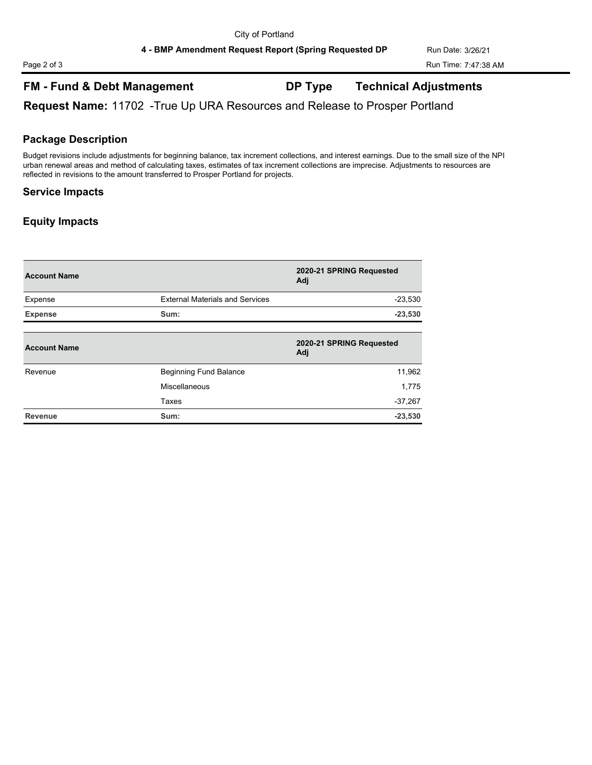## FM - Fund & Debt Management    DP Type    Technical Adjustments

**Request Name:** 11702 -True Up URA Resources and Release to Prosper Portland

### Package Description

Budget revisions include adjustments for beginning balance, tax increment collections, and interest earnings. Due to the small size of the NPI urban renewal areas and method of calculating taxes, estimates of tax increment collections are imprecise. Adjustments to resources are reflected in revisions to the amount transferred to Prosper Portland for projects.

### Service Impacts

### Equity Impacts

| Account Name | | 2020-21 SPRING Requested Adj |
|---|---|---|
| Expense | External Materials and Services | -23,530 |
| **Expense** | **Sum:** | **-23,530** |

| Account Name | | 2020-21 SPRING Requested Adj |
|---|---|---|
| Revenue | Beginning Fund Balance | 11,962 |
| | Miscellaneous | 1,775 |
| | Taxes | -37,267 |
| **Revenue** | **Sum:** | **-23,530** |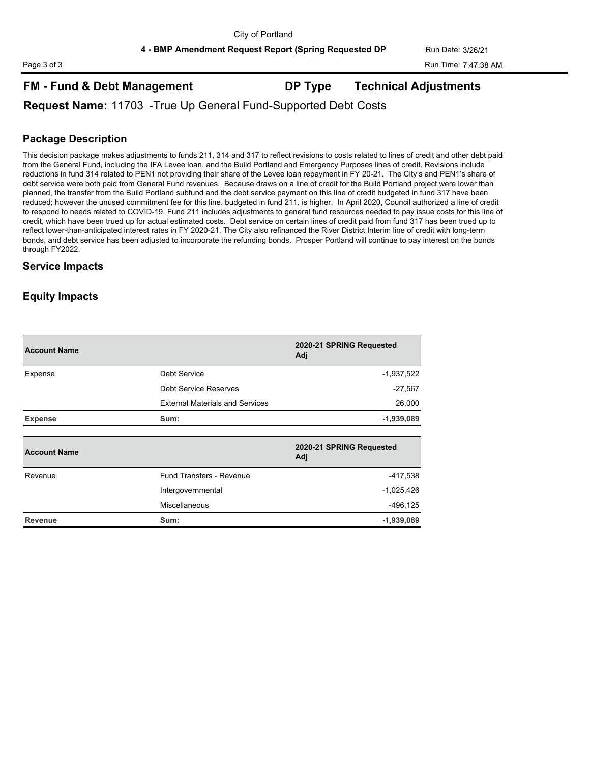City of Portland

**4 - BMP Amendment Request Report (Spring Requested DP**

Run Date: 3/26/21

Run Time: 7:47:38 AM

## FM - Fund & Debt Management — DP Type: Technical Adjustments

**Request Name:** 11703 -True Up General Fund-Supported Debt Costs

### Package Description

This decision package makes adjustments to funds 211, 314 and 317 to reflect revisions to costs related to lines of credit and other debt paid from the General Fund, including the IFA Levee loan, and the Build Portland and Emergency Purposes lines of credit. Revisions include reductions in fund 314 related to PEN1 not providing their share of the Levee loan repayment in FY 20-21. The City's and PEN1's share of debt service were both paid from General Fund revenues. Because draws on a line of credit for the Build Portland project were lower than planned, the transfer from the Build Portland subfund and the debt service payment on this line of credit budgeted in fund 317 have been reduced; however the unused commitment fee for this line, budgeted in fund 211, is higher. In April 2020, Council authorized a line of credit to respond to needs related to COVID-19. Fund 211 includes adjustments to general fund resources needed to pay issue costs for this line of credit, which have been trued up for actual estimated costs. Debt service on certain lines of credit paid from fund 317 has been trued up to reflect lower-than-anticipated interest rates in FY 2020-21. The City also refinanced the River District Interim line of credit with long-term bonds, and debt service has been adjusted to incorporate the refunding bonds. Prosper Portland will continue to pay interest on the bonds through FY2022.

### Service Impacts

### Equity Impacts

| Account Name | | 2020-21 SPRING Requested Adj |
|---|---|---|
| Expense | Debt Service | -1,937,522 |
| | Debt Service Reserves | -27,567 |
| | External Materials and Services | 26,000 |
| **Expense** | **Sum:** | **-1,939,089** |

| Account Name | | 2020-21 SPRING Requested Adj |
|---|---|---|
| Revenue | Fund Transfers - Revenue | -417,538 |
| | Intergovernmental | -1,025,426 |
| | Miscellaneous | -496,125 |
| **Revenue** | **Sum:** | **-1,939,089** |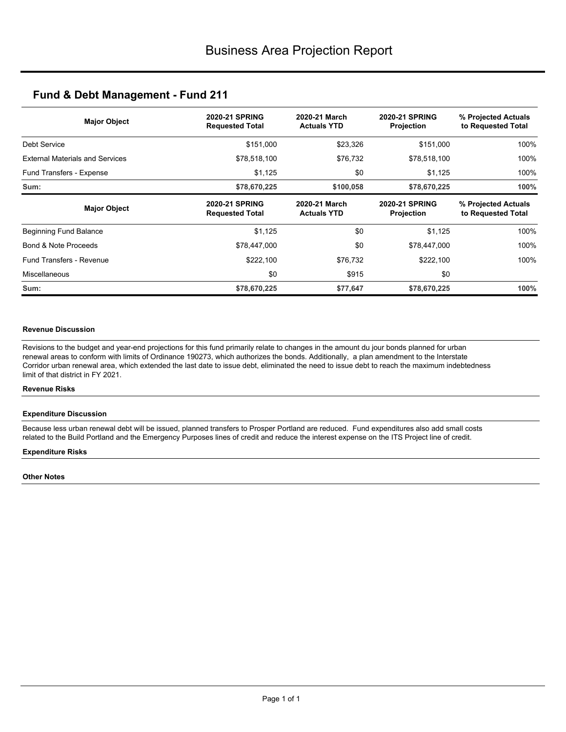# Business Area Projection Report

## Fund & Debt Management - Fund 211

| Major Object | 2020-21 SPRING Requested Total | 2020-21 March Actuals YTD | 2020-21 SPRING Projection | % Projected Actuals to Requested Total |
|---|---|---|---|---|
| Debt Service | $151,000 | $23,326 | $151,000 | 100% |
| External Materials and Services | $78,518,100 | $76,732 | $78,518,100 | 100% |
| Fund Transfers - Expense | $1,125 | $0 | $1,125 | 100% |
| **Sum:** | **$78,670,225** | **$100,058** | **$78,670,225** | **100%** |

| Major Object | 2020-21 SPRING Requested Total | 2020-21 March Actuals YTD | 2020-21 SPRING Projection | % Projected Actuals to Requested Total |
|---|---|---|---|---|
| Beginning Fund Balance | $1,125 | $0 | $1,125 | 100% |
| Bond & Note Proceeds | $78,447,000 | $0 | $78,447,000 | 100% |
| Fund Transfers - Revenue | $222,100 | $76,732 | $222,100 | 100% |
| Miscellaneous | $0 | $915 | $0 | |
| **Sum:** | **$78,670,225** | **$77,647** | **$78,670,225** | **100%** |

**Revenue Discussion**

Revisions to the budget and year-end projections for this fund primarily relate to changes in the amount du jour bonds planned for urban renewal areas to conform with limits of Ordinance 190273, which authorizes the bonds. Additionally, a plan amendment to the Interstate Corridor urban renewal area, which extended the last date to issue debt, eliminated the need to issue debt to reach the maximum indebtedness limit of that district in FY 2021.

**Revenue Risks**

**Expenditure Discussion**

Because less urban renewal debt will be issued, planned transfers to Prosper Portland are reduced. Fund expenditures also add small costs related to the Build Portland and the Emergency Purposes lines of credit and reduce the interest expense on the ITS Project line of credit.

**Expenditure Risks**

**Other Notes**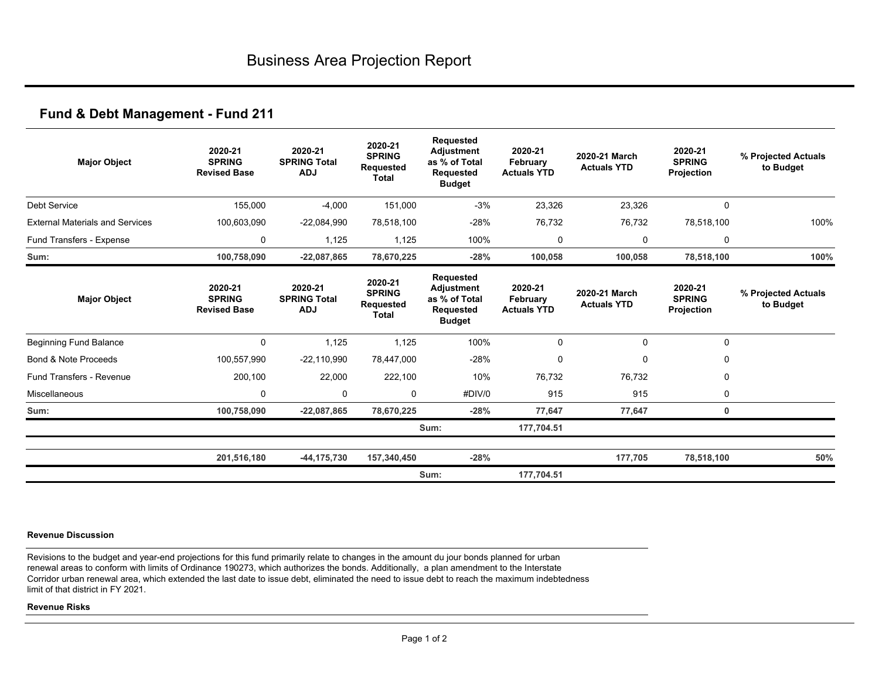# Business Area Projection Report

## Fund & Debt Management - Fund 211

| Major Object | 2020-21 SPRING Revised Base | 2020-21 SPRING Total ADJ | 2020-21 SPRING Requested Total | Requested Adjustment as % of Total Requested Budget | 2020-21 February Actuals YTD | 2020-21 March Actuals YTD | 2020-21 SPRING Projection | % Projected Actuals to Budget |
|---|---|---|---|---|---|---|---|---|
| Debt Service | 155,000 | -4,000 | 151,000 | -3% | 23,326 | 23,326 | 0 | |
| External Materials and Services | 100,603,090 | -22,084,990 | 78,518,100 | -28% | 76,732 | 76,732 | 78,518,100 | 100% |
| Fund Transfers - Expense | 0 | 1,125 | 1,125 | 100% | 0 | 0 | 0 | |
| **Sum:** | **100,758,090** | **-22,087,865** | **78,670,225** | **-28%** | **100,058** | **100,058** | **78,518,100** | **100%** |

| Major Object | 2020-21 SPRING Revised Base | 2020-21 SPRING Total ADJ | 2020-21 SPRING Requested Total | Requested Adjustment as % of Total Requested Budget | 2020-21 February Actuals YTD | 2020-21 March Actuals YTD | 2020-21 SPRING Projection | % Projected Actuals to Budget |
|---|---|---|---|---|---|---|---|---|
| Beginning Fund Balance | 0 | 1,125 | 1,125 | 100% | 0 | 0 | 0 | |
| Bond & Note Proceeds | 100,557,990 | -22,110,990 | 78,447,000 | -28% | 0 | 0 | 0 | |
| Fund Transfers - Revenue | 200,100 | 22,000 | 222,100 | 10% | 76,732 | 76,732 | 0 | |
| Miscellaneous | 0 | 0 | 0 | #DIV/0 | 915 | 915 | 0 | |
| **Sum:** | **100,758,090** | **-22,087,865** | **78,670,225** | **-28%** | **77,647** | **77,647** | **0** | |
| | | | | Sum: | **177,704.51** | | | |
| | **201,516,180** | **-44,175,730** | **157,340,450** | **-28%** | | **177,705** | **78,518,100** | **50%** |
| | | | | Sum: | **177,704.51** | | | |

**Revenue Discussion**

Revisions to the budget and year-end projections for this fund primarily relate to changes in the amount du jour bonds planned for urban renewal areas to conform with limits of Ordinance 190273, which authorizes the bonds. Additionally, a plan amendment to the Interstate Corridor urban renewal area, which extended the last date to issue debt, eliminated the need to issue debt to reach the maximum indebtedness limit of that district in FY 2021.

**Revenue Risks**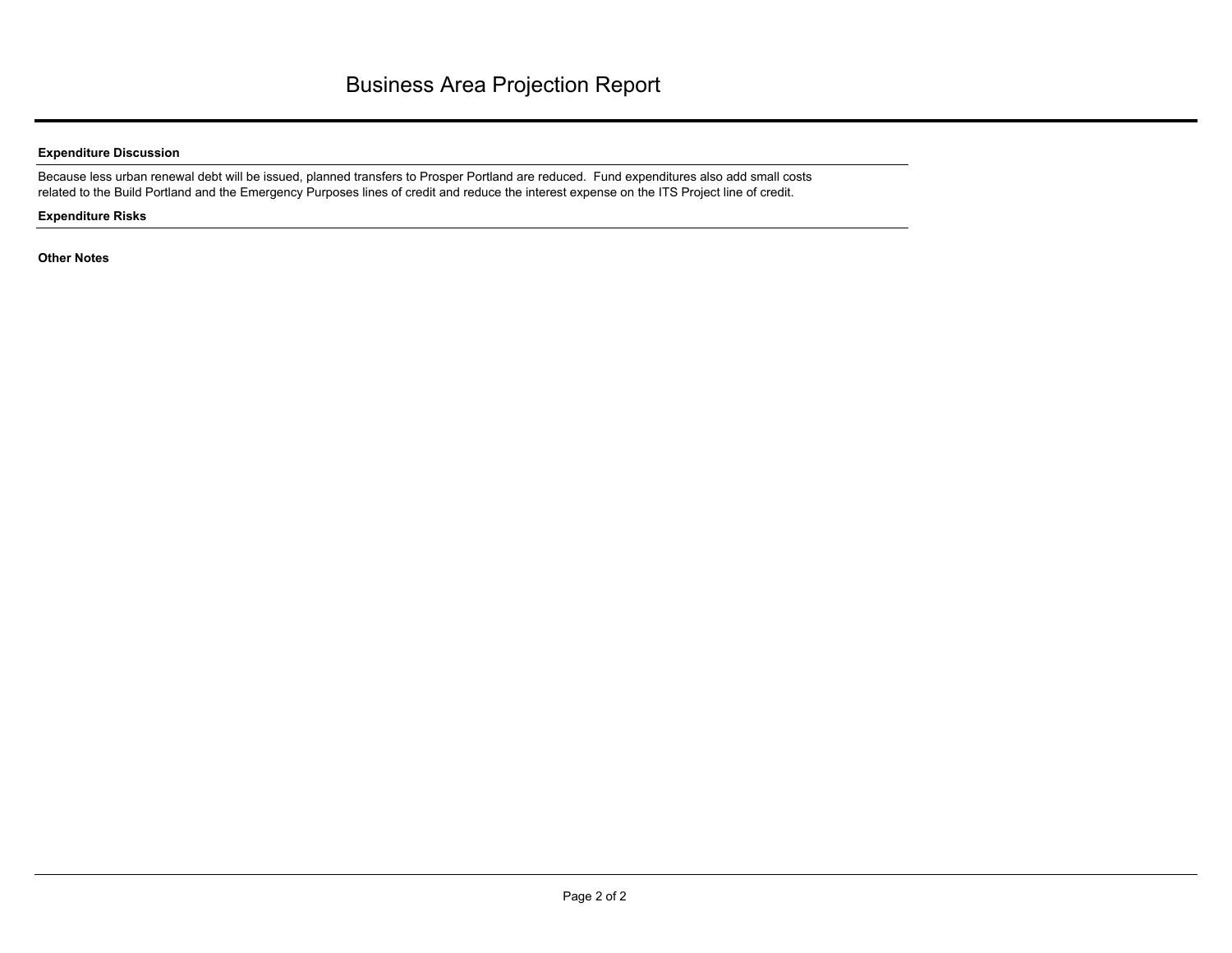# Business Area Projection Report

**Expenditure Discussion**

Because less urban renewal debt will be issued, planned transfers to Prosper Portland are reduced. Fund expenditures also add small costs related to the Build Portland and the Emergency Purposes lines of credit and reduce the interest expense on the ITS Project line of credit.

**Expenditure Risks**

**Other Notes**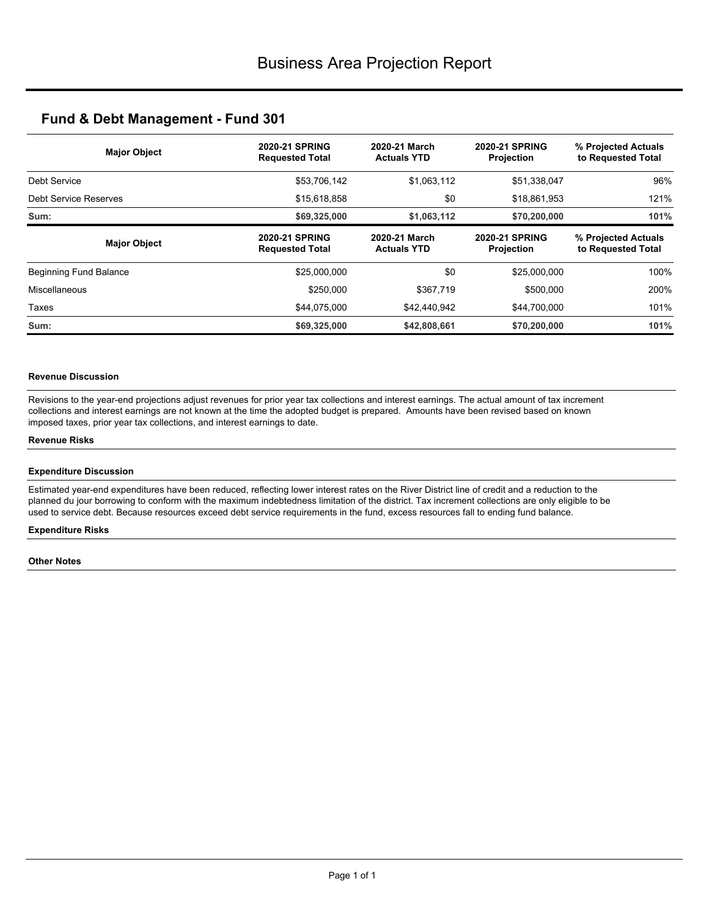# Business Area Projection Report

## Fund & Debt Management - Fund 301

| Major Object | 2020-21 SPRING Requested Total | 2020-21 March Actuals YTD | 2020-21 SPRING Projection | % Projected Actuals to Requested Total |
|---|---|---|---|---|
| Debt Service | $53,706,142 | $1,063,112 | $51,338,047 | 96% |
| Debt Service Reserves | $15,618,858 | $0 | $18,861,953 | 121% |
| **Sum:** | **$69,325,000** | **$1,063,112** | **$70,200,000** | **101%** |

| Major Object | 2020-21 SPRING Requested Total | 2020-21 March Actuals YTD | 2020-21 SPRING Projection | % Projected Actuals to Requested Total |
|---|---|---|---|---|
| Beginning Fund Balance | $25,000,000 | $0 | $25,000,000 | 100% |
| Miscellaneous | $250,000 | $367,719 | $500,000 | 200% |
| Taxes | $44,075,000 | $42,440,942 | $44,700,000 | 101% |
| **Sum:** | **$69,325,000** | **$42,808,661** | **$70,200,000** | **101%** |

#### Revenue Discussion

Revisions to the year-end projections adjust revenues for prior year tax collections and interest earnings. The actual amount of tax increment collections and interest earnings are not known at the time the adopted budget is prepared. Amounts have been revised based on known imposed taxes, prior year tax collections, and interest earnings to date.

#### Revenue Risks

#### Expenditure Discussion

Estimated year-end expenditures have been reduced, reflecting lower interest rates on the River District line of credit and a reduction to the planned du jour borrowing to conform with the maximum indebtedness limitation of the district. Tax increment collections are only eligible to be used to service debt. Because resources exceed debt service requirements in the fund, excess resources fall to ending fund balance.

#### Expenditure Risks

#### Other Notes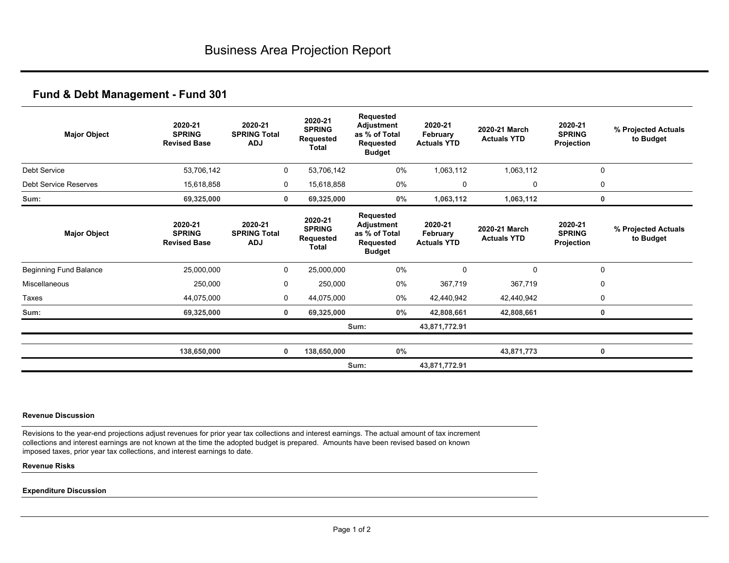# Business Area Projection Report

## Fund & Debt Management - Fund 301

| Major Object | 2020-21 SPRING Revised Base | 2020-21 SPRING Total ADJ | 2020-21 SPRING Requested Total | Requested Adjustment as % of Total Requested Budget | 2020-21 February Actuals YTD | 2020-21 March Actuals YTD | 2020-21 SPRING Projection | % Projected Actuals to Budget |
|---|---|---|---|---|---|---|---|---|
| Debt Service | 53,706,142 | 0 | 53,706,142 | 0% | 1,063,112 | 1,063,112 | 0 | |
| Debt Service Reserves | 15,618,858 | 0 | 15,618,858 | 0% | 0 | 0 | 0 | |
| **Sum:** | **69,325,000** | **0** | **69,325,000** | **0%** | **1,063,112** | **1,063,112** | **0** | |

| Major Object | 2020-21 SPRING Revised Base | 2020-21 SPRING Total ADJ | 2020-21 SPRING Requested Total | Requested Adjustment as % of Total Requested Budget | 2020-21 February Actuals YTD | 2020-21 March Actuals YTD | 2020-21 SPRING Projection | % Projected Actuals to Budget |
|---|---|---|---|---|---|---|---|---|
| Beginning Fund Balance | 25,000,000 | 0 | 25,000,000 | 0% | 0 | 0 | 0 | |
| Miscellaneous | 250,000 | 0 | 250,000 | 0% | 367,719 | 367,719 | 0 | |
| Taxes | 44,075,000 | 0 | 44,075,000 | 0% | 42,440,942 | 42,440,942 | 0 | |
| **Sum:** | **69,325,000** | **0** | **69,325,000** | **0%** | **42,808,661** | **42,808,661** | **0** | |
| | | | | Sum: | **43,871,772.91** | | | |
| | **138,650,000** | **0** | **138,650,000** | **0%** | | **43,871,773** | **0** | |
| | | | | Sum: | **43,871,772.91** | | | |

**Revenue Discussion**

Revisions to the year-end projections adjust revenues for prior year tax collections and interest earnings. The actual amount of tax increment collections and interest earnings are not known at the time the adopted budget is prepared. Amounts have been revised based on known imposed taxes, prior year tax collections, and interest earnings to date.

**Revenue Risks**

**Expenditure Discussion**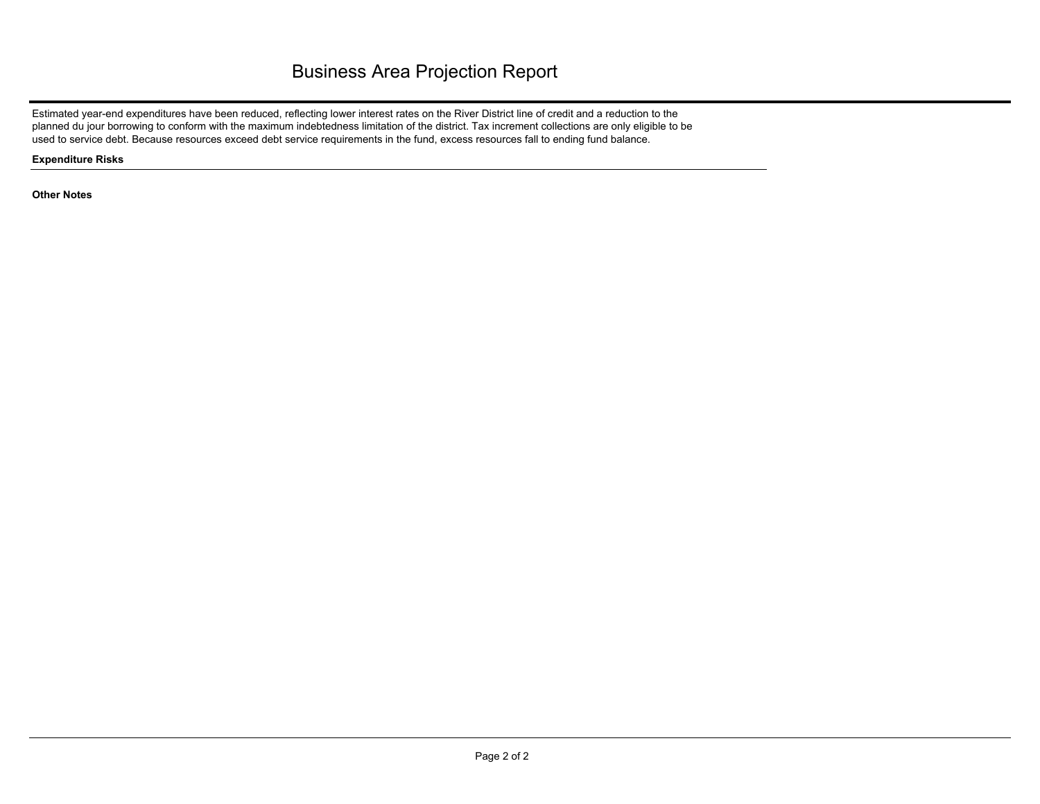# Business Area Projection Report

Estimated year-end expenditures have been reduced, reflecting lower interest rates on the River District line of credit and a reduction to the planned du jour borrowing to conform with the maximum indebtedness limitation of the district. Tax increment collections are only eligible to be used to service debt. Because resources exceed debt service requirements in the fund, excess resources fall to ending fund balance.

**Expenditure Risks**

**Other Notes**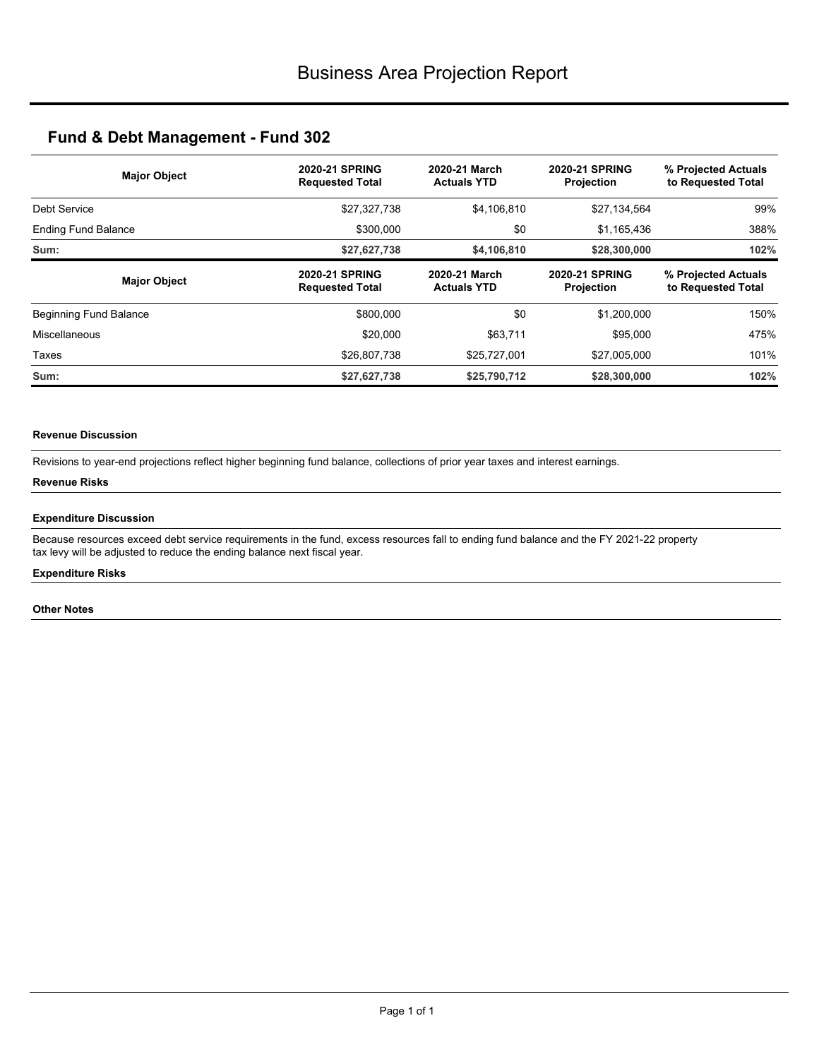# Business Area Projection Report

## Fund & Debt Management - Fund 302

| Major Object | 2020-21 SPRING Requested Total | 2020-21 March Actuals YTD | 2020-21 SPRING Projection | % Projected Actuals to Requested Total |
|---|---|---|---|---|
| Debt Service | $27,327,738 | $4,106,810 | $27,134,564 | 99% |
| Ending Fund Balance | $300,000 | $0 | $1,165,436 | 388% |
| **Sum:** | **$27,627,738** | **$4,106,810** | **$28,300,000** | **102%** |

| Major Object | 2020-21 SPRING Requested Total | 2020-21 March Actuals YTD | 2020-21 SPRING Projection | % Projected Actuals to Requested Total |
|---|---|---|---|---|
| Beginning Fund Balance | $800,000 | $0 | $1,200,000 | 150% |
| Miscellaneous | $20,000 | $63,711 | $95,000 | 475% |
| Taxes | $26,807,738 | $25,727,001 | $27,005,000 | 101% |
| **Sum:** | **$27,627,738** | **$25,790,712** | **$28,300,000** | **102%** |

**Revenue Discussion**

Revisions to year-end projections reflect higher beginning fund balance, collections of prior year taxes and interest earnings.

**Revenue Risks**

**Expenditure Discussion**

Because resources exceed debt service requirements in the fund, excess resources fall to ending fund balance and the FY 2021-22 property tax levy will be adjusted to reduce the ending balance next fiscal year.

**Expenditure Risks**

**Other Notes**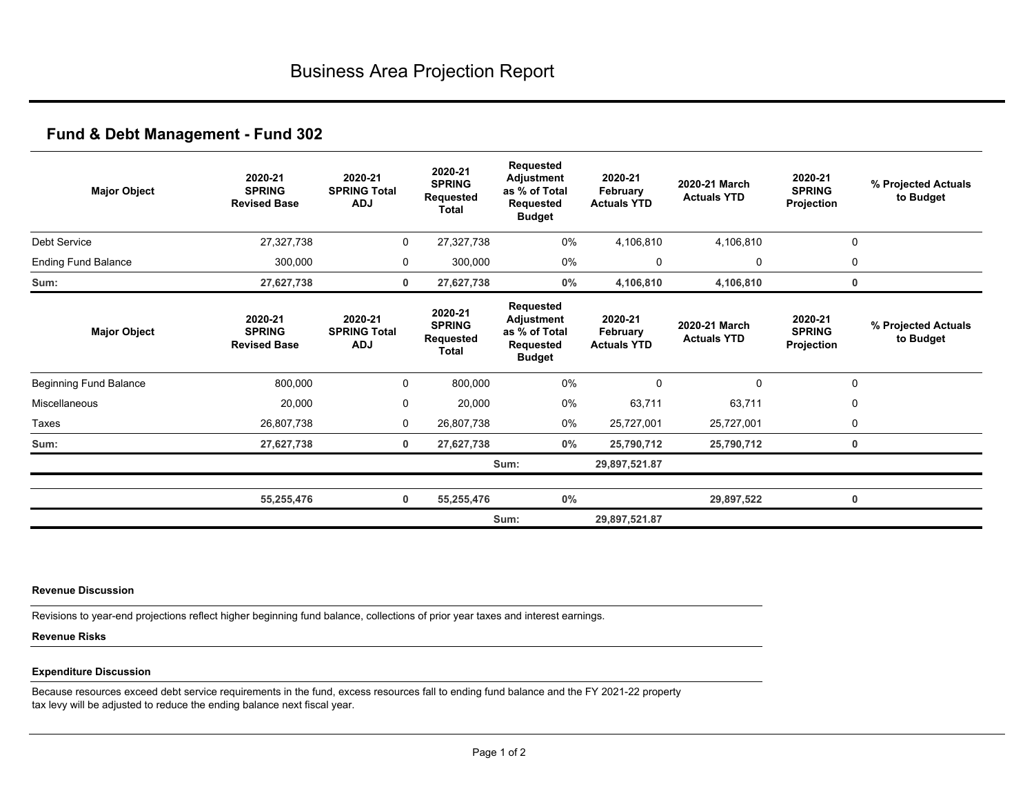# Business Area Projection Report

## Fund & Debt Management - Fund 302

| Major Object | 2020-21 SPRING Revised Base | 2020-21 SPRING Total ADJ | 2020-21 SPRING Requested Total | Requested Adjustment as % of Total Requested Budget | 2020-21 February Actuals YTD | 2020-21 March Actuals YTD | 2020-21 SPRING Projection | % Projected Actuals to Budget |
|---|---|---|---|---|---|---|---|---|
| Debt Service | 27,327,738 | 0 | 27,327,738 | 0% | 4,106,810 | 4,106,810 | 0 | |
| Ending Fund Balance | 300,000 | 0 | 300,000 | 0% | 0 | 0 | 0 | |
| **Sum:** | **27,627,738** | **0** | **27,627,738** | **0%** | **4,106,810** | **4,106,810** | **0** | |

| Major Object | 2020-21 SPRING Revised Base | 2020-21 SPRING Total ADJ | 2020-21 SPRING Requested Total | Requested Adjustment as % of Total Requested Budget | 2020-21 February Actuals YTD | 2020-21 March Actuals YTD | 2020-21 SPRING Projection | % Projected Actuals to Budget |
|---|---|---|---|---|---|---|---|---|
| Beginning Fund Balance | 800,000 | 0 | 800,000 | 0% | 0 | 0 | 0 | |
| Miscellaneous | 20,000 | 0 | 20,000 | 0% | 63,711 | 63,711 | 0 | |
| Taxes | 26,807,738 | 0 | 26,807,738 | 0% | 25,727,001 | 25,727,001 | 0 | |
| **Sum:** | **27,627,738** | **0** | **27,627,738** | **0%** | **25,790,712** | **25,790,712** | **0** | |
| | | | | Sum: | **29,897,521.87** | | | |
| | **55,255,476** | **0** | **55,255,476** | **0%** | | **29,897,522** | **0** | |
| | | | | Sum: | **29,897,521.87** | | | |

**Revenue Discussion**

Revisions to year-end projections reflect higher beginning fund balance, collections of prior year taxes and interest earnings.

**Revenue Risks**

**Expenditure Discussion**

Because resources exceed debt service requirements in the fund, excess resources fall to ending fund balance and the FY 2021-22 property tax levy will be adjusted to reduce the ending balance next fiscal year.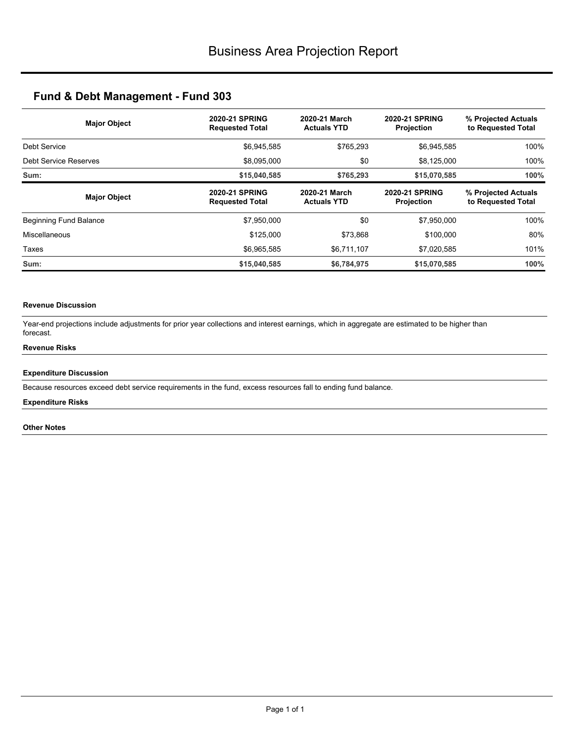# Business Area Projection Report

## Fund & Debt Management - Fund 303

| Major Object | 2020-21 SPRING Requested Total | 2020-21 March Actuals YTD | 2020-21 SPRING Projection | % Projected Actuals to Requested Total |
|---|---|---|---|---|
| Debt Service | $6,945,585 | $765,293 | $6,945,585 | 100% |
| Debt Service Reserves | $8,095,000 | $0 | $8,125,000 | 100% |
| **Sum:** | **$15,040,585** | **$765,293** | **$15,070,585** | **100%** |

| Major Object | 2020-21 SPRING Requested Total | 2020-21 March Actuals YTD | 2020-21 SPRING Projection | % Projected Actuals to Requested Total |
|---|---|---|---|---|
| Beginning Fund Balance | $7,950,000 | $0 | $7,950,000 | 100% |
| Miscellaneous | $125,000 | $73,868 | $100,000 | 80% |
| Taxes | $6,965,585 | $6,711,107 | $7,020,585 | 101% |
| **Sum:** | **$15,040,585** | **$6,784,975** | **$15,070,585** | **100%** |

**Revenue Discussion**

Year-end projections include adjustments for prior year collections and interest earnings, which in aggregate are estimated to be higher than forecast.

**Revenue Risks**

**Expenditure Discussion**

Because resources exceed debt service requirements in the fund, excess resources fall to ending fund balance.

**Expenditure Risks**

**Other Notes**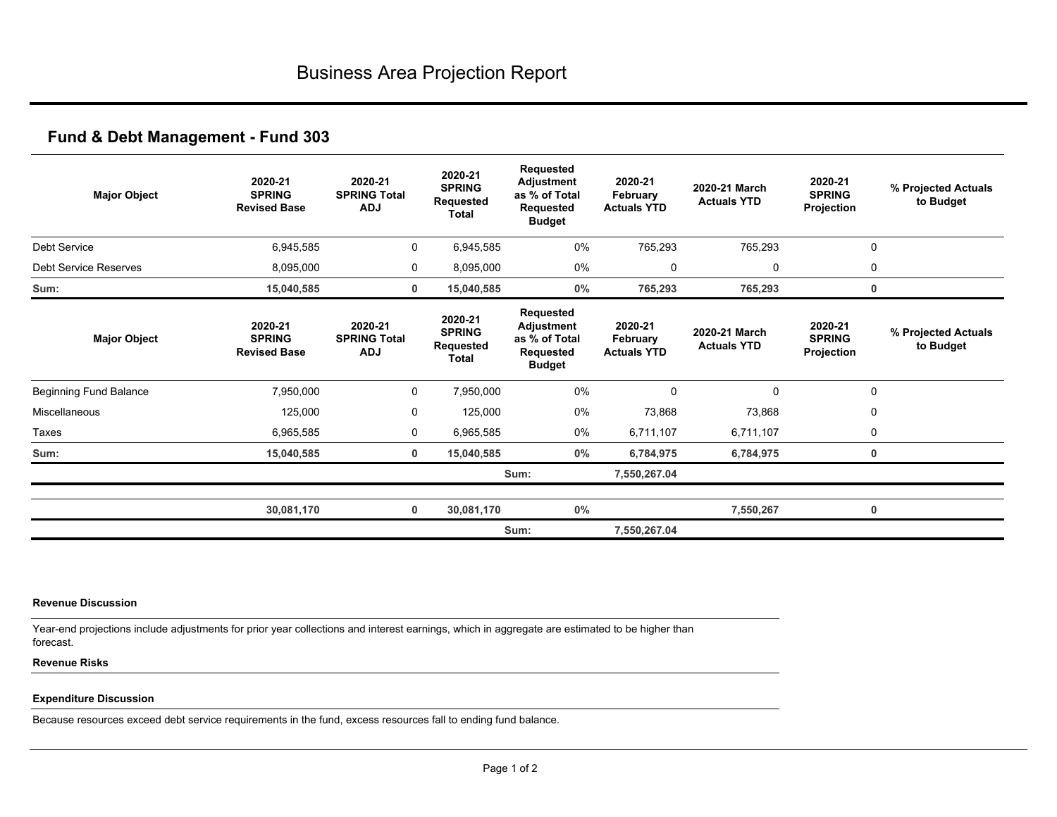# Business Area Projection Report

## Fund & Debt Management - Fund 303

| Major Object | 2020-21 SPRING Revised Base | 2020-21 SPRING Total ADJ | 2020-21 SPRING Requested Total | Requested Adjustment as % of Total Requested Budget | 2020-21 February Actuals YTD | 2020-21 March Actuals YTD | 2020-21 SPRING Projection | % Projected Actuals to Budget |
|---|---|---|---|---|---|---|---|---|
| Debt Service | 6,945,585 | 0 | 6,945,585 | 0% | 765,293 | 765,293 | 0 | |
| Debt Service Reserves | 8,095,000 | 0 | 8,095,000 | 0% | 0 | 0 | 0 | |
| **Sum:** | **15,040,585** | **0** | **15,040,585** | **0%** | **765,293** | **765,293** | **0** | |

| Major Object | 2020-21 SPRING Revised Base | 2020-21 SPRING Total ADJ | 2020-21 SPRING Requested Total | Requested Adjustment as % of Total Requested Budget | 2020-21 February Actuals YTD | 2020-21 March Actuals YTD | 2020-21 SPRING Projection | % Projected Actuals to Budget |
|---|---|---|---|---|---|---|---|---|
| Beginning Fund Balance | 7,950,000 | 0 | 7,950,000 | 0% | 0 | 0 | 0 | |
| Miscellaneous | 125,000 | 0 | 125,000 | 0% | 73,868 | 73,868 | 0 | |
| Taxes | 6,965,585 | 0 | 6,965,585 | 0% | 6,711,107 | 6,711,107 | 0 | |
| **Sum:** | **15,040,585** | **0** | **15,040,585** | **0%** | **6,784,975** | **6,784,975** | **0** | |
| | | | | Sum: | **7,550,267.04** | | | |
| | **30,081,170** | **0** | **30,081,170** | **0%** | | **7,550,267** | **0** | |
| | | | | Sum: | **7,550,267.04** | | | |

**Revenue Discussion**

Year-end projections include adjustments for prior year collections and interest earnings, which in aggregate are estimated to be higher than forecast.

**Revenue Risks**

**Expenditure Discussion**

Because resources exceed debt service requirements in the fund, excess resources fall to ending fund balance.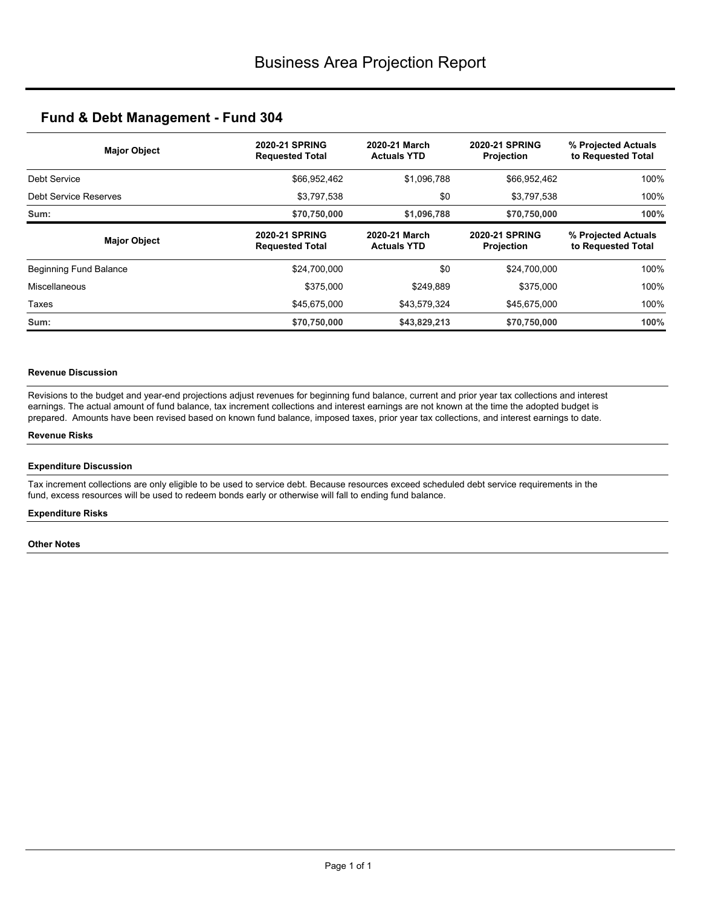# Business Area Projection Report

## Fund & Debt Management - Fund 304

| Major Object | 2020-21 SPRING Requested Total | 2020-21 March Actuals YTD | 2020-21 SPRING Projection | % Projected Actuals to Requested Total |
|---|---|---|---|---|
| Debt Service | $66,952,462 | $1,096,788 | $66,952,462 | 100% |
| Debt Service Reserves | $3,797,538 | $0 | $3,797,538 | 100% |
| **Sum:** | **$70,750,000** | **$1,096,788** | **$70,750,000** | **100%** |

| Major Object | 2020-21 SPRING Requested Total | 2020-21 March Actuals YTD | 2020-21 SPRING Projection | % Projected Actuals to Requested Total |
|---|---|---|---|---|
| Beginning Fund Balance | $24,700,000 | $0 | $24,700,000 | 100% |
| Miscellaneous | $375,000 | $249,889 | $375,000 | 100% |
| Taxes | $45,675,000 | $43,579,324 | $45,675,000 | 100% |
| **Sum:** | **$70,750,000** | **$43,829,213** | **$70,750,000** | **100%** |

#### Revenue Discussion

Revisions to the budget and year-end projections adjust revenues for beginning fund balance, current and prior year tax collections and interest earnings. The actual amount of fund balance, tax increment collections and interest earnings are not known at the time the adopted budget is prepared. Amounts have been revised based on known fund balance, imposed taxes, prior year tax collections, and interest earnings to date.

#### Revenue Risks

#### Expenditure Discussion

Tax increment collections are only eligible to be used to service debt. Because resources exceed scheduled debt service requirements in the fund, excess resources will be used to redeem bonds early or otherwise will fall to ending fund balance.

#### Expenditure Risks

#### Other Notes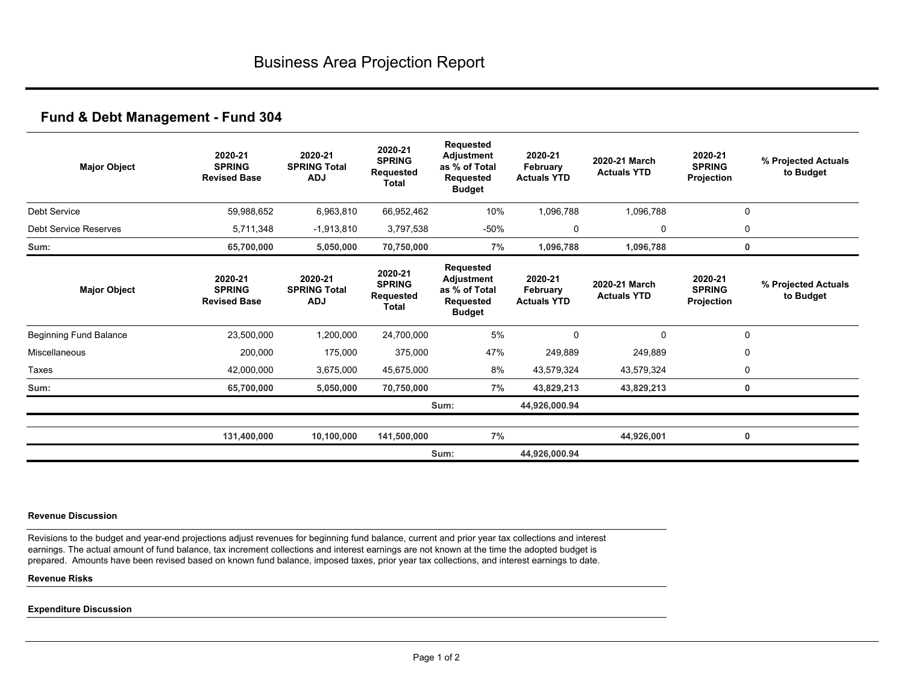# Business Area Projection Report

## Fund & Debt Management - Fund 304

| Major Object | 2020-21 SPRING Revised Base | 2020-21 SPRING Total ADJ | 2020-21 SPRING Requested Total | Requested Adjustment as % of Total Requested Budget | 2020-21 February Actuals YTD | 2020-21 March Actuals YTD | 2020-21 SPRING Projection | % Projected Actuals to Budget |
|---|---|---|---|---|---|---|---|---|
| Debt Service | 59,988,652 | 6,963,810 | 66,952,462 | 10% | 1,096,788 | 1,096,788 | 0 | |
| Debt Service Reserves | 5,711,348 | -1,913,810 | 3,797,538 | -50% | 0 | 0 | 0 | |
| **Sum:** | **65,700,000** | **5,050,000** | **70,750,000** | **7%** | **1,096,788** | **1,096,788** | **0** | |

| Major Object | 2020-21 SPRING Revised Base | 2020-21 SPRING Total ADJ | 2020-21 SPRING Requested Total | Requested Adjustment as % of Total Requested Budget | 2020-21 February Actuals YTD | 2020-21 March Actuals YTD | 2020-21 SPRING Projection | % Projected Actuals to Budget |
|---|---|---|---|---|---|---|---|---|
| Beginning Fund Balance | 23,500,000 | 1,200,000 | 24,700,000 | 5% | 0 | 0 | 0 | |
| Miscellaneous | 200,000 | 175,000 | 375,000 | 47% | 249,889 | 249,889 | 0 | |
| Taxes | 42,000,000 | 3,675,000 | 45,675,000 | 8% | 43,579,324 | 43,579,324 | 0 | |
| **Sum:** | **65,700,000** | **5,050,000** | **70,750,000** | **7%** | **43,829,213** | **43,829,213** | **0** | |
| | | | | Sum: | **44,926,000.94** | | | |
| | **131,400,000** | **10,100,000** | **141,500,000** | **7%** | | **44,926,001** | **0** | |
| | | | | Sum: | **44,926,000.94** | | | |

**Revenue Discussion**

Revisions to the budget and year-end projections adjust revenues for beginning fund balance, current and prior year tax collections and interest earnings. The actual amount of fund balance, tax increment collections and interest earnings are not known at the time the adopted budget is prepared. Amounts have been revised based on known fund balance, imposed taxes, prior year tax collections, and interest earnings to date.

**Revenue Risks**

**Expenditure Discussion**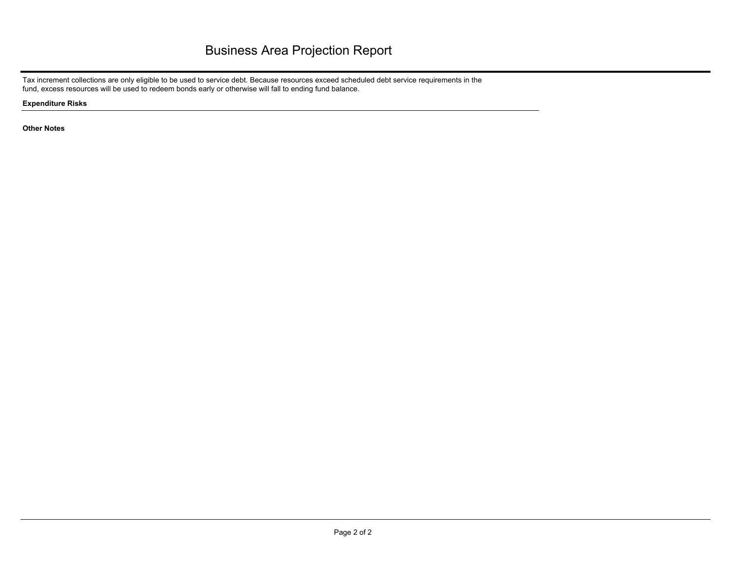# Business Area Projection Report

Tax increment collections are only eligible to be used to service debt. Because resources exceed scheduled debt service requirements in the fund, excess resources will be used to redeem bonds early or otherwise will fall to ending fund balance.

**Expenditure Risks**

**Other Notes**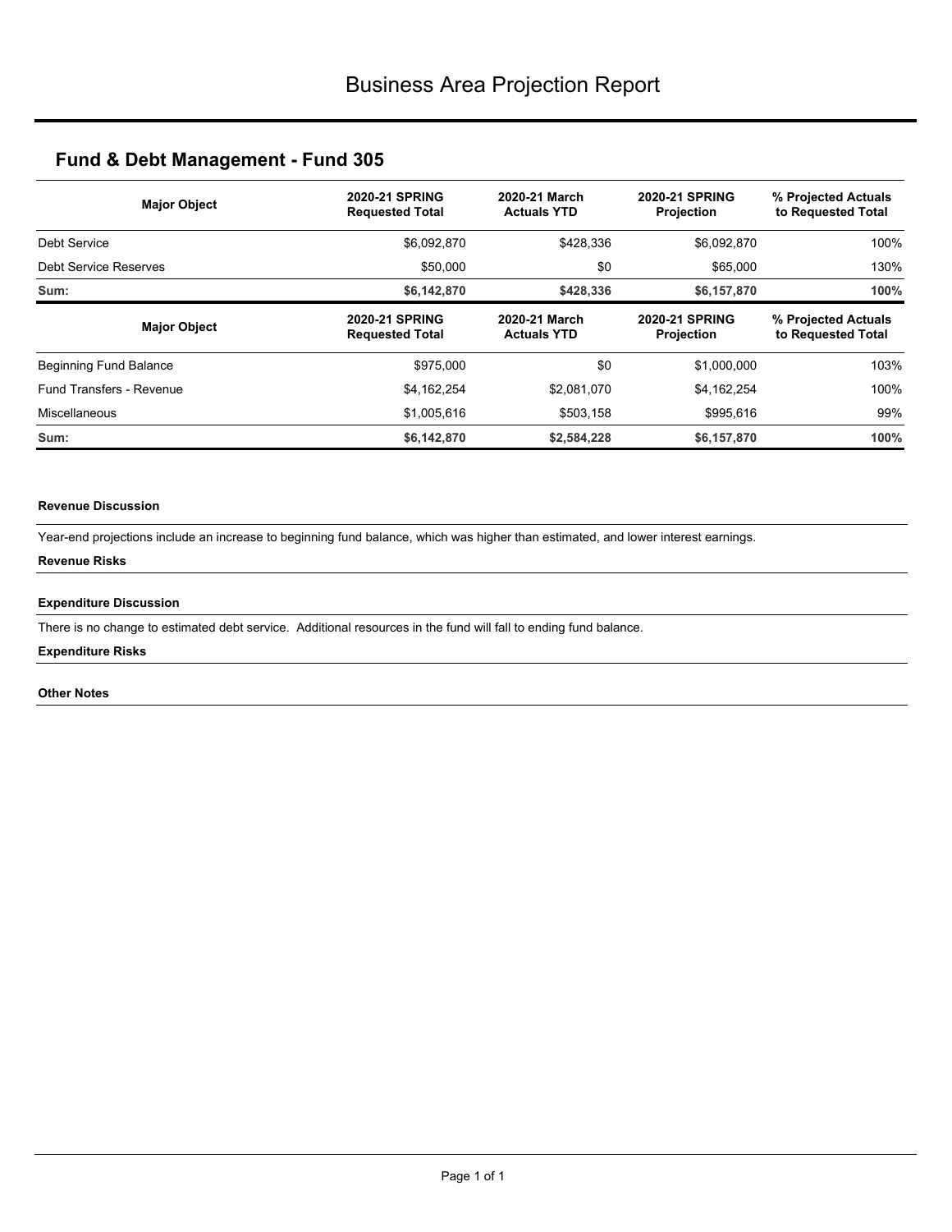# Business Area Projection Report

## Fund & Debt Management - Fund 305

| Major Object | 2020-21 SPRING Requested Total | 2020-21 March Actuals YTD | 2020-21 SPRING Projection | % Projected Actuals to Requested Total |
|---|---|---|---|---|
| Debt Service | $6,092,870 | $428,336 | $6,092,870 | 100% |
| Debt Service Reserves | $50,000 | $0 | $65,000 | 130% |
| **Sum:** | **$6,142,870** | **$428,336** | **$6,157,870** | **100%** |

| Major Object | 2020-21 SPRING Requested Total | 2020-21 March Actuals YTD | 2020-21 SPRING Projection | % Projected Actuals to Requested Total |
|---|---|---|---|---|
| Beginning Fund Balance | $975,000 | $0 | $1,000,000 | 103% |
| Fund Transfers - Revenue | $4,162,254 | $2,081,070 | $4,162,254 | 100% |
| Miscellaneous | $1,005,616 | $503,158 | $995,616 | 99% |
| **Sum:** | **$6,142,870** | **$2,584,228** | **$6,157,870** | **100%** |

**Revenue Discussion**

Year-end projections include an increase to beginning fund balance, which was higher than estimated, and lower interest earnings.

**Revenue Risks**

**Expenditure Discussion**

There is no change to estimated debt service. Additional resources in the fund will fall to ending fund balance.

**Expenditure Risks**

**Other Notes**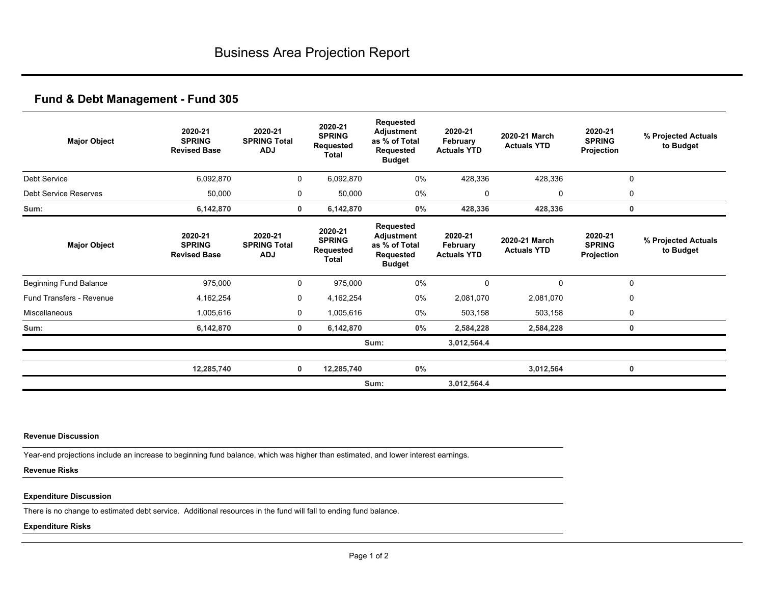# Business Area Projection Report

## Fund & Debt Management - Fund 305

| Major Object | 2020-21 SPRING Revised Base | 2020-21 SPRING Total ADJ | 2020-21 SPRING Requested Total | Requested Adjustment as % of Total Requested Budget | 2020-21 February Actuals YTD | 2020-21 March Actuals YTD | 2020-21 SPRING Projection | % Projected Actuals to Budget |
|---|---|---|---|---|---|---|---|---|
| Debt Service | 6,092,870 | 0 | 6,092,870 | 0% | 428,336 | 428,336 | 0 | |
| Debt Service Reserves | 50,000 | 0 | 50,000 | 0% | 0 | 0 | 0 | |
| **Sum:** | **6,142,870** | **0** | **6,142,870** | **0%** | **428,336** | **428,336** | **0** | |

| Major Object | 2020-21 SPRING Revised Base | 2020-21 SPRING Total ADJ | 2020-21 SPRING Requested Total | Requested Adjustment as % of Total Requested Budget | 2020-21 February Actuals YTD | 2020-21 March Actuals YTD | 2020-21 SPRING Projection | % Projected Actuals to Budget |
|---|---|---|---|---|---|---|---|---|
| Beginning Fund Balance | 975,000 | 0 | 975,000 | 0% | 0 | 0 | 0 | |
| Fund Transfers - Revenue | 4,162,254 | 0 | 4,162,254 | 0% | 2,081,070 | 2,081,070 | 0 | |
| Miscellaneous | 1,005,616 | 0 | 1,005,616 | 0% | 503,158 | 503,158 | 0 | |
| **Sum:** | **6,142,870** | **0** | **6,142,870** | **0%** | **2,584,228** | **2,584,228** | **0** | |
| | | | | Sum: | **3,012,564.4** | | | |
| | **12,285,740** | **0** | **12,285,740** | **0%** | | **3,012,564** | **0** | |
| | | | | Sum: | **3,012,564.4** | | | |

**Revenue Discussion**

Year-end projections include an increase to beginning fund balance, which was higher than estimated, and lower interest earnings.

**Revenue Risks**

**Expenditure Discussion**

There is no change to estimated debt service. Additional resources in the fund will fall to ending fund balance.

**Expenditure Risks**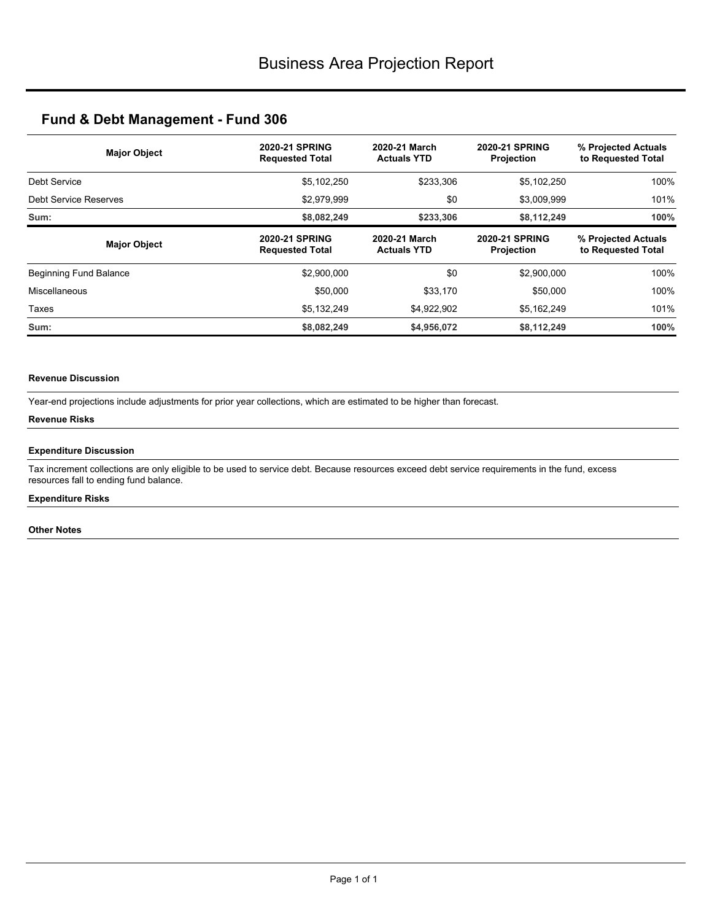# Business Area Projection Report

## Fund & Debt Management - Fund 306

| Major Object | 2020-21 SPRING Requested Total | 2020-21 March Actuals YTD | 2020-21 SPRING Projection | % Projected Actuals to Requested Total |
|---|---|---|---|---|
| Debt Service | $5,102,250 | $233,306 | $5,102,250 | 100% |
| Debt Service Reserves | $2,979,999 | $0 | $3,009,999 | 101% |
| **Sum:** | **$8,082,249** | **$233,306** | **$8,112,249** | **100%** |

| Major Object | 2020-21 SPRING Requested Total | 2020-21 March Actuals YTD | 2020-21 SPRING Projection | % Projected Actuals to Requested Total |
|---|---|---|---|---|
| Beginning Fund Balance | $2,900,000 | $0 | $2,900,000 | 100% |
| Miscellaneous | $50,000 | $33,170 | $50,000 | 100% |
| Taxes | $5,132,249 | $4,922,902 | $5,162,249 | 101% |
| **Sum:** | **$8,082,249** | **$4,956,072** | **$8,112,249** | **100%** |

#### Revenue Discussion

Year-end projections include adjustments for prior year collections, which are estimated to be higher than forecast.

#### Revenue Risks

#### Expenditure Discussion

Tax increment collections are only eligible to be used to service debt. Because resources exceed debt service requirements in the fund, excess resources fall to ending fund balance.

#### Expenditure Risks

#### Other Notes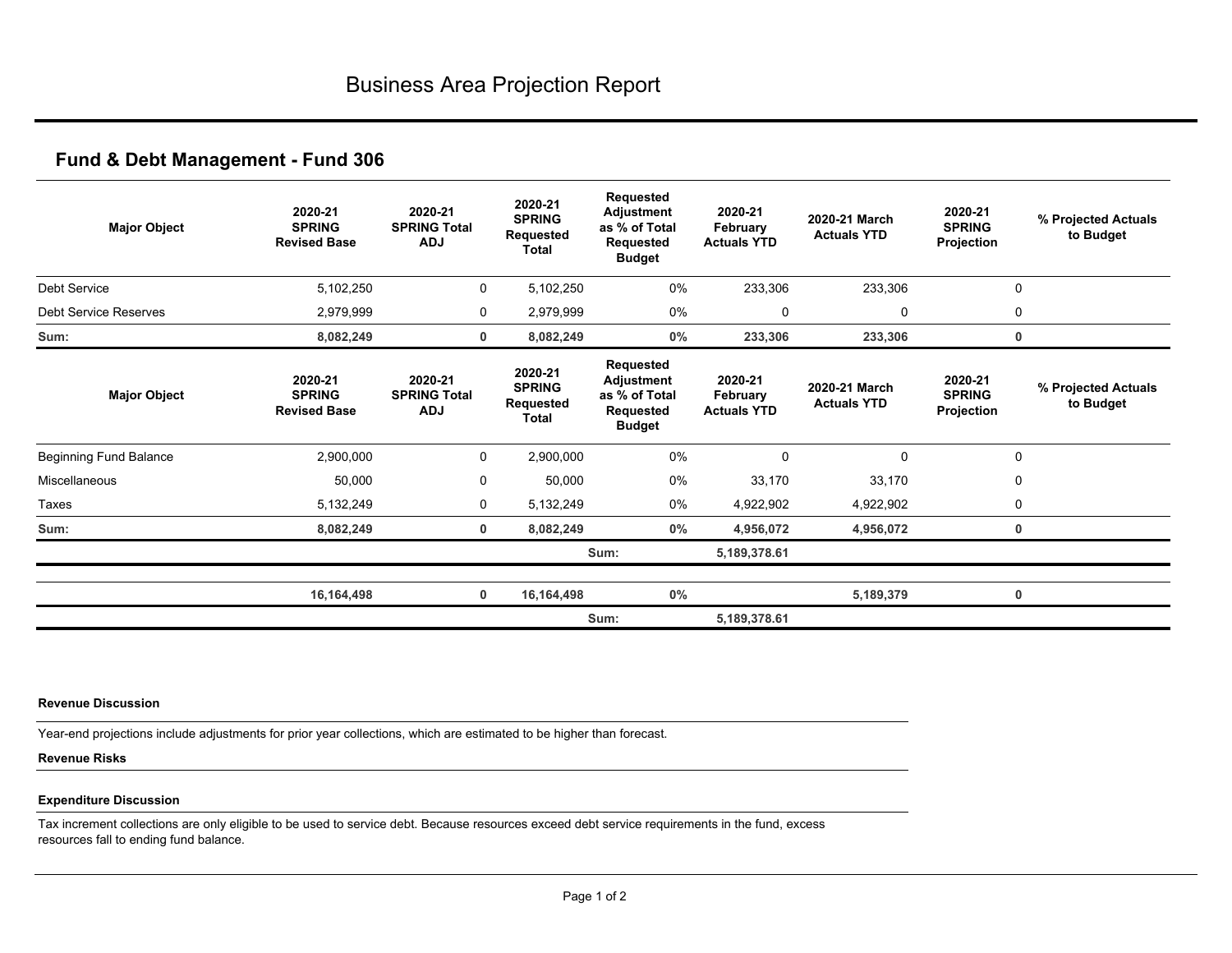# Business Area Projection Report

## Fund & Debt Management - Fund 306

| Major Object | 2020-21 SPRING Revised Base | 2020-21 SPRING Total ADJ | 2020-21 SPRING Requested Total | Requested Adjustment as % of Total Requested Budget | 2020-21 February Actuals YTD | 2020-21 March Actuals YTD | 2020-21 SPRING Projection | % Projected Actuals to Budget |
|---|---|---|---|---|---|---|---|---|
| Debt Service | 5,102,250 | 0 | 5,102,250 | 0% | 233,306 | 233,306 | 0 | |
| Debt Service Reserves | 2,979,999 | 0 | 2,979,999 | 0% | 0 | 0 | 0 | |
| **Sum:** | **8,082,249** | **0** | **8,082,249** | **0%** | **233,306** | **233,306** | **0** | |

| Major Object | 2020-21 SPRING Revised Base | 2020-21 SPRING Total ADJ | 2020-21 SPRING Requested Total | Requested Adjustment as % of Total Requested Budget | 2020-21 February Actuals YTD | 2020-21 March Actuals YTD | 2020-21 SPRING Projection | % Projected Actuals to Budget |
|---|---|---|---|---|---|---|---|---|
| Beginning Fund Balance | 2,900,000 | 0 | 2,900,000 | 0% | 0 | 0 | 0 | |
| Miscellaneous | 50,000 | 0 | 50,000 | 0% | 33,170 | 33,170 | 0 | |
| Taxes | 5,132,249 | 0 | 5,132,249 | 0% | 4,922,902 | 4,922,902 | 0 | |
| **Sum:** | **8,082,249** | **0** | **8,082,249** | **0%** | **4,956,072** | **4,956,072** | **0** | |
| | | | | Sum: | **5,189,378.61** | | | |
| | **16,164,498** | **0** | **16,164,498** | **0%** | | **5,189,379** | **0** | |
| | | | | Sum: | **5,189,378.61** | | | |

**Revenue Discussion**

Year-end projections include adjustments for prior year collections, which are estimated to be higher than forecast.

**Revenue Risks**

**Expenditure Discussion**

Tax increment collections are only eligible to be used to service debt. Because resources exceed debt service requirements in the fund, excess resources fall to ending fund balance.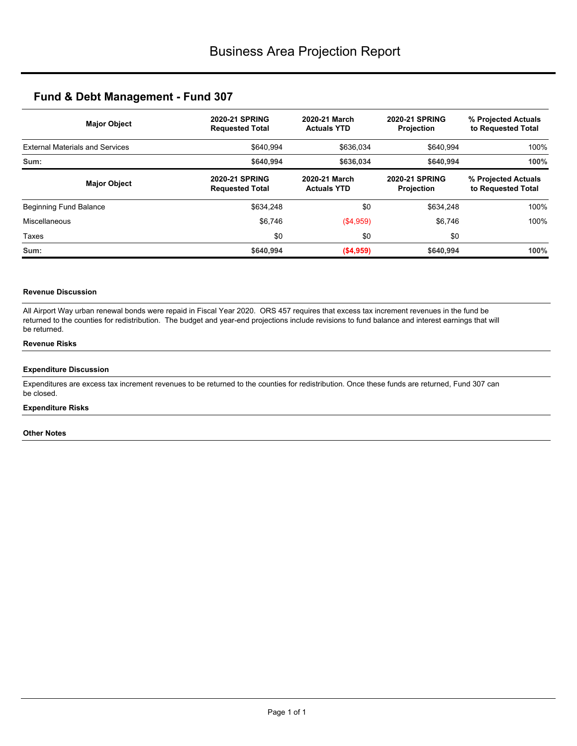# Business Area Projection Report

## Fund & Debt Management - Fund 307

| Major Object | 2020-21 SPRING Requested Total | 2020-21 March Actuals YTD | 2020-21 SPRING Projection | % Projected Actuals to Requested Total |
|---|---|---|---|---|
| External Materials and Services | $640,994 | $636,034 | $640,994 | 100% |
| **Sum:** | **$640,994** | **$636,034** | **$640,994** | **100%** |

| Major Object | 2020-21 SPRING Requested Total | 2020-21 March Actuals YTD | 2020-21 SPRING Projection | % Projected Actuals to Requested Total |
|---|---|---|---|---|
| Beginning Fund Balance | $634,248 | $0 | $634,248 | 100% |
| Miscellaneous | $6,746 | ($4,959) | $6,746 | 100% |
| Taxes | $0 | $0 | $0 | |
| **Sum:** | **$640,994** | **($4,959)** | **$640,994** | **100%** |

#### Revenue Discussion

All Airport Way urban renewal bonds were repaid in Fiscal Year 2020. ORS 457 requires that excess tax increment revenues in the fund be returned to the counties for redistribution. The budget and year-end projections include revisions to fund balance and interest earnings that will be returned.

#### Revenue Risks

#### Expenditure Discussion

Expenditures are excess tax increment revenues to be returned to the counties for redistribution. Once these funds are returned, Fund 307 can be closed.

#### Expenditure Risks

#### Other Notes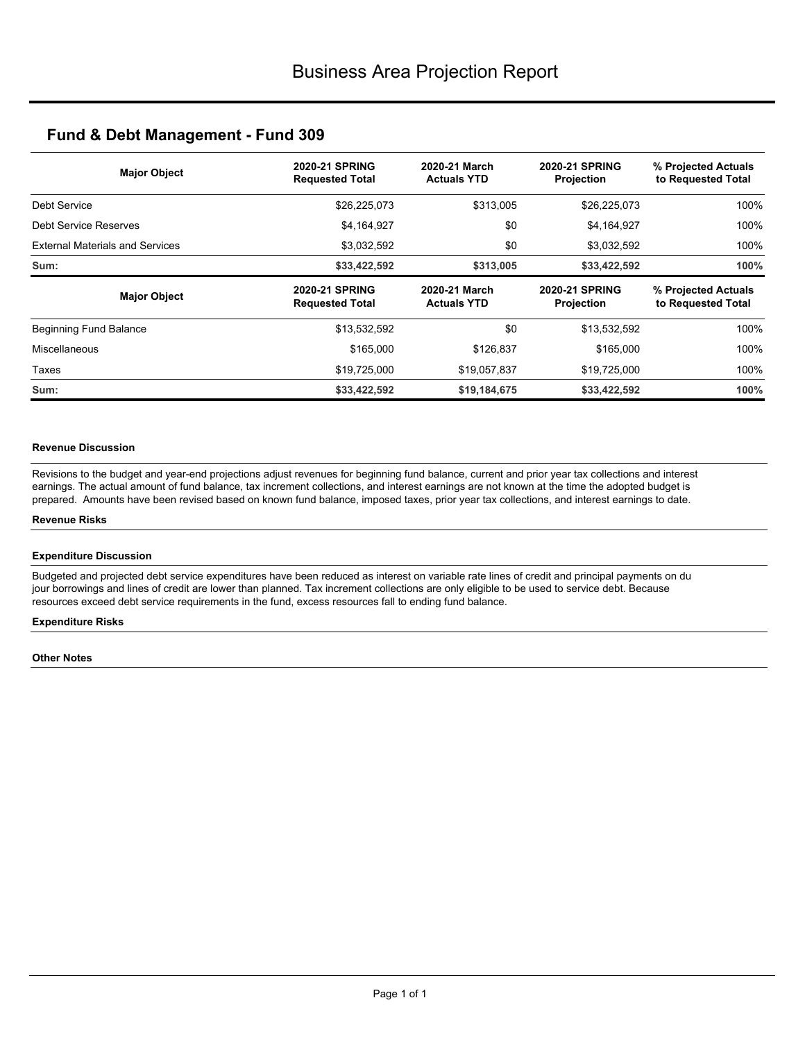# Business Area Projection Report

## Fund & Debt Management - Fund 309

| Major Object | 2020-21 SPRING Requested Total | 2020-21 March Actuals YTD | 2020-21 SPRING Projection | % Projected Actuals to Requested Total |
|---|---|---|---|---|
| Debt Service | $26,225,073 | $313,005 | $26,225,073 | 100% |
| Debt Service Reserves | $4,164,927 | $0 | $4,164,927 | 100% |
| External Materials and Services | $3,032,592 | $0 | $3,032,592 | 100% |
| **Sum:** | **$33,422,592** | **$313,005** | **$33,422,592** | **100%** |

| Major Object | 2020-21 SPRING Requested Total | 2020-21 March Actuals YTD | 2020-21 SPRING Projection | % Projected Actuals to Requested Total |
|---|---|---|---|---|
| Beginning Fund Balance | $13,532,592 | $0 | $13,532,592 | 100% |
| Miscellaneous | $165,000 | $126,837 | $165,000 | 100% |
| Taxes | $19,725,000 | $19,057,837 | $19,725,000 | 100% |
| **Sum:** | **$33,422,592** | **$19,184,675** | **$33,422,592** | **100%** |

#### Revenue Discussion

Revisions to the budget and year-end projections adjust revenues for beginning fund balance, current and prior year tax collections and interest earnings. The actual amount of fund balance, tax increment collections, and interest earnings are not known at the time the adopted budget is prepared. Amounts have been revised based on known fund balance, imposed taxes, prior year tax collections, and interest earnings to date.

#### Revenue Risks

#### Expenditure Discussion

Budgeted and projected debt service expenditures have been reduced as interest on variable rate lines of credit and principal payments on du jour borrowings and lines of credit are lower than planned. Tax increment collections are only eligible to be used to service debt. Because resources exceed debt service requirements in the fund, excess resources fall to ending fund balance.

#### Expenditure Risks

#### Other Notes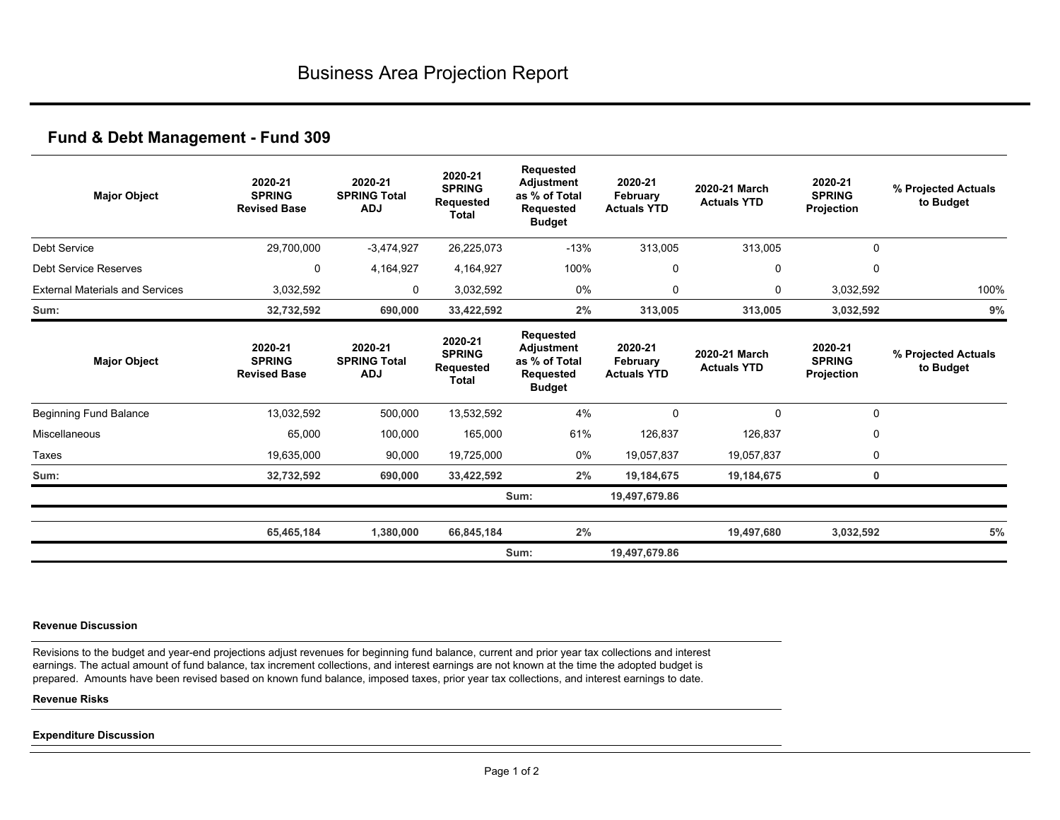# Business Area Projection Report

## Fund & Debt Management - Fund 309

| Major Object | 2020-21 SPRING Revised Base | 2020-21 SPRING Total ADJ | 2020-21 SPRING Requested Total | Requested Adjustment as % of Total Requested Budget | 2020-21 February Actuals YTD | 2020-21 March Actuals YTD | 2020-21 SPRING Projection | % Projected Actuals to Budget |
|---|---|---|---|---|---|---|---|---|
| Debt Service | 29,700,000 | -3,474,927 | 26,225,073 | -13% | 313,005 | 313,005 | 0 | |
| Debt Service Reserves | 0 | 4,164,927 | 4,164,927 | 100% | 0 | 0 | 0 | |
| External Materials and Services | 3,032,592 | 0 | 3,032,592 | 0% | 0 | 0 | 3,032,592 | 100% |
| **Sum:** | **32,732,592** | **690,000** | **33,422,592** | **2%** | **313,005** | **313,005** | **3,032,592** | **9%** |

| Major Object | 2020-21 SPRING Revised Base | 2020-21 SPRING Total ADJ | 2020-21 SPRING Requested Total | Requested Adjustment as % of Total Requested Budget | 2020-21 February Actuals YTD | 2020-21 March Actuals YTD | 2020-21 SPRING Projection | % Projected Actuals to Budget |
|---|---|---|---|---|---|---|---|---|
| Beginning Fund Balance | 13,032,592 | 500,000 | 13,532,592 | 4% | 0 | 0 | 0 | |
| Miscellaneous | 65,000 | 100,000 | 165,000 | 61% | 126,837 | 126,837 | 0 | |
| Taxes | 19,635,000 | 90,000 | 19,725,000 | 0% | 19,057,837 | 19,057,837 | 0 | |
| **Sum:** | **32,732,592** | **690,000** | **33,422,592** | **2%** | **19,184,675** | **19,184,675** | **0** | |
| | | | | Sum: | **19,497,679.86** | | | |
| | **65,465,184** | **1,380,000** | **66,845,184** | **2%** | | **19,497,680** | **3,032,592** | **5%** |
| | | | | Sum: | **19,497,679.86** | | | |

**Revenue Discussion**

Revisions to the budget and year-end projections adjust revenues for beginning fund balance, current and prior year tax collections and interest earnings. The actual amount of fund balance, tax increment collections, and interest earnings are not known at the time the adopted budget is prepared. Amounts have been revised based on known fund balance, imposed taxes, prior year tax collections, and interest earnings to date.

**Revenue Risks**

**Expenditure Discussion**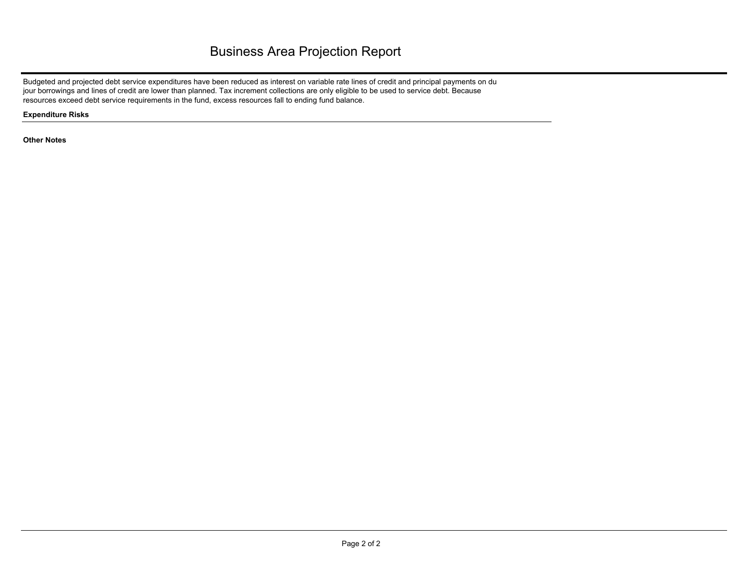# Business Area Projection Report

Budgeted and projected debt service expenditures have been reduced as interest on variable rate lines of credit and principal payments on du jour borrowings and lines of credit are lower than planned. Tax increment collections are only eligible to be used to service debt. Because resources exceed debt service requirements in the fund, excess resources fall to ending fund balance.

**Expenditure Risks**

**Other Notes**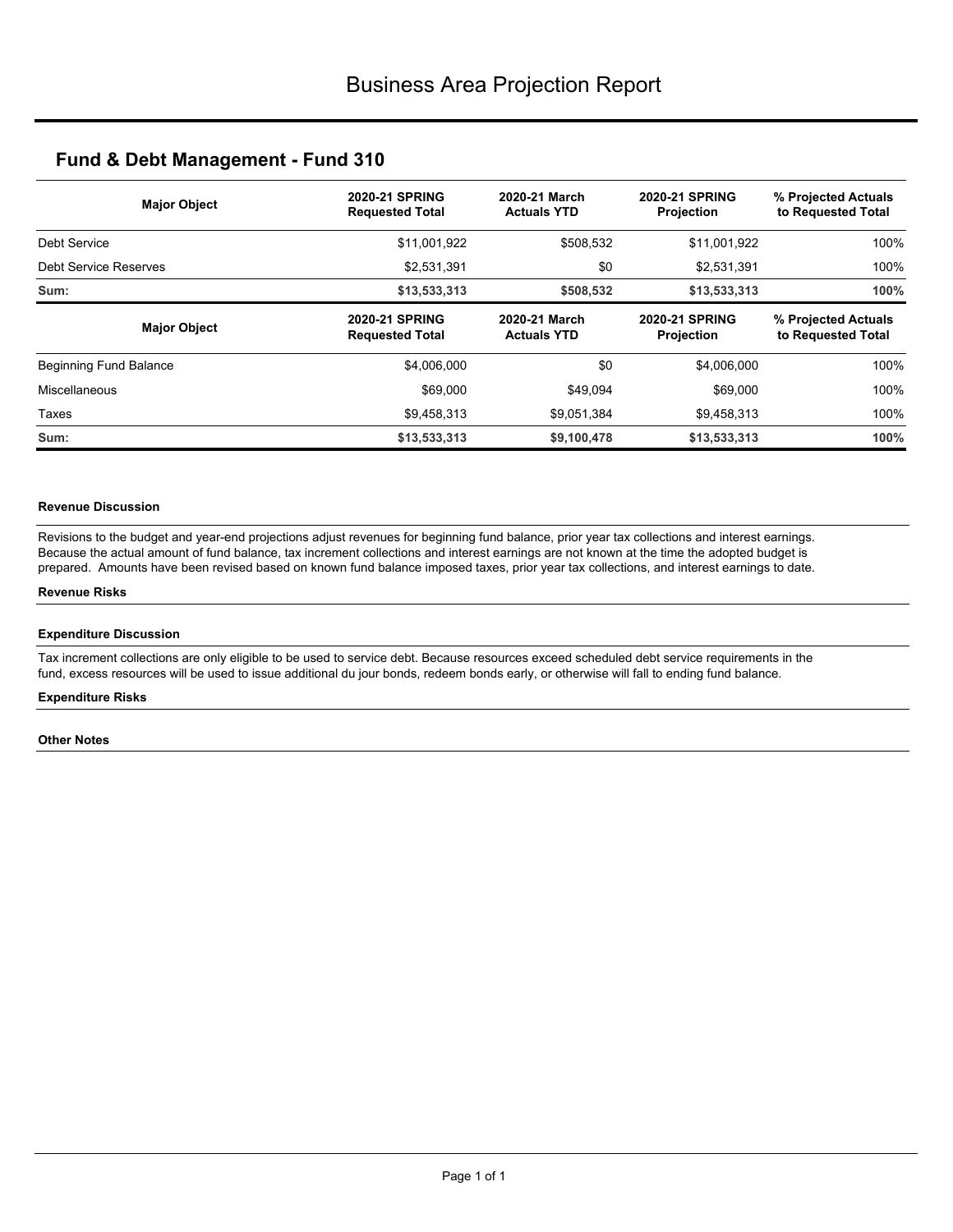# Business Area Projection Report

## Fund & Debt Management - Fund 310

| Major Object | 2020-21 SPRING Requested Total | 2020-21 March Actuals YTD | 2020-21 SPRING Projection | % Projected Actuals to Requested Total |
|---|---|---|---|---|
| Debt Service | $11,001,922 | $508,532 | $11,001,922 | 100% |
| Debt Service Reserves | $2,531,391 | $0 | $2,531,391 | 100% |
| **Sum:** | **$13,533,313** | **$508,532** | **$13,533,313** | **100%** |

| Major Object | 2020-21 SPRING Requested Total | 2020-21 March Actuals YTD | 2020-21 SPRING Projection | % Projected Actuals to Requested Total |
|---|---|---|---|---|
| Beginning Fund Balance | $4,006,000 | $0 | $4,006,000 | 100% |
| Miscellaneous | $69,000 | $49,094 | $69,000 | 100% |
| Taxes | $9,458,313 | $9,051,384 | $9,458,313 | 100% |
| **Sum:** | **$13,533,313** | **$9,100,478** | **$13,533,313** | **100%** |

**Revenue Discussion**

Revisions to the budget and year-end projections adjust revenues for beginning fund balance, prior year tax collections and interest earnings. Because the actual amount of fund balance, tax increment collections and interest earnings are not known at the time the adopted budget is prepared. Amounts have been revised based on known fund balance imposed taxes, prior year tax collections, and interest earnings to date.

**Revenue Risks**

**Expenditure Discussion**

Tax increment collections are only eligible to be used to service debt. Because resources exceed scheduled debt service requirements in the fund, excess resources will be used to issue additional du jour bonds, redeem bonds early, or otherwise will fall to ending fund balance.

**Expenditure Risks**

**Other Notes**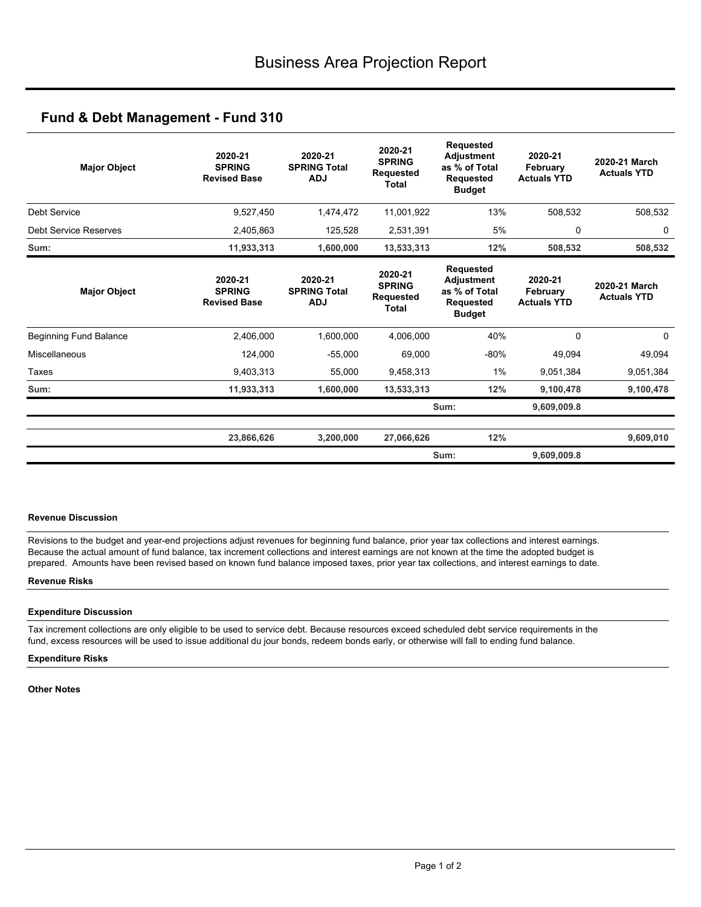# Business Area Projection Report

## Fund & Debt Management - Fund 310

| Major Object | 2020-21 SPRING Revised Base | 2020-21 SPRING Total ADJ | 2020-21 SPRING Requested Total | Requested Adjustment as % of Total Requested Budget | 2020-21 February Actuals YTD | 2020-21 March Actuals YTD |
|---|---|---|---|---|---|---|
| Debt Service | 9,527,450 | 1,474,472 | 11,001,922 | 13% | 508,532 | 508,532 |
| Debt Service Reserves | 2,405,863 | 125,528 | 2,531,391 | 5% | 0 | 0 |
| **Sum:** | **11,933,313** | **1,600,000** | **13,533,313** | **12%** | **508,532** | **508,532** |

| Major Object | 2020-21 SPRING Revised Base | 2020-21 SPRING Total ADJ | 2020-21 SPRING Requested Total | Requested Adjustment as % of Total Requested Budget | 2020-21 February Actuals YTD | 2020-21 March Actuals YTD |
|---|---|---|---|---|---|---|
| Beginning Fund Balance | 2,406,000 | 1,600,000 | 4,006,000 | 40% | 0 | 0 |
| Miscellaneous | 124,000 | -55,000 | 69,000 | -80% | 49,094 | 49,094 |
| Taxes | 9,403,313 | 55,000 | 9,458,313 | 1% | 9,051,384 | 9,051,384 |
| **Sum:** | **11,933,313** | **1,600,000** | **13,533,313** | **12%** | **9,100,478** | **9,100,478** |
| | | | | Sum: | 9,609,009.8 | |
| | **23,866,626** | **3,200,000** | **27,066,626** | **12%** | | **9,609,010** |
| | | | | Sum: | 9,609,009.8 | |

**Revenue Discussion**

Revisions to the budget and year-end projections adjust revenues for beginning fund balance, prior year tax collections and interest earnings. Because the actual amount of fund balance, tax increment collections and interest earnings are not known at the time the adopted budget is prepared. Amounts have been revised based on known fund balance imposed taxes, prior year tax collections, and interest earnings to date.

**Revenue Risks**

**Expenditure Discussion**

Tax increment collections are only eligible to be used to service debt. Because resources exceed scheduled debt service requirements in the fund, excess resources will be used to issue additional du jour bonds, redeem bonds early, or otherwise will fall to ending fund balance.

**Expenditure Risks**

**Other Notes**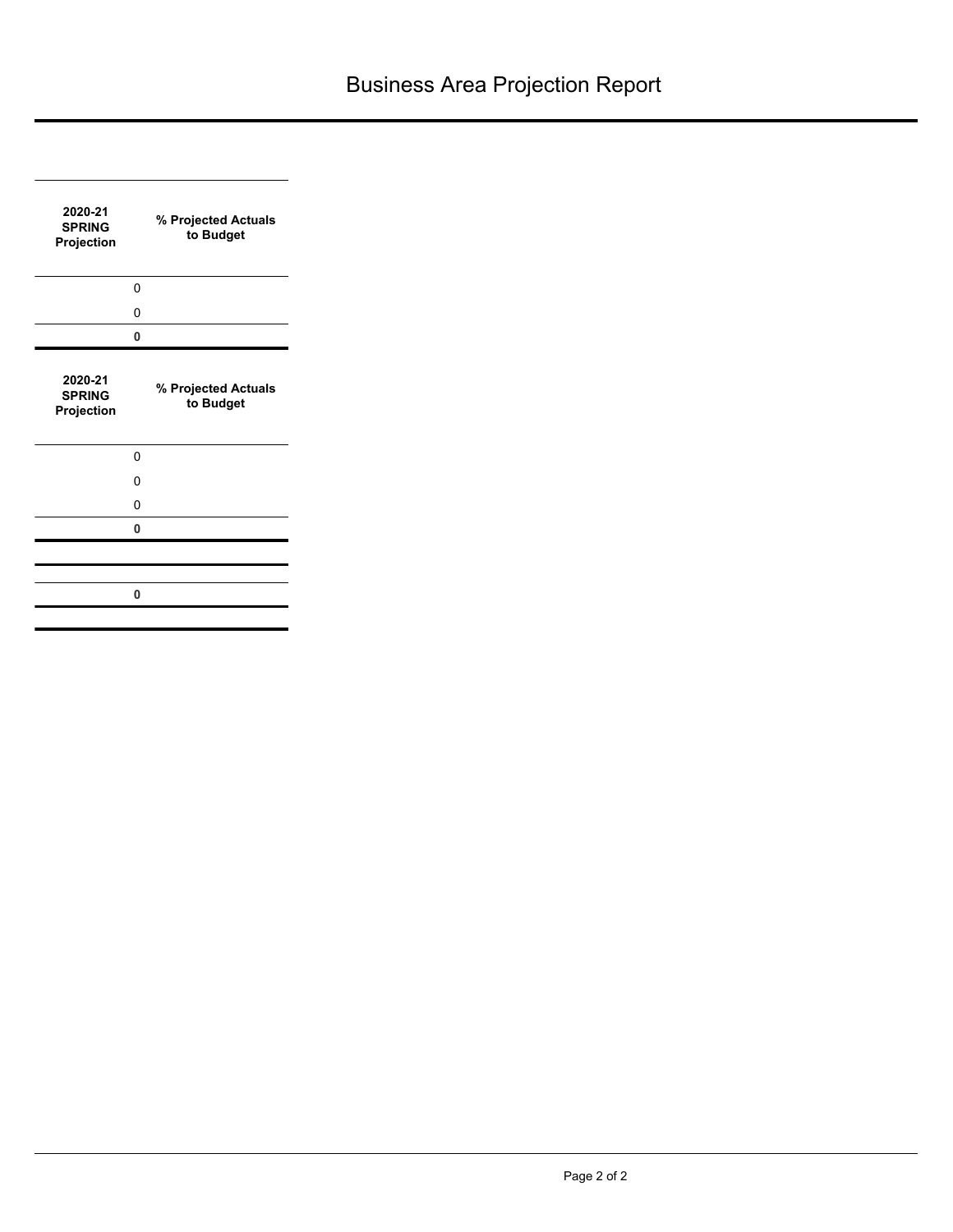# Business Area Projection Report

| 2020-21 SPRING Projection | % Projected Actuals to Budget |
|---|---|
| 0 | |
| 0 | |
| **0** | |

| 2020-21 SPRING Projection | % Projected Actuals to Budget |
|---|---|
| 0 | |
| 0 | |
| 0 | |
| **0** | |
| | |
| **0** | |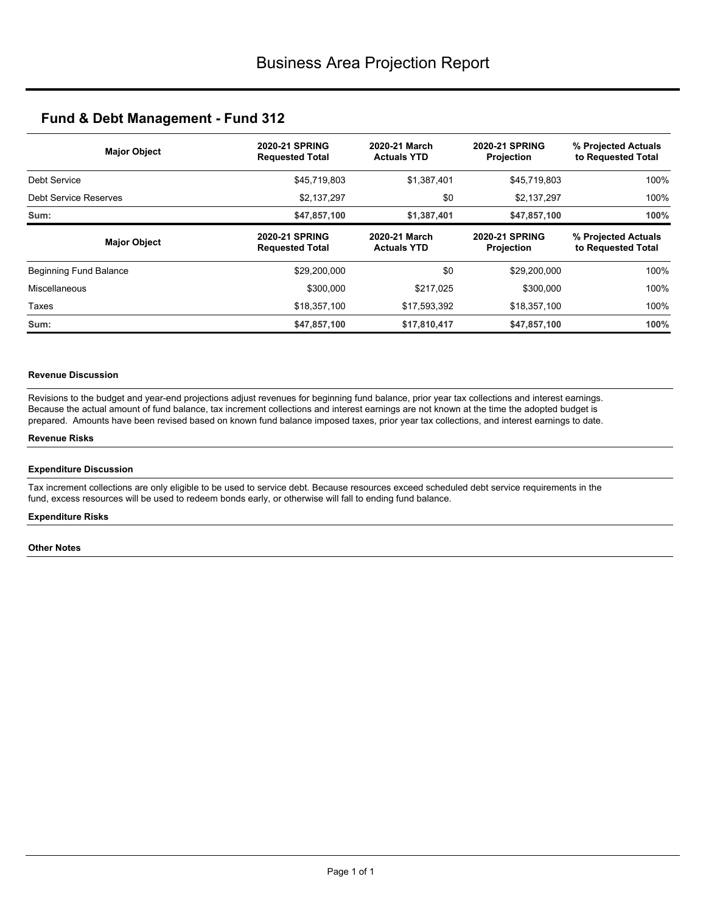# Business Area Projection Report

## Fund & Debt Management - Fund 312

| Major Object | 2020-21 SPRING Requested Total | 2020-21 March Actuals YTD | 2020-21 SPRING Projection | % Projected Actuals to Requested Total |
|---|---|---|---|---|
| Debt Service | $45,719,803 | $1,387,401 | $45,719,803 | 100% |
| Debt Service Reserves | $2,137,297 | $0 | $2,137,297 | 100% |
| **Sum:** | **$47,857,100** | **$1,387,401** | **$47,857,100** | **100%** |

| Major Object | 2020-21 SPRING Requested Total | 2020-21 March Actuals YTD | 2020-21 SPRING Projection | % Projected Actuals to Requested Total |
|---|---|---|---|---|
| Beginning Fund Balance | $29,200,000 | $0 | $29,200,000 | 100% |
| Miscellaneous | $300,000 | $217,025 | $300,000 | 100% |
| Taxes | $18,357,100 | $17,593,392 | $18,357,100 | 100% |
| **Sum:** | **$47,857,100** | **$17,810,417** | **$47,857,100** | **100%** |

#### Revenue Discussion

Revisions to the budget and year-end projections adjust revenues for beginning fund balance, prior year tax collections and interest earnings. Because the actual amount of fund balance, tax increment collections and interest earnings are not known at the time the adopted budget is prepared. Amounts have been revised based on known fund balance imposed taxes, prior year tax collections, and interest earnings to date.

#### Revenue Risks

#### Expenditure Discussion

Tax increment collections are only eligible to be used to service debt. Because resources exceed scheduled debt service requirements in the fund, excess resources will be used to redeem bonds early, or otherwise will fall to ending fund balance.

#### Expenditure Risks

#### Other Notes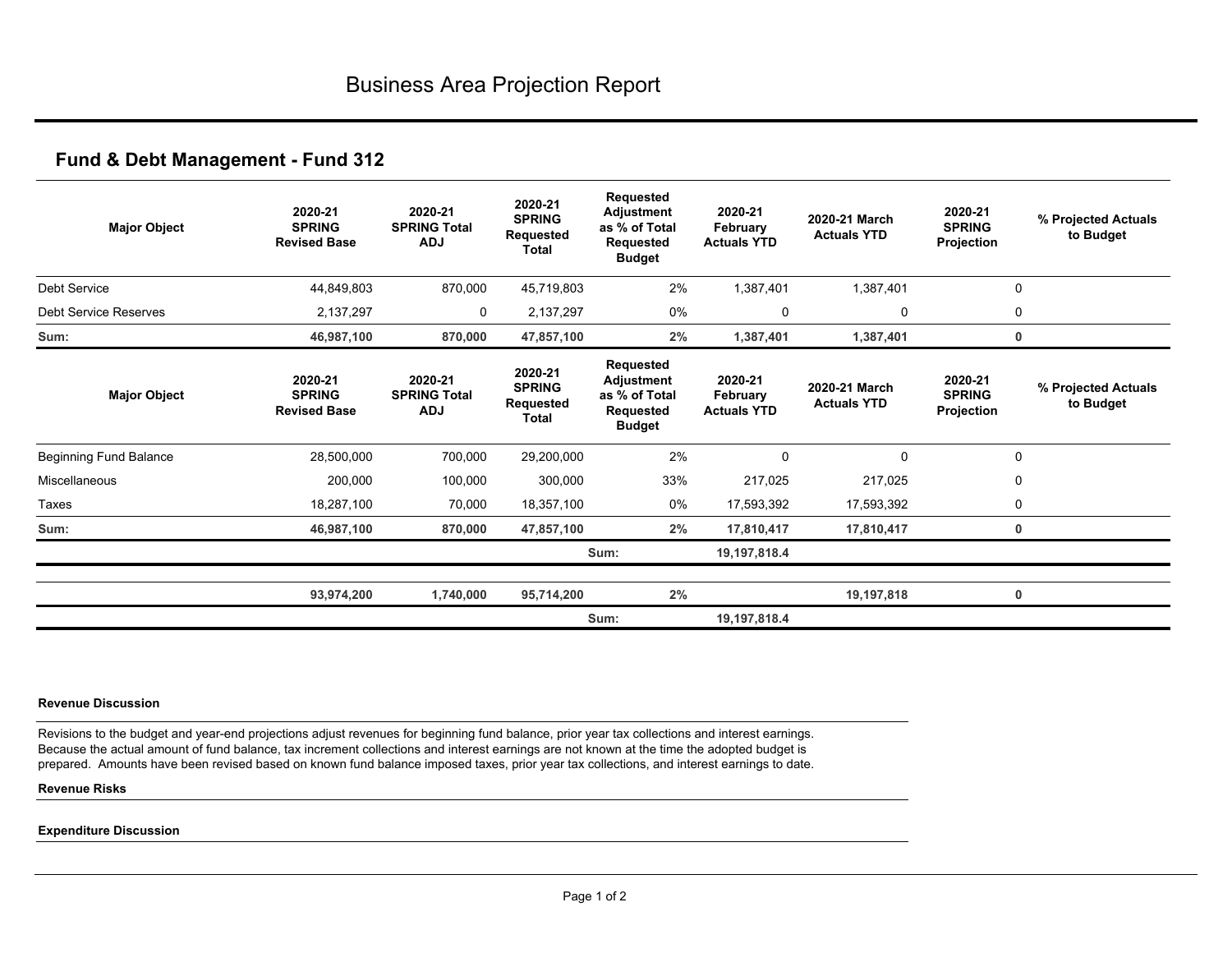# Business Area Projection Report

## Fund & Debt Management - Fund 312

| Major Object | 2020-21 SPRING Revised Base | 2020-21 SPRING Total ADJ | 2020-21 SPRING Requested Total | Requested Adjustment as % of Total Requested Budget | 2020-21 February Actuals YTD | 2020-21 March Actuals YTD | 2020-21 SPRING Projection | % Projected Actuals to Budget |
|---|---|---|---|---|---|---|---|---|
| Debt Service | 44,849,803 | 870,000 | 45,719,803 | 2% | 1,387,401 | 1,387,401 | 0 | |
| Debt Service Reserves | 2,137,297 | 0 | 2,137,297 | 0% | 0 | 0 | 0 | |
| **Sum:** | **46,987,100** | **870,000** | **47,857,100** | **2%** | **1,387,401** | **1,387,401** | **0** | |

| Major Object | 2020-21 SPRING Revised Base | 2020-21 SPRING Total ADJ | 2020-21 SPRING Requested Total | Requested Adjustment as % of Total Requested Budget | 2020-21 February Actuals YTD | 2020-21 March Actuals YTD | 2020-21 SPRING Projection | % Projected Actuals to Budget |
|---|---|---|---|---|---|---|---|---|
| Beginning Fund Balance | 28,500,000 | 700,000 | 29,200,000 | 2% | 0 | 0 | 0 | |
| Miscellaneous | 200,000 | 100,000 | 300,000 | 33% | 217,025 | 217,025 | 0 | |
| Taxes | 18,287,100 | 70,000 | 18,357,100 | 0% | 17,593,392 | 17,593,392 | 0 | |
| **Sum:** | **46,987,100** | **870,000** | **47,857,100** | **2%** | **17,810,417** | **17,810,417** | **0** | |
| | | | | Sum: | **19,197,818.4** | | | |
| | **93,974,200** | **1,740,000** | **95,714,200** | **2%** | | **19,197,818** | **0** | |
| | | | | Sum: | **19,197,818.4** | | | |

**Revenue Discussion**

Revisions to the budget and year-end projections adjust revenues for beginning fund balance, prior year tax collections and interest earnings. Because the actual amount of fund balance, tax increment collections and interest earnings are not known at the time the adopted budget is prepared. Amounts have been revised based on known fund balance imposed taxes, prior year tax collections, and interest earnings to date.

**Revenue Risks**

**Expenditure Discussion**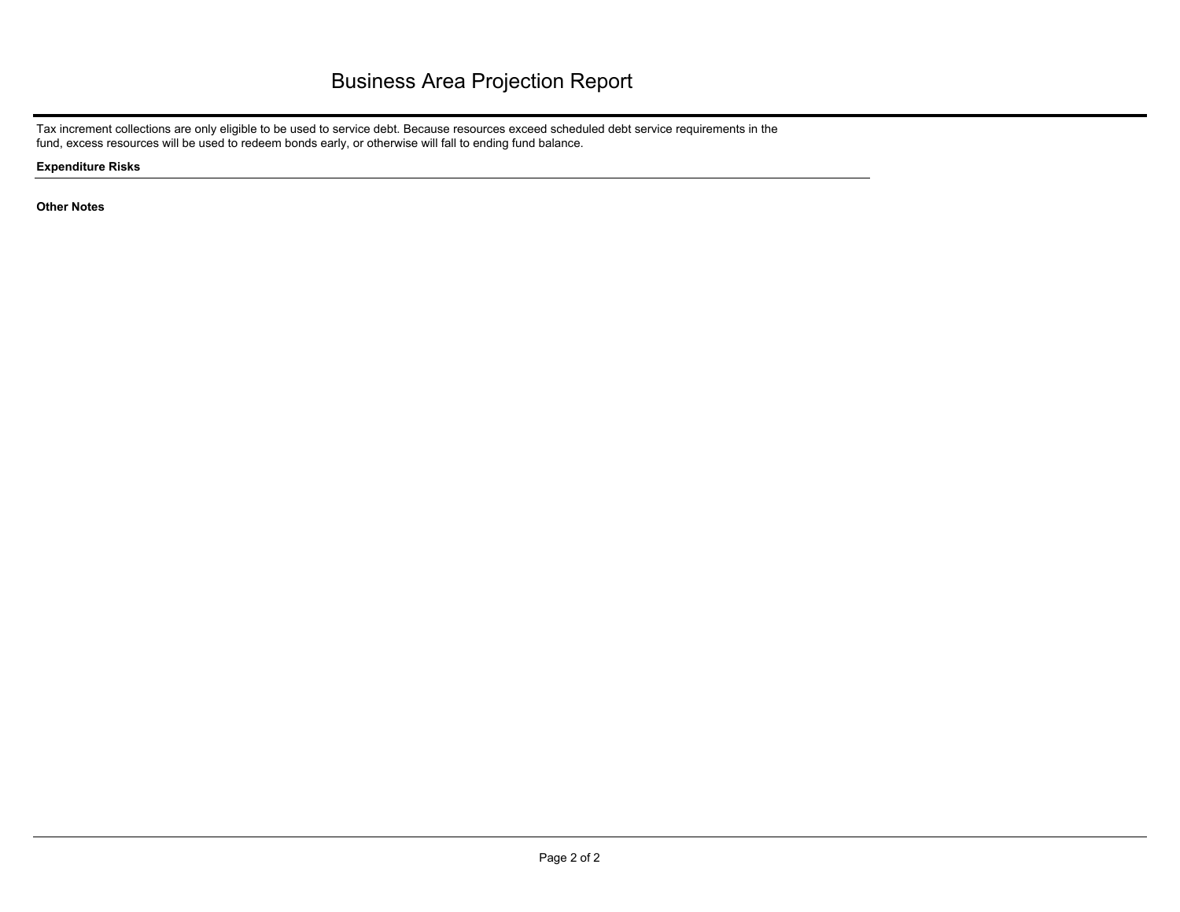# Business Area Projection Report

Tax increment collections are only eligible to be used to service debt. Because resources exceed scheduled debt service requirements in the fund, excess resources will be used to redeem bonds early, or otherwise will fall to ending fund balance.

**Expenditure Risks**

**Other Notes**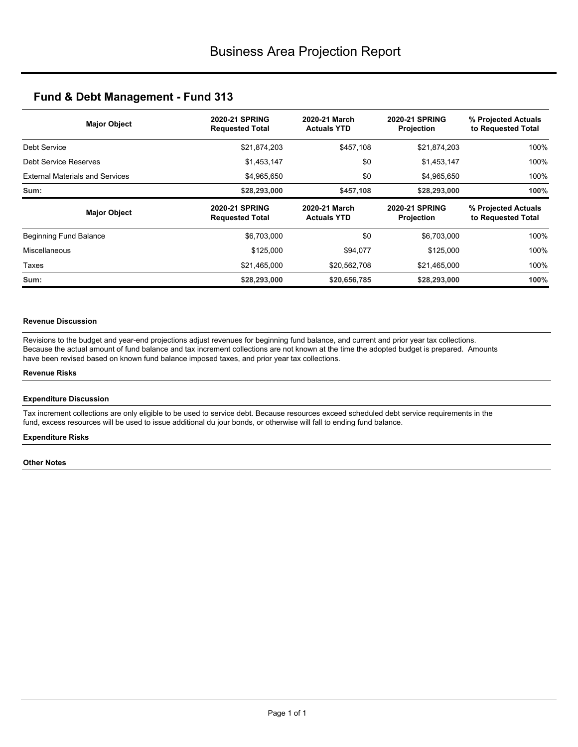# Business Area Projection Report

## Fund & Debt Management - Fund 313

| Major Object | 2020-21 SPRING Requested Total | 2020-21 March Actuals YTD | 2020-21 SPRING Projection | % Projected Actuals to Requested Total |
|---|---|---|---|---|
| Debt Service | $21,874,203 | $457,108 | $21,874,203 | 100% |
| Debt Service Reserves | $1,453,147 | $0 | $1,453,147 | 100% |
| External Materials and Services | $4,965,650 | $0 | $4,965,650 | 100% |
| **Sum:** | **$28,293,000** | **$457,108** | **$28,293,000** | **100%** |

| Major Object | 2020-21 SPRING Requested Total | 2020-21 March Actuals YTD | 2020-21 SPRING Projection | % Projected Actuals to Requested Total |
|---|---|---|---|---|
| Beginning Fund Balance | $6,703,000 | $0 | $6,703,000 | 100% |
| Miscellaneous | $125,000 | $94,077 | $125,000 | 100% |
| Taxes | $21,465,000 | $20,562,708 | $21,465,000 | 100% |
| **Sum:** | **$28,293,000** | **$20,656,785** | **$28,293,000** | **100%** |

**Revenue Discussion**

Revisions to the budget and year-end projections adjust revenues for beginning fund balance, and current and prior year tax collections. Because the actual amount of fund balance and tax increment collections are not known at the time the adopted budget is prepared. Amounts have been revised based on known fund balance imposed taxes, and prior year tax collections.

**Revenue Risks**

**Expenditure Discussion**

Tax increment collections are only eligible to be used to service debt. Because resources exceed scheduled debt service requirements in the fund, excess resources will be used to issue additional du jour bonds, or otherwise will fall to ending fund balance.

**Expenditure Risks**

**Other Notes**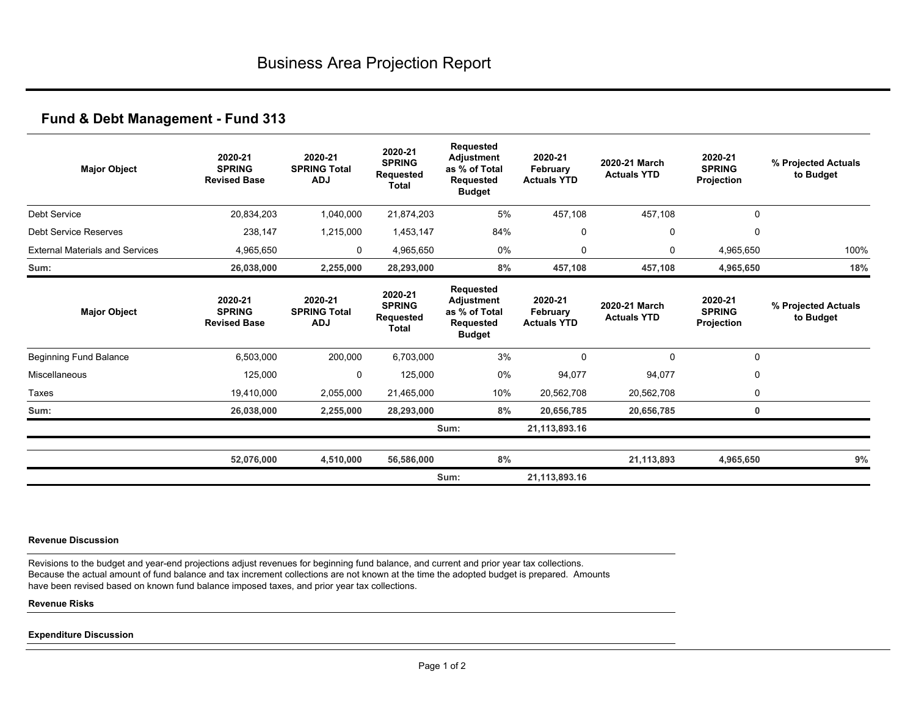# Business Area Projection Report

## Fund & Debt Management - Fund 313

| Major Object | 2020-21 SPRING Revised Base | 2020-21 SPRING Total ADJ | 2020-21 SPRING Requested Total | Requested Adjustment as % of Total Requested Budget | 2020-21 February Actuals YTD | 2020-21 March Actuals YTD | 2020-21 SPRING Projection | % Projected Actuals to Budget |
|---|---|---|---|---|---|---|---|---|
| Debt Service | 20,834,203 | 1,040,000 | 21,874,203 | 5% | 457,108 | 457,108 | 0 | |
| Debt Service Reserves | 238,147 | 1,215,000 | 1,453,147 | 84% | 0 | 0 | 0 | |
| External Materials and Services | 4,965,650 | 0 | 4,965,650 | 0% | 0 | 0 | 4,965,650 | 100% |
| **Sum:** | **26,038,000** | **2,255,000** | **28,293,000** | **8%** | **457,108** | **457,108** | **4,965,650** | **18%** |

| Major Object | 2020-21 SPRING Revised Base | 2020-21 SPRING Total ADJ | 2020-21 SPRING Requested Total | Requested Adjustment as % of Total Requested Budget | 2020-21 February Actuals YTD | 2020-21 March Actuals YTD | 2020-21 SPRING Projection | % Projected Actuals to Budget |
|---|---|---|---|---|---|---|---|---|
| Beginning Fund Balance | 6,503,000 | 200,000 | 6,703,000 | 3% | 0 | 0 | 0 | |
| Miscellaneous | 125,000 | 0 | 125,000 | 0% | 94,077 | 94,077 | 0 | |
| Taxes | 19,410,000 | 2,055,000 | 21,465,000 | 10% | 20,562,708 | 20,562,708 | 0 | |
| **Sum:** | **26,038,000** | **2,255,000** | **28,293,000** | **8%** | **20,656,785** | **20,656,785** | **0** | |
| | | | | Sum: | **21,113,893.16** | | | |
| | **52,076,000** | **4,510,000** | **56,586,000** | **8%** | | **21,113,893** | **4,965,650** | **9%** |
| | | | | Sum: | **21,113,893.16** | | | |

**Revenue Discussion**

Revisions to the budget and year-end projections adjust revenues for beginning fund balance, and current and prior year tax collections. Because the actual amount of fund balance and tax increment collections are not known at the time the adopted budget is prepared. Amounts have been revised based on known fund balance imposed taxes, and prior year tax collections.

**Revenue Risks**

**Expenditure Discussion**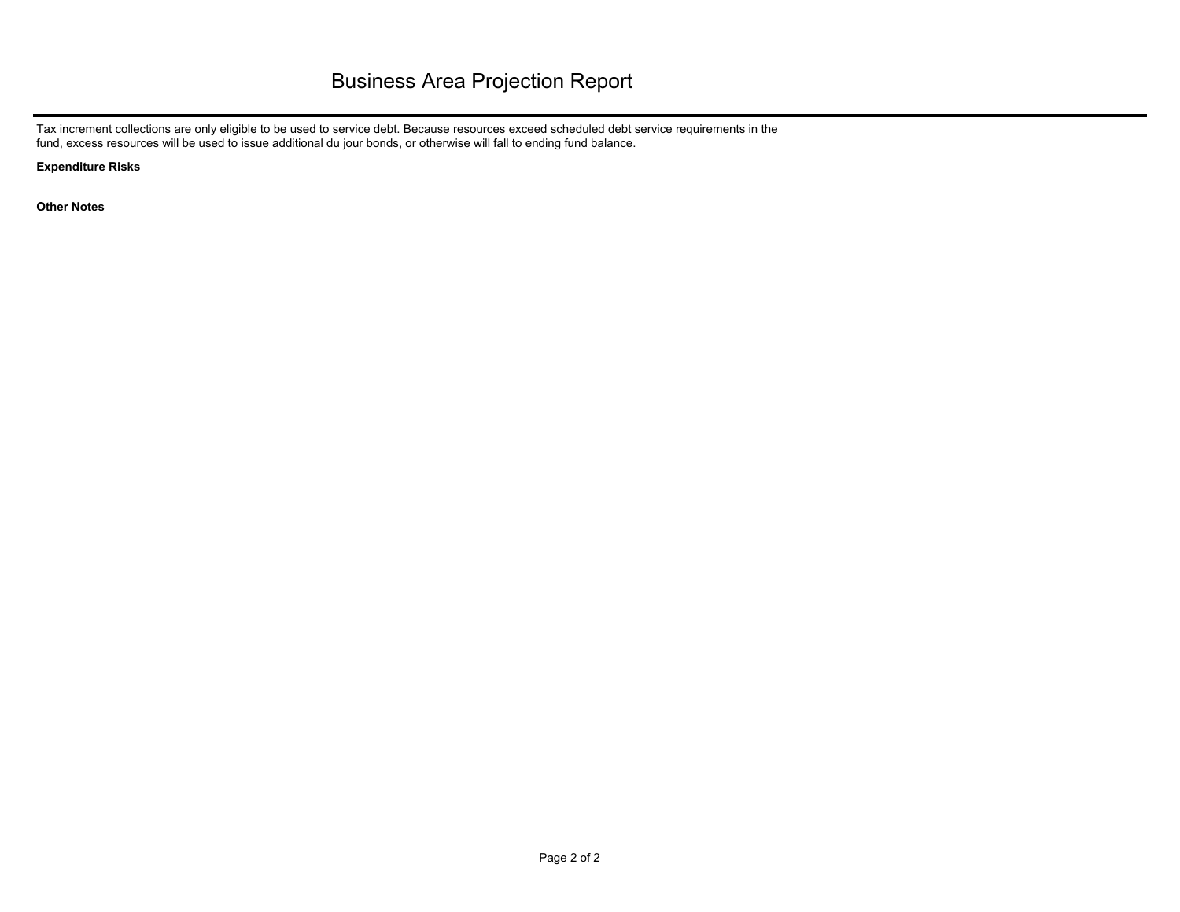# Business Area Projection Report

Tax increment collections are only eligible to be used to service debt. Because resources exceed scheduled debt service requirements in the fund, excess resources will be used to issue additional du jour bonds, or otherwise will fall to ending fund balance.

**Expenditure Risks**

**Other Notes**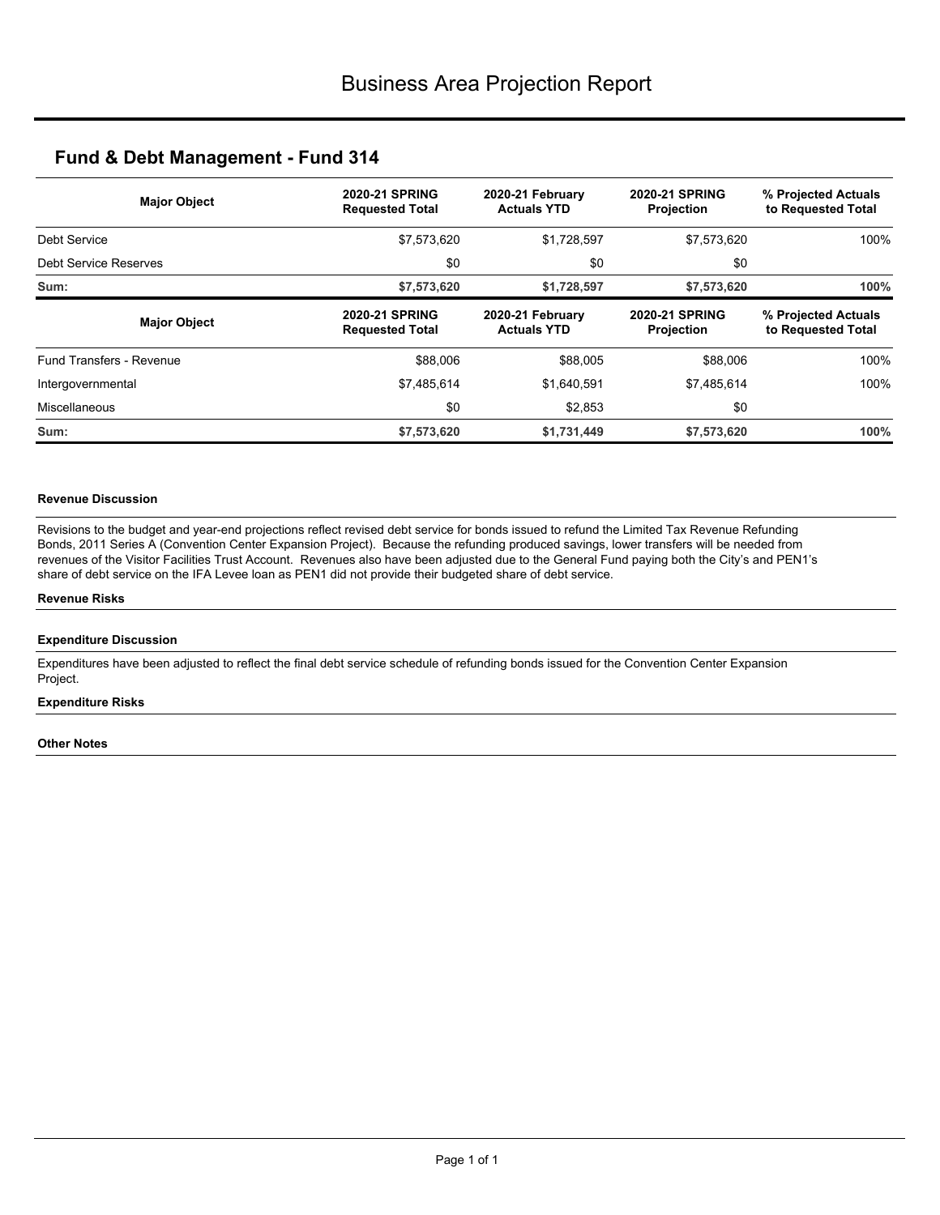# Business Area Projection Report

## Fund & Debt Management - Fund 314

| Major Object | 2020-21 SPRING Requested Total | 2020-21 February Actuals YTD | 2020-21 SPRING Projection | % Projected Actuals to Requested Total |
|---|---|---|---|---|
| Debt Service | $7,573,620 | $1,728,597 | $7,573,620 | 100% |
| Debt Service Reserves | $0 | $0 | $0 | |
| **Sum:** | **$7,573,620** | **$1,728,597** | **$7,573,620** | **100%** |

| Major Object | 2020-21 SPRING Requested Total | 2020-21 February Actuals YTD | 2020-21 SPRING Projection | % Projected Actuals to Requested Total |
|---|---|---|---|---|
| Fund Transfers - Revenue | $88,006 | $88,005 | $88,006 | 100% |
| Intergovernmental | $7,485,614 | $1,640,591 | $7,485,614 | 100% |
| Miscellaneous | $0 | $2,853 | $0 | |
| **Sum:** | **$7,573,620** | **$1,731,449** | **$7,573,620** | **100%** |

#### Revenue Discussion

Revisions to the budget and year-end projections reflect revised debt service for bonds issued to refund the Limited Tax Revenue Refunding Bonds, 2011 Series A (Convention Center Expansion Project). Because the refunding produced savings, lower transfers will be needed from revenues of the Visitor Facilities Trust Account. Revenues also have been adjusted due to the General Fund paying both the City's and PEN1's share of debt service on the IFA Levee loan as PEN1 did not provide their budgeted share of debt service.

#### Revenue Risks

#### Expenditure Discussion

Expenditures have been adjusted to reflect the final debt service schedule of refunding bonds issued for the Convention Center Expansion Project.

#### Expenditure Risks

#### Other Notes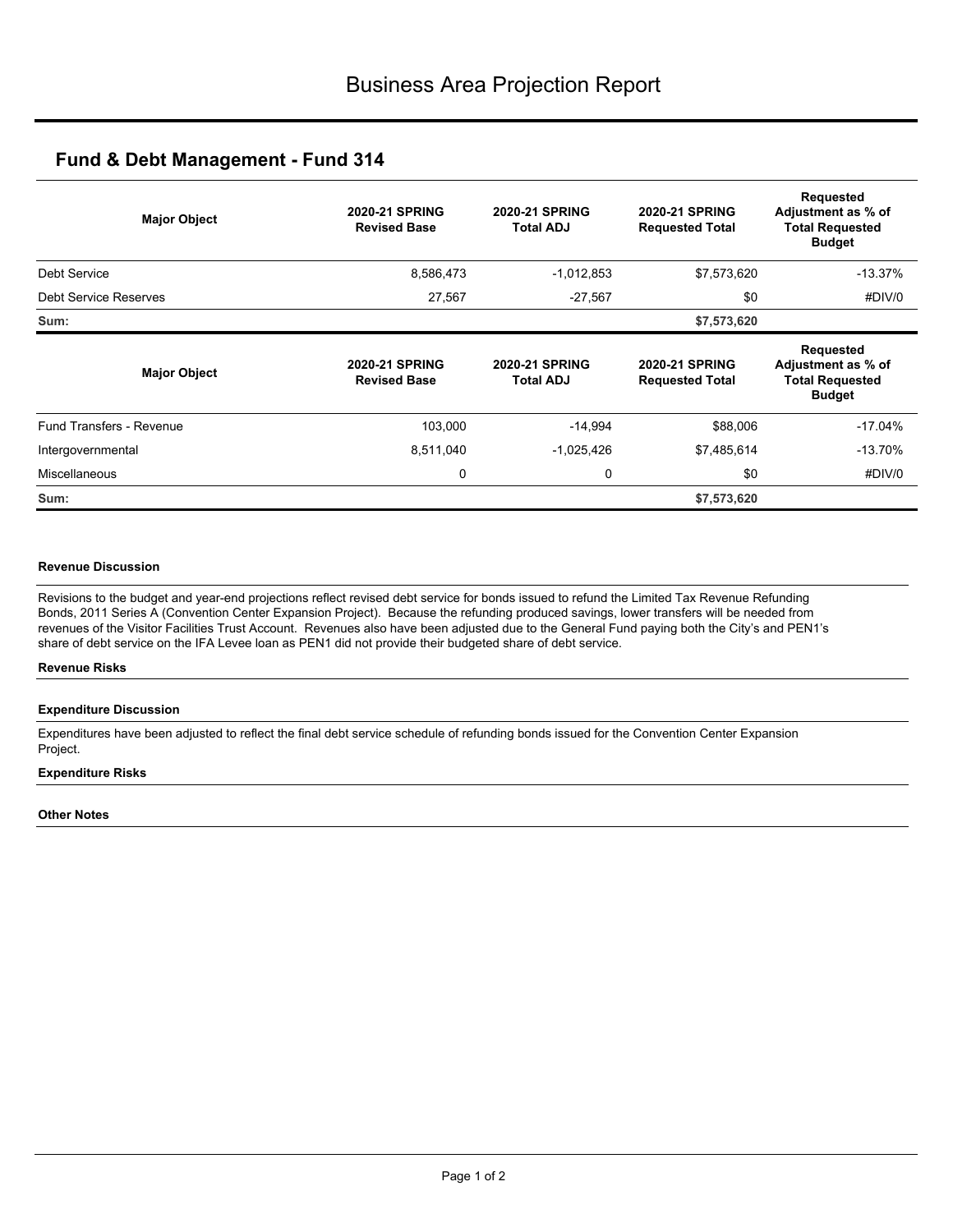# Business Area Projection Report

## Fund & Debt Management - Fund 314

| Major Object | 2020-21 SPRING Revised Base | 2020-21 SPRING Total ADJ | 2020-21 SPRING Requested Total | Requested Adjustment as % of Total Requested Budget |
|---|---|---|---|---|
| Debt Service | 8,586,473 | -1,012,853 | $7,573,620 | -13.37% |
| Debt Service Reserves | 27,567 | -27,567 | $0 | #DIV/0 |
| **Sum:** | | | **$7,573,620** | |

| Major Object | 2020-21 SPRING Revised Base | 2020-21 SPRING Total ADJ | 2020-21 SPRING Requested Total | Requested Adjustment as % of Total Requested Budget |
|---|---|---|---|---|
| Fund Transfers - Revenue | 103,000 | -14,994 | $88,006 | -17.04% |
| Intergovernmental | 8,511,040 | -1,025,426 | $7,485,614 | -13.70% |
| Miscellaneous | 0 | 0 | $0 | #DIV/0 |
| **Sum:** | | | **$7,573,620** | |

**Revenue Discussion**

Revisions to the budget and year-end projections reflect revised debt service for bonds issued to refund the Limited Tax Revenue Refunding Bonds, 2011 Series A (Convention Center Expansion Project). Because the refunding produced savings, lower transfers will be needed from revenues of the Visitor Facilities Trust Account. Revenues also have been adjusted due to the General Fund paying both the City's and PEN1's share of debt service on the IFA Levee loan as PEN1 did not provide their budgeted share of debt service.

**Revenue Risks**

**Expenditure Discussion**

Expenditures have been adjusted to reflect the final debt service schedule of refunding bonds issued for the Convention Center Expansion Project.

**Expenditure Risks**

**Other Notes**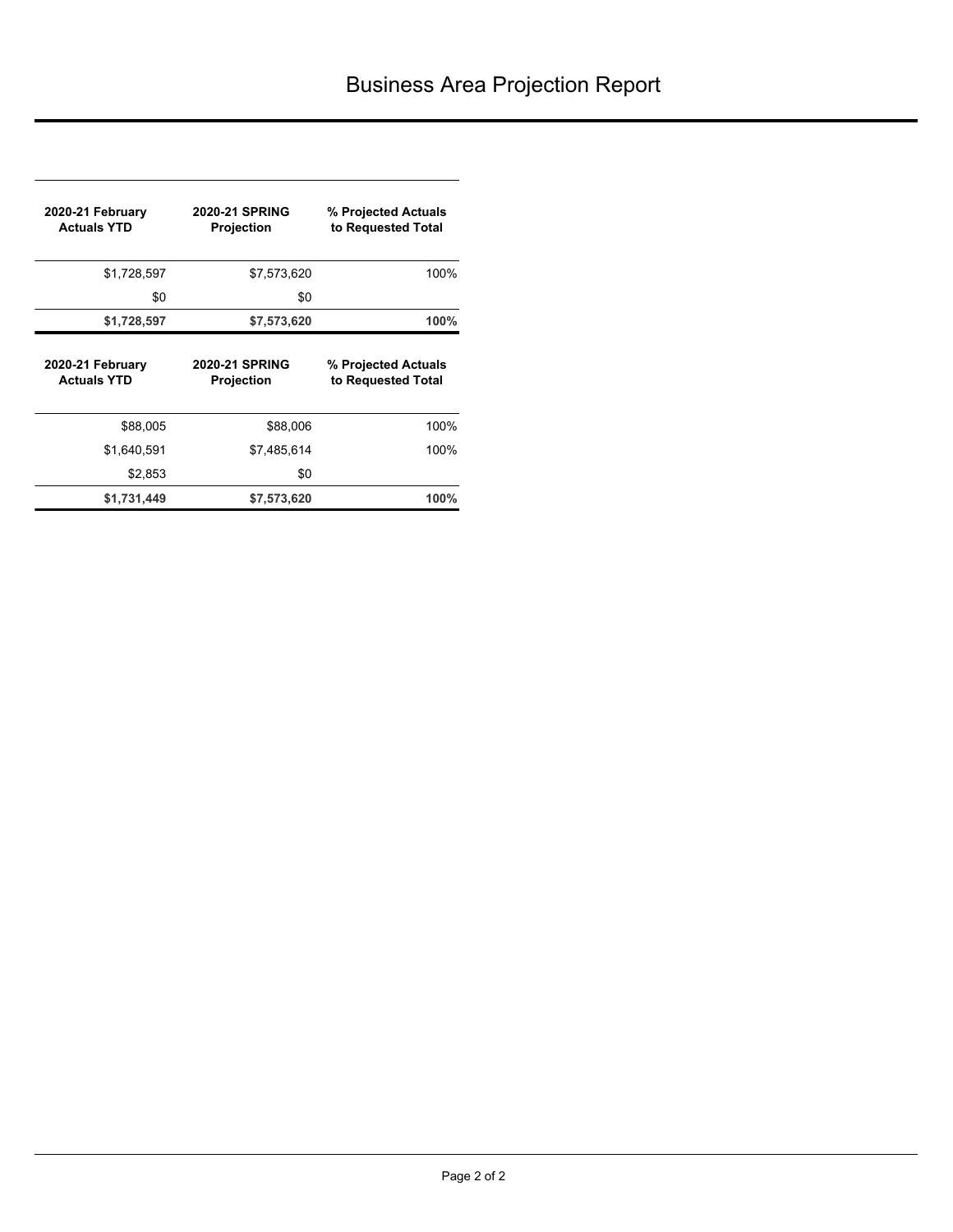# Business Area Projection Report

| 2020-21 February Actuals YTD | 2020-21 SPRING Projection | % Projected Actuals to Requested Total |
|---|---|---|
| $1,728,597 | $7,573,620 | 100% |
| $0 | $0 | |
| **$1,728,597** | **$7,573,620** | **100%** |

| 2020-21 February Actuals YTD | 2020-21 SPRING Projection | % Projected Actuals to Requested Total |
|---|---|---|
| $88,005 | $88,006 | 100% |
| $1,640,591 | $7,485,614 | 100% |
| $2,853 | $0 | |
| **$1,731,449** | **$7,573,620** | **100%** |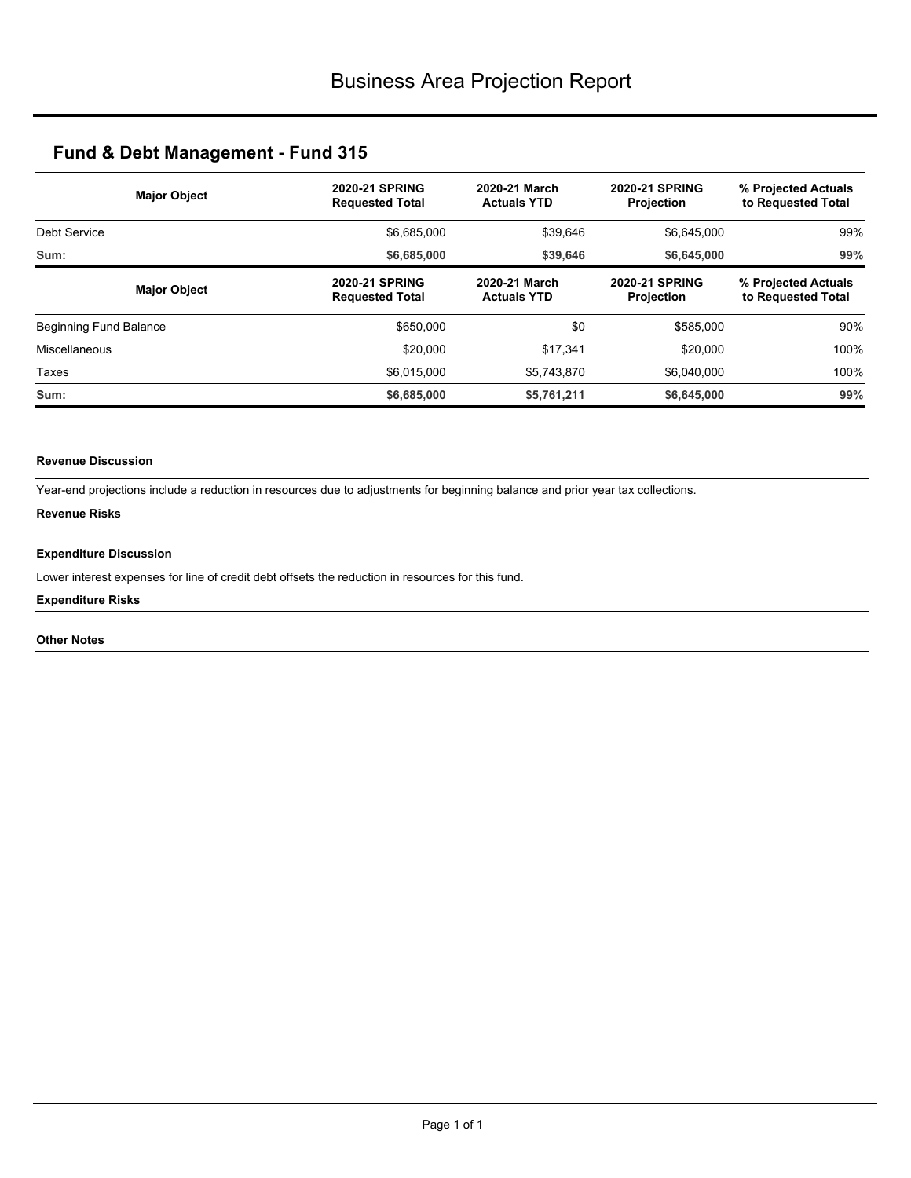# Business Area Projection Report

## Fund & Debt Management - Fund 315

| Major Object | 2020-21 SPRING Requested Total | 2020-21 March Actuals YTD | 2020-21 SPRING Projection | % Projected Actuals to Requested Total |
|---|---|---|---|---|
| Debt Service | $6,685,000 | $39,646 | $6,645,000 | 99% |
| **Sum:** | **$6,685,000** | **$39,646** | **$6,645,000** | **99%** |

| Major Object | 2020-21 SPRING Requested Total | 2020-21 March Actuals YTD | 2020-21 SPRING Projection | % Projected Actuals to Requested Total |
|---|---|---|---|---|
| Beginning Fund Balance | $650,000 | $0 | $585,000 | 90% |
| Miscellaneous | $20,000 | $17,341 | $20,000 | 100% |
| Taxes | $6,015,000 | $5,743,870 | $6,040,000 | 100% |
| **Sum:** | **$6,685,000** | **$5,761,211** | **$6,645,000** | **99%** |

#### Revenue Discussion

Year-end projections include a reduction in resources due to adjustments for beginning balance and prior year tax collections.

#### Revenue Risks

#### Expenditure Discussion

Lower interest expenses for line of credit debt offsets the reduction in resources for this fund.

#### Expenditure Risks

#### Other Notes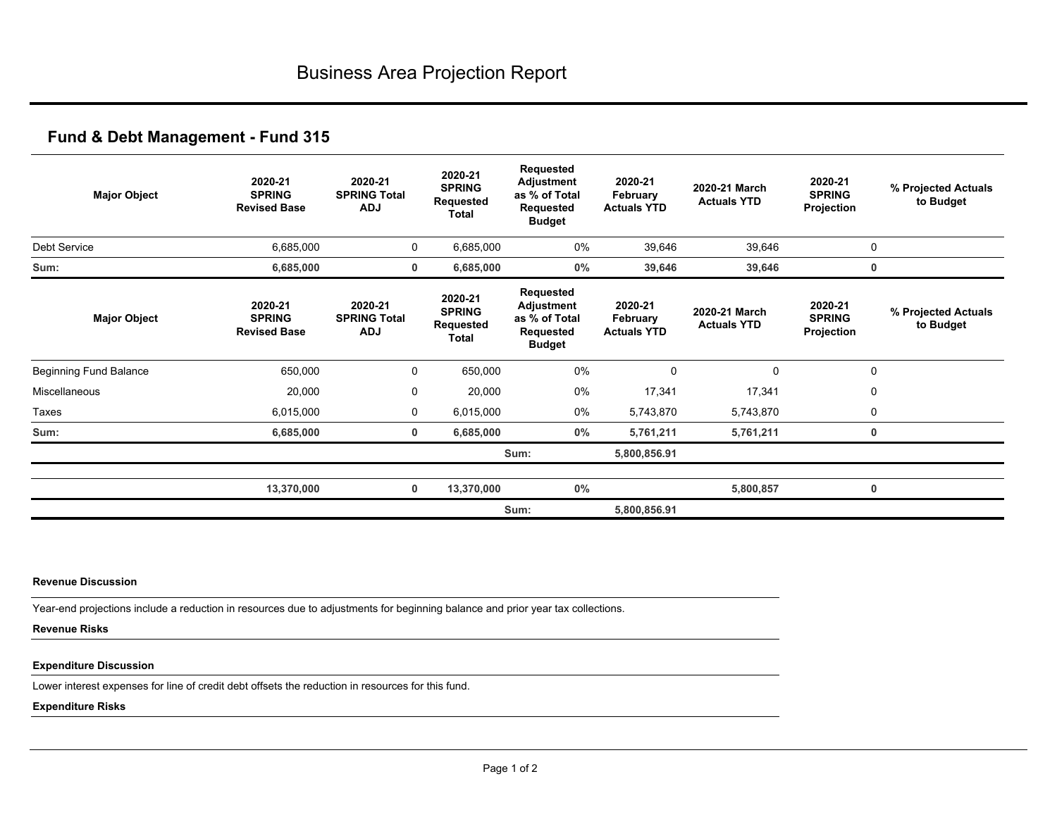# Business Area Projection Report

## Fund & Debt Management - Fund 315

| Major Object | 2020-21 SPRING Revised Base | 2020-21 SPRING Total ADJ | 2020-21 SPRING Requested Total | Requested Adjustment as % of Total Requested Budget | 2020-21 February Actuals YTD | 2020-21 March Actuals YTD | 2020-21 SPRING Projection | % Projected Actuals to Budget |
|---|---|---|---|---|---|---|---|---|
| Debt Service | 6,685,000 | 0 | 6,685,000 | 0% | 39,646 | 39,646 | 0 | |
| **Sum:** | **6,685,000** | **0** | **6,685,000** | **0%** | **39,646** | **39,646** | **0** | |

| Major Object | 2020-21 SPRING Revised Base | 2020-21 SPRING Total ADJ | 2020-21 SPRING Requested Total | Requested Adjustment as % of Total Requested Budget | 2020-21 February Actuals YTD | 2020-21 March Actuals YTD | 2020-21 SPRING Projection | % Projected Actuals to Budget |
|---|---|---|---|---|---|---|---|---|
| Beginning Fund Balance | 650,000 | 0 | 650,000 | 0% | 0 | 0 | 0 | |
| Miscellaneous | 20,000 | 0 | 20,000 | 0% | 17,341 | 17,341 | 0 | |
| Taxes | 6,015,000 | 0 | 6,015,000 | 0% | 5,743,870 | 5,743,870 | 0 | |
| **Sum:** | **6,685,000** | **0** | **6,685,000** | **0%** | **5,761,211** | **5,761,211** | **0** | |
| | | | | Sum: | **5,800,856.91** | | | |
| | **13,370,000** | **0** | **13,370,000** | **0%** | | **5,800,857** | **0** | |
| | | | | Sum: | **5,800,856.91** | | | |

**Revenue Discussion**

Year-end projections include a reduction in resources due to adjustments for beginning balance and prior year tax collections.

**Revenue Risks**

**Expenditure Discussion**

Lower interest expenses for line of credit debt offsets the reduction in resources for this fund.

**Expenditure Risks**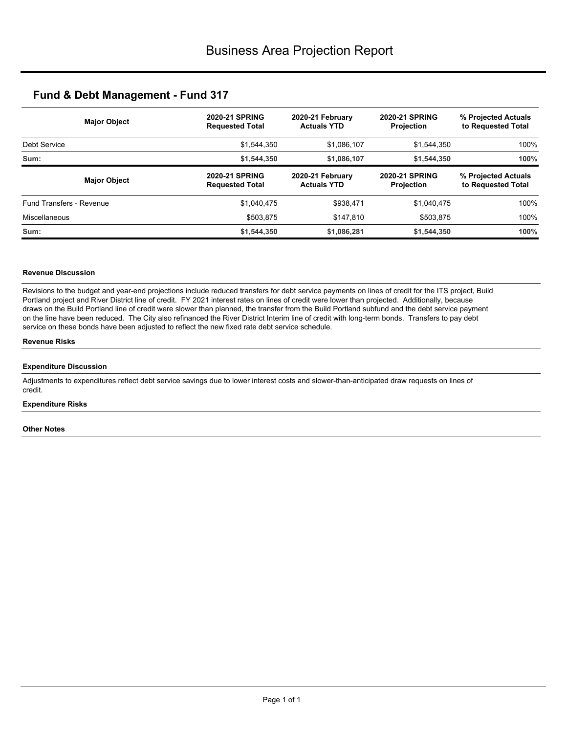# Business Area Projection Report

## Fund & Debt Management - Fund 317

| Major Object | 2020-21 SPRING Requested Total | 2020-21 February Actuals YTD | 2020-21 SPRING Projection | % Projected Actuals to Requested Total |
|---|---|---|---|---|
| Debt Service | $1,544,350 | $1,086,107 | $1,544,350 | 100% |
| **Sum:** | **$1,544,350** | **$1,086,107** | **$1,544,350** | **100%** |

| Major Object | 2020-21 SPRING Requested Total | 2020-21 February Actuals YTD | 2020-21 SPRING Projection | % Projected Actuals to Requested Total |
|---|---|---|---|---|
| Fund Transfers - Revenue | $1,040,475 | $938,471 | $1,040,475 | 100% |
| Miscellaneous | $503,875 | $147,810 | $503,875 | 100% |
| **Sum:** | **$1,544,350** | **$1,086,281** | **$1,544,350** | **100%** |

#### Revenue Discussion

Revisions to the budget and year-end projections include reduced transfers for debt service payments on lines of credit for the ITS project, Build Portland project and River District line of credit. FY 2021 interest rates on lines of credit were lower than projected. Additionally, because draws on the Build Portland line of credit were slower than planned, the transfer from the Build Portland subfund and the debt service payment on the line have been reduced. The City also refinanced the River District Interim line of credit with long-term bonds. Transfers to pay debt service on these bonds have been adjusted to reflect the new fixed rate debt service schedule.

#### Revenue Risks

#### Expenditure Discussion

Adjustments to expenditures reflect debt service savings due to lower interest costs and slower-than-anticipated draw requests on lines of credit.

#### Expenditure Risks

#### Other Notes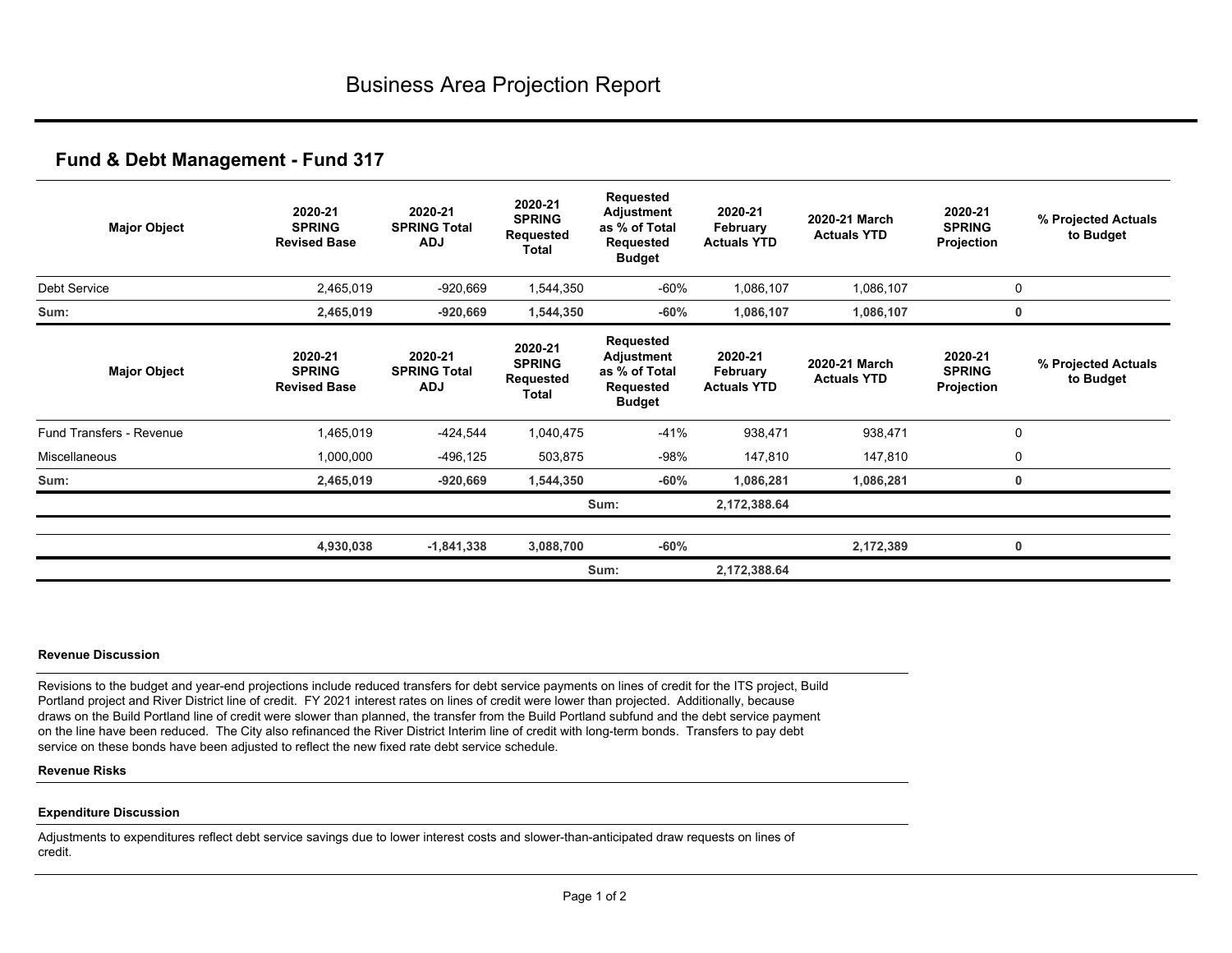# Business Area Projection Report

## Fund & Debt Management - Fund 317

| Major Object | 2020-21 SPRING Revised Base | 2020-21 SPRING Total ADJ | 2020-21 SPRING Requested Total | Requested Adjustment as % of Total Requested Budget | 2020-21 February Actuals YTD | 2020-21 March Actuals YTD | 2020-21 SPRING Projection | % Projected Actuals to Budget |
|---|---|---|---|---|---|---|---|---|
| Debt Service | 2,465,019 | -920,669 | 1,544,350 | -60% | 1,086,107 | 1,086,107 | 0 | |
| **Sum:** | **2,465,019** | **-920,669** | **1,544,350** | **-60%** | **1,086,107** | **1,086,107** | **0** | |

| Major Object | 2020-21 SPRING Revised Base | 2020-21 SPRING Total ADJ | 2020-21 SPRING Requested Total | Requested Adjustment as % of Total Requested Budget | 2020-21 February Actuals YTD | 2020-21 March Actuals YTD | 2020-21 SPRING Projection | % Projected Actuals to Budget |
|---|---|---|---|---|---|---|---|---|
| Fund Transfers - Revenue | 1,465,019 | -424,544 | 1,040,475 | -41% | 938,471 | 938,471 | 0 | |
| Miscellaneous | 1,000,000 | -496,125 | 503,875 | -98% | 147,810 | 147,810 | 0 | |
| **Sum:** | **2,465,019** | **-920,669** | **1,544,350** | **-60%** | **1,086,281** | **1,086,281** | **0** | |
| | | | | **Sum:** | **2,172,388.64** | | | |
| | **4,930,038** | **-1,841,338** | **3,088,700** | **-60%** | | **2,172,389** | **0** | |
| | | | | **Sum:** | **2,172,388.64** | | | |

**Revenue Discussion**

Revisions to the budget and year-end projections include reduced transfers for debt service payments on lines of credit for the ITS project, Build Portland project and River District line of credit. FY 2021 interest rates on lines of credit were lower than projected. Additionally, because draws on the Build Portland line of credit were slower than planned, the transfer from the Build Portland subfund and the debt service payment on the line have been reduced. The City also refinanced the River District Interim line of credit with long-term bonds. Transfers to pay debt service on these bonds have been adjusted to reflect the new fixed rate debt service schedule.

**Revenue Risks**

**Expenditure Discussion**

Adjustments to expenditures reflect debt service savings due to lower interest costs and slower-than-anticipated draw requests on lines of credit.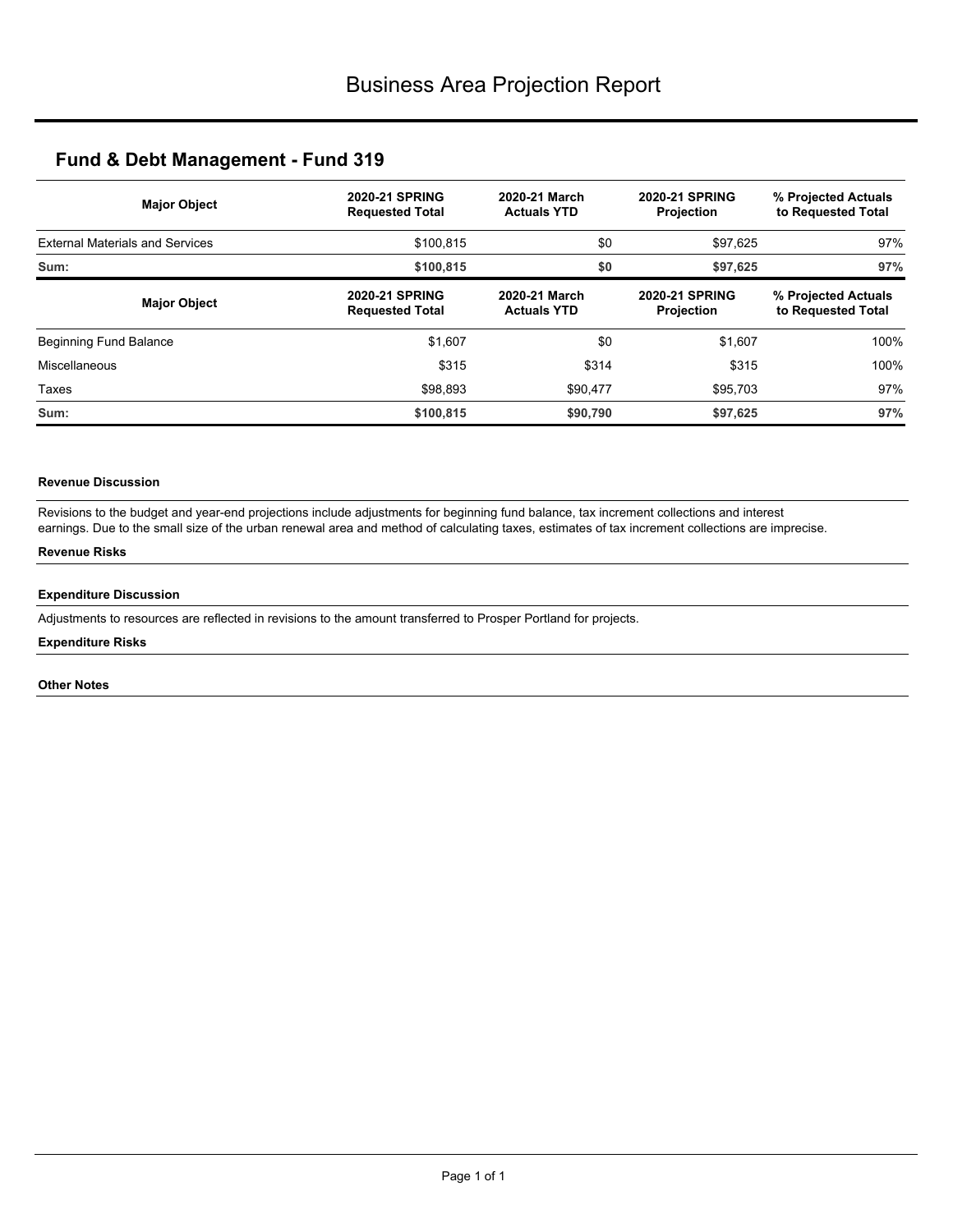# Business Area Projection Report

## Fund & Debt Management - Fund 319

| Major Object | 2020-21 SPRING Requested Total | 2020-21 March Actuals YTD | 2020-21 SPRING Projection | % Projected Actuals to Requested Total |
|---|---|---|---|---|
| External Materials and Services | $100,815 | $0 | $97,625 | 97% |
| **Sum:** | **$100,815** | **$0** | **$97,625** | **97%** |

| Major Object | 2020-21 SPRING Requested Total | 2020-21 March Actuals YTD | 2020-21 SPRING Projection | % Projected Actuals to Requested Total |
|---|---|---|---|---|
| Beginning Fund Balance | $1,607 | $0 | $1,607 | 100% |
| Miscellaneous | $315 | $314 | $315 | 100% |
| Taxes | $98,893 | $90,477 | $95,703 | 97% |
| **Sum:** | **$100,815** | **$90,790** | **$97,625** | **97%** |

**Revenue Discussion**

Revisions to the budget and year-end projections include adjustments for beginning fund balance, tax increment collections and interest earnings. Due to the small size of the urban renewal area and method of calculating taxes, estimates of tax increment collections are imprecise.

**Revenue Risks**

**Expenditure Discussion**

Adjustments to resources are reflected in revisions to the amount transferred to Prosper Portland for projects.

**Expenditure Risks**

**Other Notes**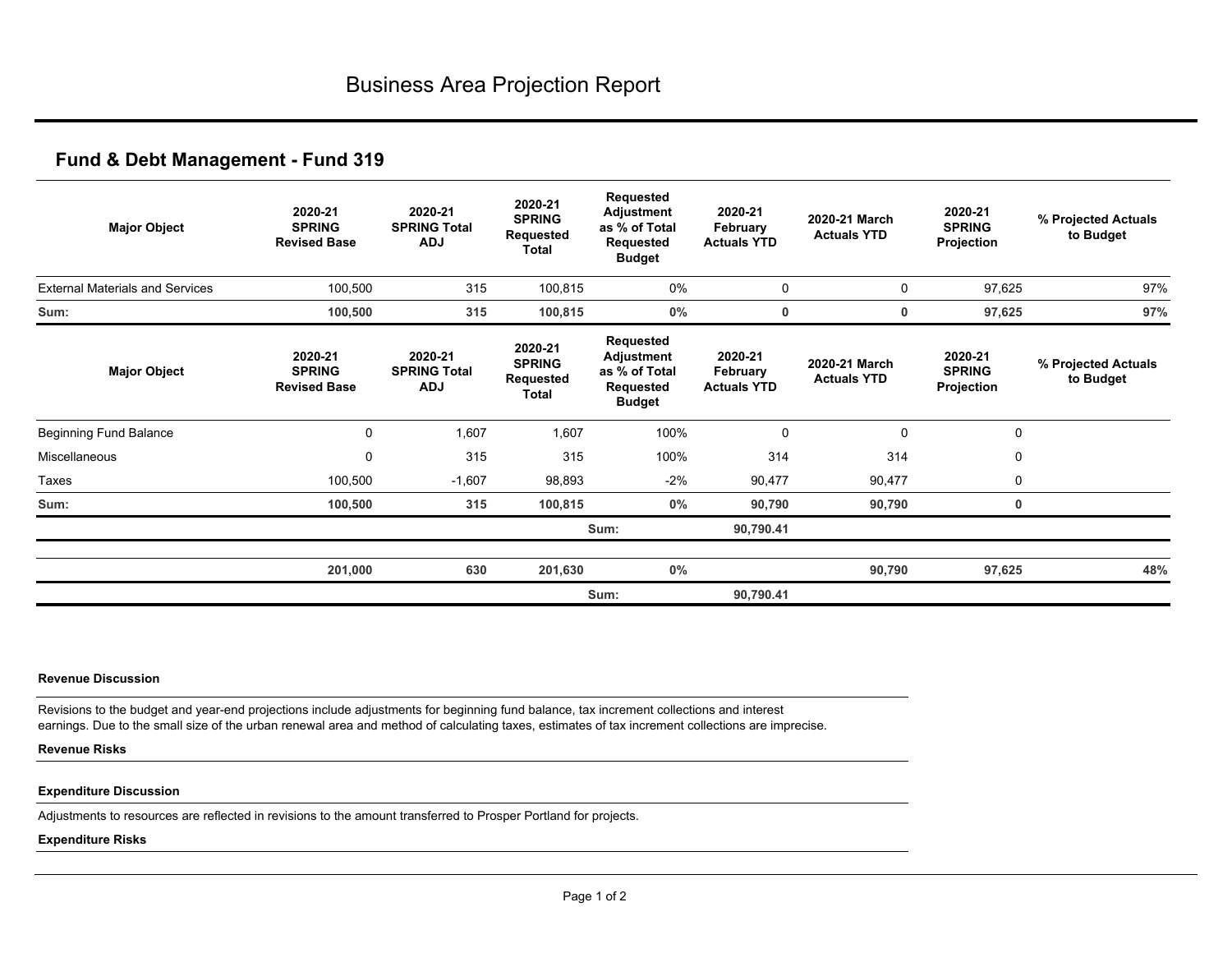# Business Area Projection Report

## Fund & Debt Management - Fund 319

| Major Object | 2020-21 SPRING Revised Base | 2020-21 SPRING Total ADJ | 2020-21 SPRING Requested Total | Requested Adjustment as % of Total Requested Budget | 2020-21 February Actuals YTD | 2020-21 March Actuals YTD | 2020-21 SPRING Projection | % Projected Actuals to Budget |
|---|---|---|---|---|---|---|---|---|
| External Materials and Services | 100,500 | 315 | 100,815 | 0% | 0 | 0 | 97,625 | 97% |
| **Sum:** | **100,500** | **315** | **100,815** | **0%** | **0** | **0** | **97,625** | **97%** |

| Major Object | 2020-21 SPRING Revised Base | 2020-21 SPRING Total ADJ | 2020-21 SPRING Requested Total | Requested Adjustment as % of Total Requested Budget | 2020-21 February Actuals YTD | 2020-21 March Actuals YTD | 2020-21 SPRING Projection | % Projected Actuals to Budget |
|---|---|---|---|---|---|---|---|---|
| Beginning Fund Balance | 0 | 1,607 | 1,607 | 100% | 0 | 0 | 0 | |
| Miscellaneous | 0 | 315 | 315 | 100% | 314 | 314 | 0 | |
| Taxes | 100,500 | -1,607 | 98,893 | -2% | 90,477 | 90,477 | 0 | |
| **Sum:** | **100,500** | **315** | **100,815** | **0%** | **90,790** | **90,790** | **0** | |
| | | | | Sum: | **90,790.41** | | | |
| | **201,000** | **630** | **201,630** | **0%** | | **90,790** | **97,625** | **48%** |
| | | | | Sum: | **90,790.41** | | | |

**Revenue Discussion**

Revisions to the budget and year-end projections include adjustments for beginning fund balance, tax increment collections and interest earnings. Due to the small size of the urban renewal area and method of calculating taxes, estimates of tax increment collections are imprecise.

**Revenue Risks**

**Expenditure Discussion**

Adjustments to resources are reflected in revisions to the amount transferred to Prosper Portland for projects.

**Expenditure Risks**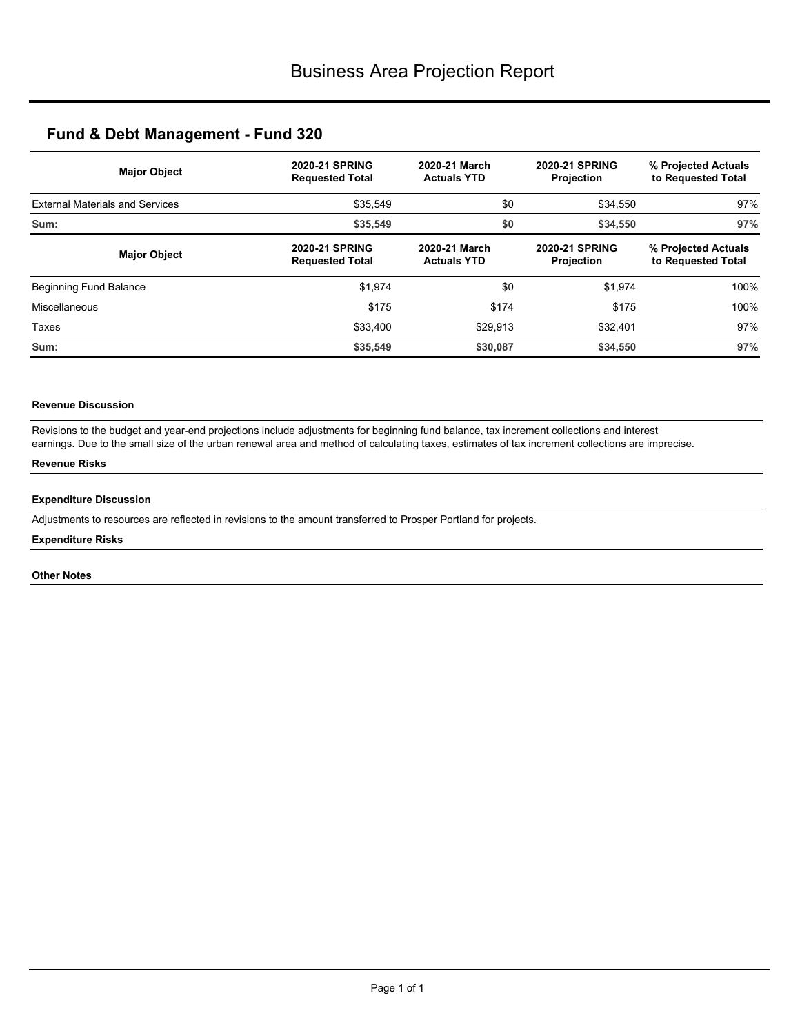# Business Area Projection Report

## Fund & Debt Management - Fund 320

| Major Object | 2020-21 SPRING Requested Total | 2020-21 March Actuals YTD | 2020-21 SPRING Projection | % Projected Actuals to Requested Total |
|---|---|---|---|---|
| External Materials and Services | $35,549 | $0 | $34,550 | 97% |
| **Sum:** | **$35,549** | **$0** | **$34,550** | **97%** |

| Major Object | 2020-21 SPRING Requested Total | 2020-21 March Actuals YTD | 2020-21 SPRING Projection | % Projected Actuals to Requested Total |
|---|---|---|---|---|
| Beginning Fund Balance | $1,974 | $0 | $1,974 | 100% |
| Miscellaneous | $175 | $174 | $175 | 100% |
| Taxes | $33,400 | $29,913 | $32,401 | 97% |
| **Sum:** | **$35,549** | **$30,087** | **$34,550** | **97%** |

**Revenue Discussion**

Revisions to the budget and year-end projections include adjustments for beginning fund balance, tax increment collections and interest earnings. Due to the small size of the urban renewal area and method of calculating taxes, estimates of tax increment collections are imprecise.

**Revenue Risks**

**Expenditure Discussion**

Adjustments to resources are reflected in revisions to the amount transferred to Prosper Portland for projects.

**Expenditure Risks**

**Other Notes**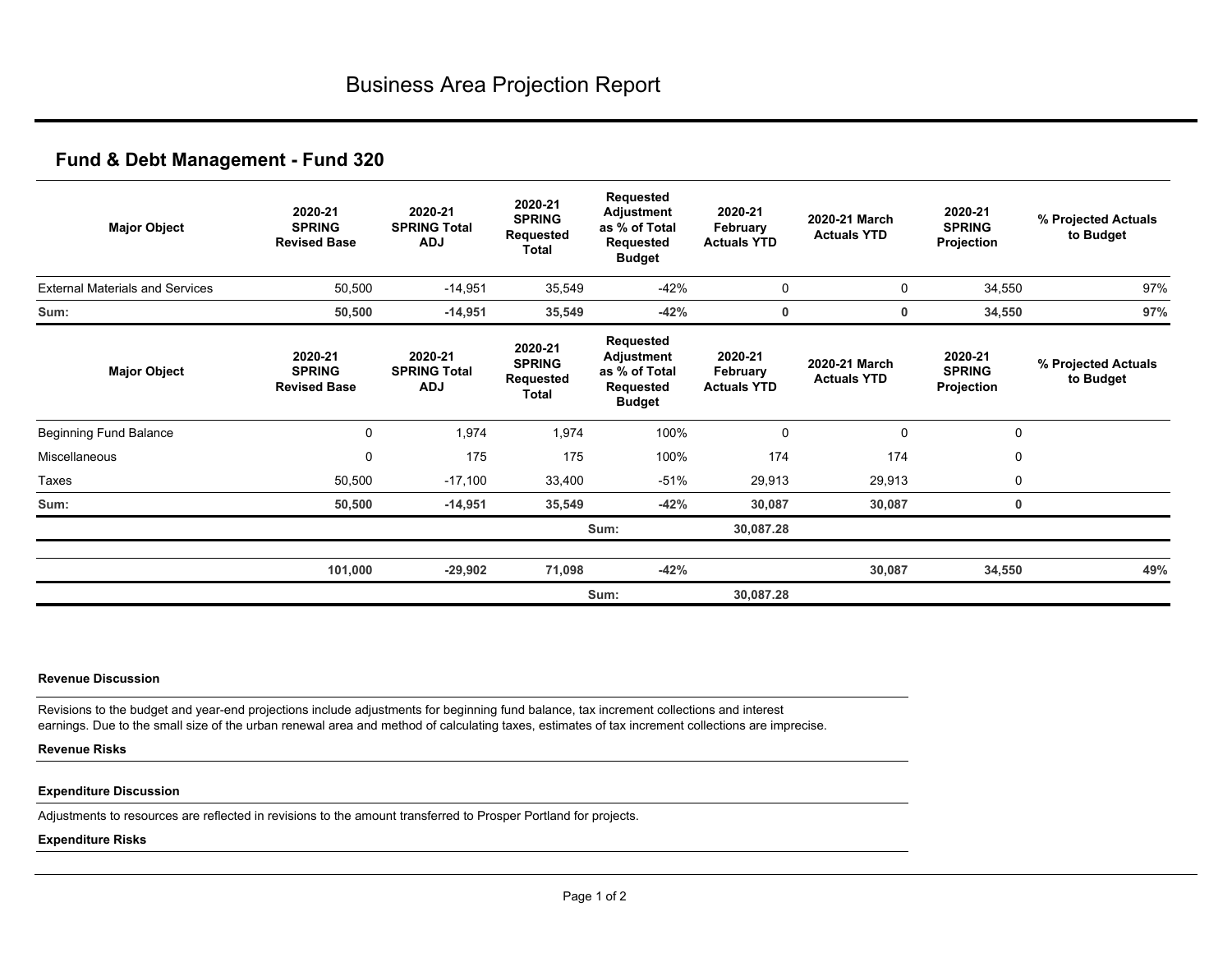# Business Area Projection Report

## Fund & Debt Management - Fund 320

| Major Object | 2020-21 SPRING Revised Base | 2020-21 SPRING Total ADJ | 2020-21 SPRING Requested Total | Requested Adjustment as % of Total Requested Budget | 2020-21 February Actuals YTD | 2020-21 March Actuals YTD | 2020-21 SPRING Projection | % Projected Actuals to Budget |
|---|---|---|---|---|---|---|---|---|
| External Materials and Services | 50,500 | -14,951 | 35,549 | -42% | 0 | 0 | 34,550 | 97% |
| **Sum:** | **50,500** | **-14,951** | **35,549** | **-42%** | **0** | **0** | **34,550** | **97%** |

| Major Object | 2020-21 SPRING Revised Base | 2020-21 SPRING Total ADJ | 2020-21 SPRING Requested Total | Requested Adjustment as % of Total Requested Budget | 2020-21 February Actuals YTD | 2020-21 March Actuals YTD | 2020-21 SPRING Projection | % Projected Actuals to Budget |
|---|---|---|---|---|---|---|---|---|
| Beginning Fund Balance | 0 | 1,974 | 1,974 | 100% | 0 | 0 | 0 | |
| Miscellaneous | 0 | 175 | 175 | 100% | 174 | 174 | 0 | |
| Taxes | 50,500 | -17,100 | 33,400 | -51% | 29,913 | 29,913 | 0 | |
| **Sum:** | **50,500** | **-14,951** | **35,549** | **-42%** | **30,087** | **30,087** | **0** | |
| | | | | Sum: | **30,087.28** | | | |
| | **101,000** | **-29,902** | **71,098** | **-42%** | | **30,087** | **34,550** | **49%** |
| | | | | Sum: | **30,087.28** | | | |

**Revenue Discussion**

Revisions to the budget and year-end projections include adjustments for beginning fund balance, tax increment collections and interest earnings. Due to the small size of the urban renewal area and method of calculating taxes, estimates of tax increment collections are imprecise.

**Revenue Risks**

**Expenditure Discussion**

Adjustments to resources are reflected in revisions to the amount transferred to Prosper Portland for projects.

**Expenditure Risks**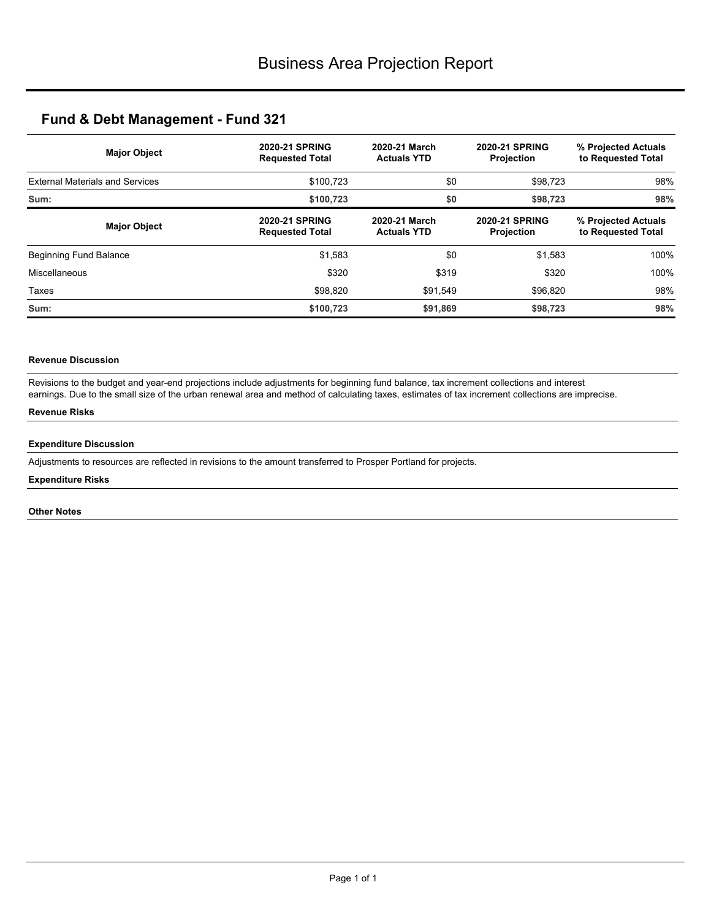# Business Area Projection Report

## Fund & Debt Management - Fund 321

| Major Object | 2020-21 SPRING Requested Total | 2020-21 March Actuals YTD | 2020-21 SPRING Projection | % Projected Actuals to Requested Total |
|---|---|---|---|---|
| External Materials and Services | $100,723 | $0 | $98,723 | 98% |
| **Sum:** | **$100,723** | **$0** | **$98,723** | **98%** |

| Major Object | 2020-21 SPRING Requested Total | 2020-21 March Actuals YTD | 2020-21 SPRING Projection | % Projected Actuals to Requested Total |
|---|---|---|---|---|
| Beginning Fund Balance | $1,583 | $0 | $1,583 | 100% |
| Miscellaneous | $320 | $319 | $320 | 100% |
| Taxes | $98,820 | $91,549 | $96,820 | 98% |
| **Sum:** | **$100,723** | **$91,869** | **$98,723** | **98%** |

**Revenue Discussion**

Revisions to the budget and year-end projections include adjustments for beginning fund balance, tax increment collections and interest earnings. Due to the small size of the urban renewal area and method of calculating taxes, estimates of tax increment collections are imprecise.

**Revenue Risks**

**Expenditure Discussion**

Adjustments to resources are reflected in revisions to the amount transferred to Prosper Portland for projects.

**Expenditure Risks**

**Other Notes**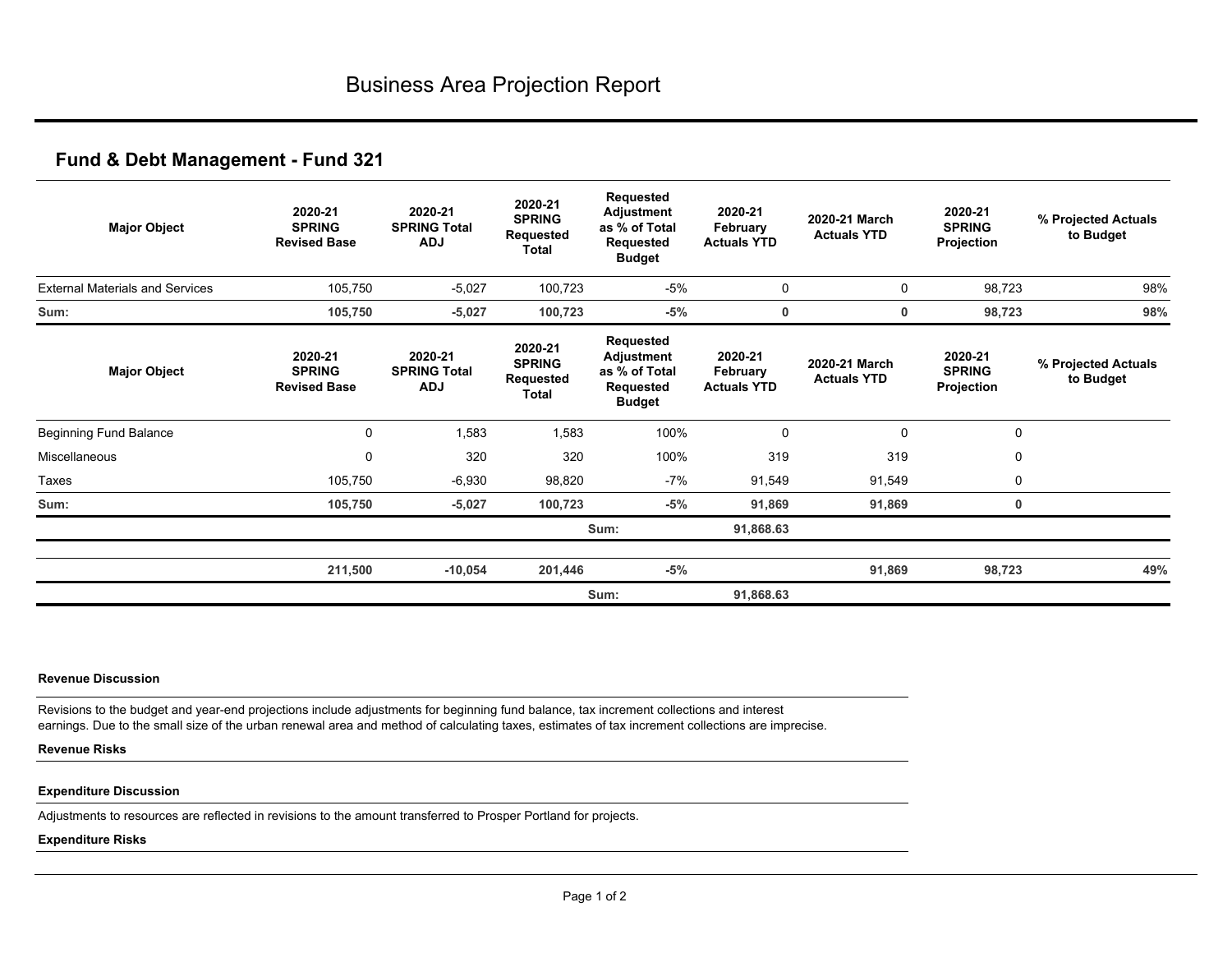# Business Area Projection Report

## Fund & Debt Management - Fund 321

| Major Object | 2020-21 SPRING Revised Base | 2020-21 SPRING Total ADJ | 2020-21 SPRING Requested Total | Requested Adjustment as % of Total Requested Budget | 2020-21 February Actuals YTD | 2020-21 March Actuals YTD | 2020-21 SPRING Projection | % Projected Actuals to Budget |
|---|---|---|---|---|---|---|---|---|
| External Materials and Services | 105,750 | -5,027 | 100,723 | -5% | 0 | 0 | 98,723 | 98% |
| **Sum:** | **105,750** | **-5,027** | **100,723** | **-5%** | **0** | **0** | **98,723** | **98%** |

| Major Object | 2020-21 SPRING Revised Base | 2020-21 SPRING Total ADJ | 2020-21 SPRING Requested Total | Requested Adjustment as % of Total Requested Budget | 2020-21 February Actuals YTD | 2020-21 March Actuals YTD | 2020-21 SPRING Projection | % Projected Actuals to Budget |
|---|---|---|---|---|---|---|---|---|
| Beginning Fund Balance | 0 | 1,583 | 1,583 | 100% | 0 | 0 | 0 | |
| Miscellaneous | 0 | 320 | 320 | 100% | 319 | 319 | 0 | |
| Taxes | 105,750 | -6,930 | 98,820 | -7% | 91,549 | 91,549 | 0 | |
| **Sum:** | **105,750** | **-5,027** | **100,723** | **-5%** | **91,869** | **91,869** | **0** | |
| | | | | Sum: | **91,868.63** | | | |
| | **211,500** | **-10,054** | **201,446** | **-5%** | | **91,869** | **98,723** | **49%** |
| | | | | Sum: | **91,868.63** | | | |

**Revenue Discussion**

Revisions to the budget and year-end projections include adjustments for beginning fund balance, tax increment collections and interest earnings. Due to the small size of the urban renewal area and method of calculating taxes, estimates of tax increment collections are imprecise.

**Revenue Risks**

**Expenditure Discussion**

Adjustments to resources are reflected in revisions to the amount transferred to Prosper Portland for projects.

**Expenditure Risks**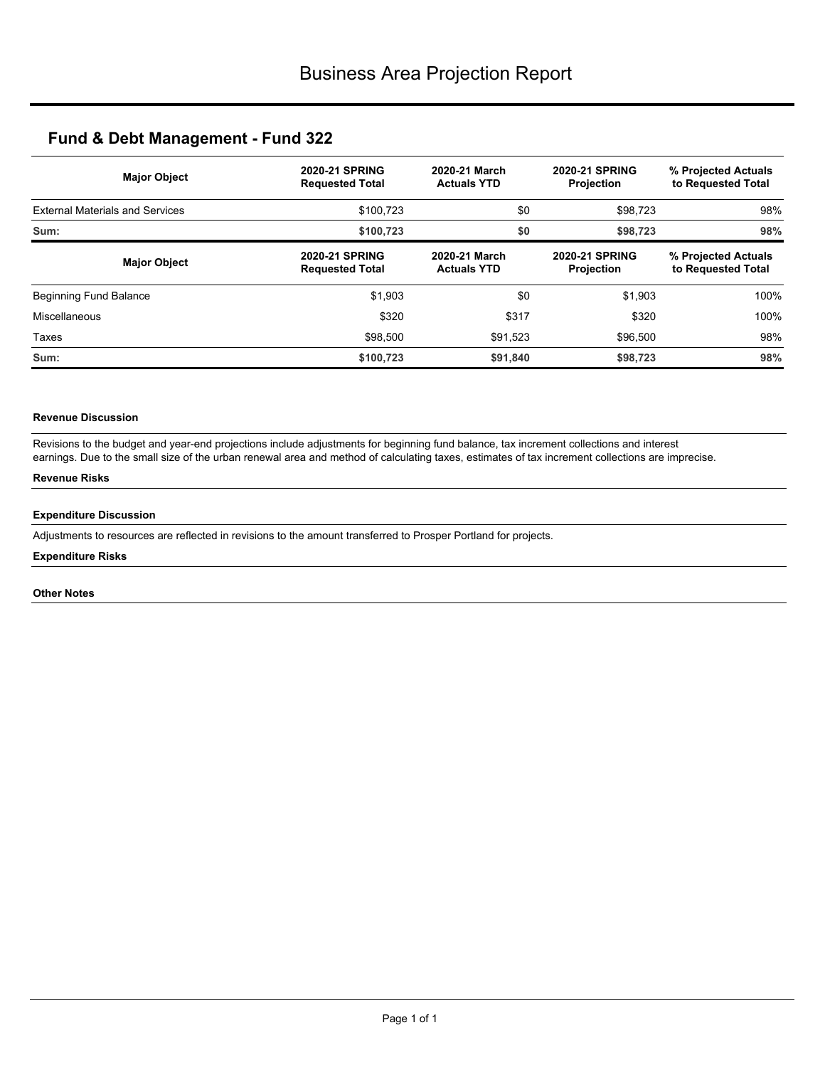# Business Area Projection Report

## Fund & Debt Management - Fund 322

| Major Object | 2020-21 SPRING Requested Total | 2020-21 March Actuals YTD | 2020-21 SPRING Projection | % Projected Actuals to Requested Total |
|---|---|---|---|---|
| External Materials and Services | $100,723 | $0 | $98,723 | 98% |
| **Sum:** | **$100,723** | **$0** | **$98,723** | **98%** |

| Major Object | 2020-21 SPRING Requested Total | 2020-21 March Actuals YTD | 2020-21 SPRING Projection | % Projected Actuals to Requested Total |
|---|---|---|---|---|
| Beginning Fund Balance | $1,903 | $0 | $1,903 | 100% |
| Miscellaneous | $320 | $317 | $320 | 100% |
| Taxes | $98,500 | $91,523 | $96,500 | 98% |
| **Sum:** | **$100,723** | **$91,840** | **$98,723** | **98%** |

#### Revenue Discussion

Revisions to the budget and year-end projections include adjustments for beginning fund balance, tax increment collections and interest earnings. Due to the small size of the urban renewal area and method of calculating taxes, estimates of tax increment collections are imprecise.

#### Revenue Risks

#### Expenditure Discussion

Adjustments to resources are reflected in revisions to the amount transferred to Prosper Portland for projects.

#### Expenditure Risks

#### Other Notes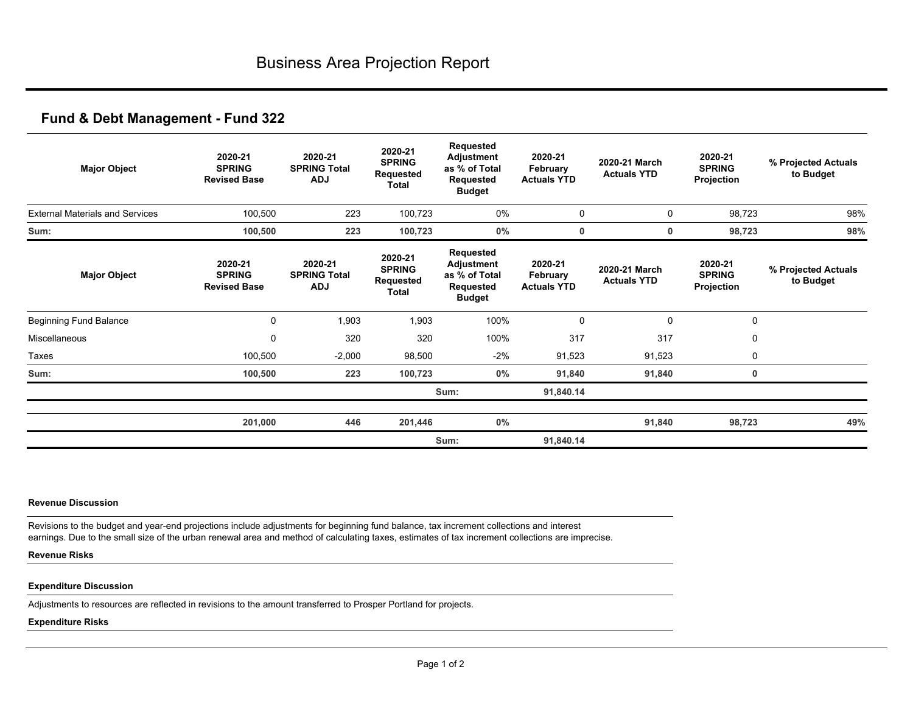# Business Area Projection Report

## Fund & Debt Management - Fund 322

| Major Object | 2020-21 SPRING Revised Base | 2020-21 SPRING Total ADJ | 2020-21 SPRING Requested Total | Requested Adjustment as % of Total Requested Budget | 2020-21 February Actuals YTD | 2020-21 March Actuals YTD | 2020-21 SPRING Projection | % Projected Actuals to Budget |
|---|---|---|---|---|---|---|---|---|
| External Materials and Services | 100,500 | 223 | 100,723 | 0% | 0 | 0 | 98,723 | 98% |
| **Sum:** | **100,500** | **223** | **100,723** | **0%** | **0** | **0** | **98,723** | **98%** |

| Major Object | 2020-21 SPRING Revised Base | 2020-21 SPRING Total ADJ | 2020-21 SPRING Requested Total | Requested Adjustment as % of Total Requested Budget | 2020-21 February Actuals YTD | 2020-21 March Actuals YTD | 2020-21 SPRING Projection | % Projected Actuals to Budget |
|---|---|---|---|---|---|---|---|---|
| Beginning Fund Balance | 0 | 1,903 | 1,903 | 100% | 0 | 0 | 0 | |
| Miscellaneous | 0 | 320 | 320 | 100% | 317 | 317 | 0 | |
| Taxes | 100,500 | -2,000 | 98,500 | -2% | 91,523 | 91,523 | 0 | |
| **Sum:** | **100,500** | **223** | **100,723** | **0%** | **91,840** | **91,840** | **0** | |
| | | | | Sum: | **91,840.14** | | | |
| | **201,000** | **446** | **201,446** | **0%** | | **91,840** | **98,723** | **49%** |
| | | | | Sum: | **91,840.14** | | | |

**Revenue Discussion**

Revisions to the budget and year-end projections include adjustments for beginning fund balance, tax increment collections and interest earnings. Due to the small size of the urban renewal area and method of calculating taxes, estimates of tax increment collections are imprecise.

**Revenue Risks**

**Expenditure Discussion**

Adjustments to resources are reflected in revisions to the amount transferred to Prosper Portland for projects.

**Expenditure Risks**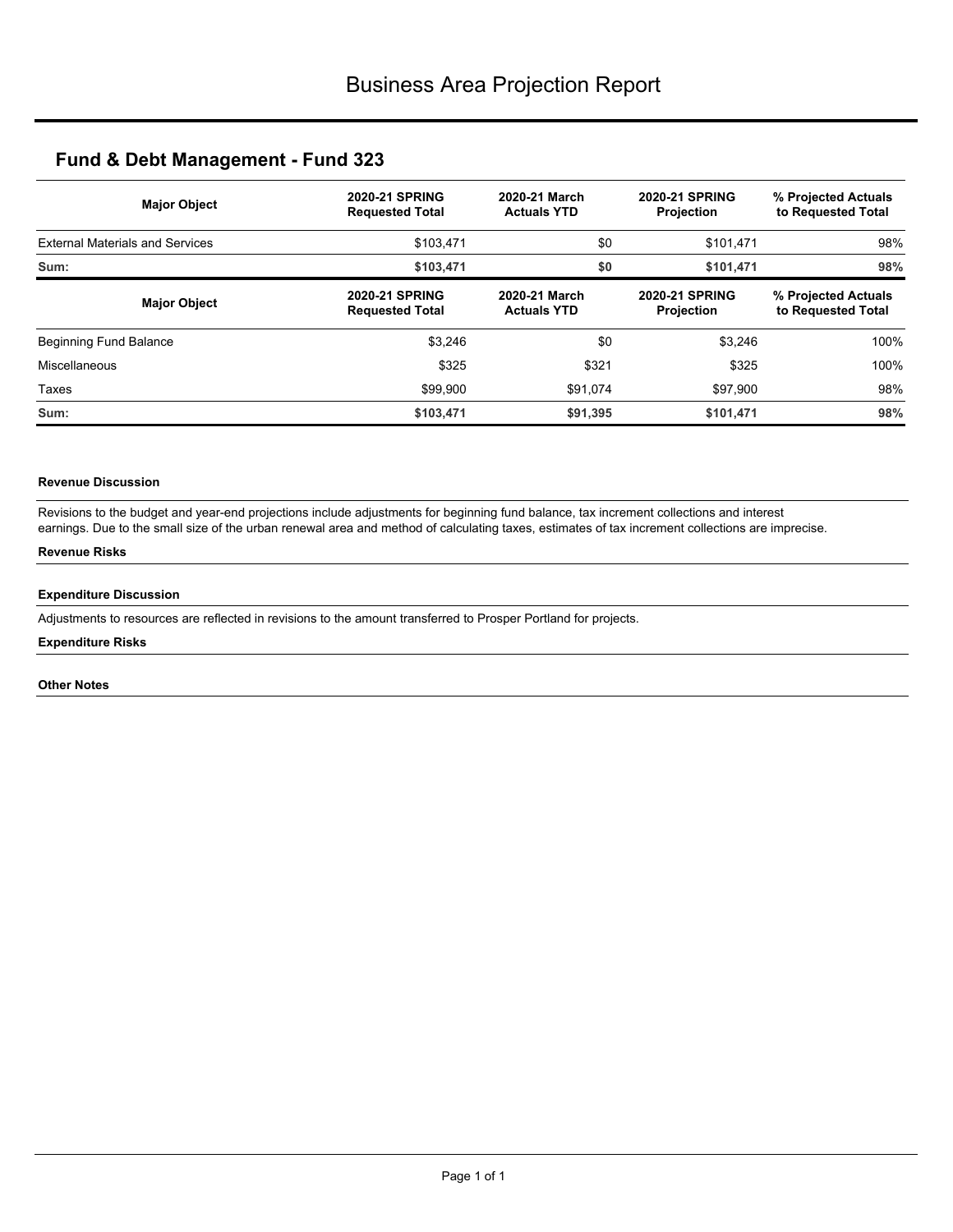# Business Area Projection Report

## Fund & Debt Management - Fund 323

| Major Object | 2020-21 SPRING Requested Total | 2020-21 March Actuals YTD | 2020-21 SPRING Projection | % Projected Actuals to Requested Total |
|---|---|---|---|---|
| External Materials and Services | $103,471 | $0 | $101,471 | 98% |
| **Sum:** | **$103,471** | **$0** | **$101,471** | **98%** |

| Major Object | 2020-21 SPRING Requested Total | 2020-21 March Actuals YTD | 2020-21 SPRING Projection | % Projected Actuals to Requested Total |
|---|---|---|---|---|
| Beginning Fund Balance | $3,246 | $0 | $3,246 | 100% |
| Miscellaneous | $325 | $321 | $325 | 100% |
| Taxes | $99,900 | $91,074 | $97,900 | 98% |
| **Sum:** | **$103,471** | **$91,395** | **$101,471** | **98%** |

#### Revenue Discussion

Revisions to the budget and year-end projections include adjustments for beginning fund balance, tax increment collections and interest earnings. Due to the small size of the urban renewal area and method of calculating taxes, estimates of tax increment collections are imprecise.

#### Revenue Risks

#### Expenditure Discussion

Adjustments to resources are reflected in revisions to the amount transferred to Prosper Portland for projects.

#### Expenditure Risks

#### Other Notes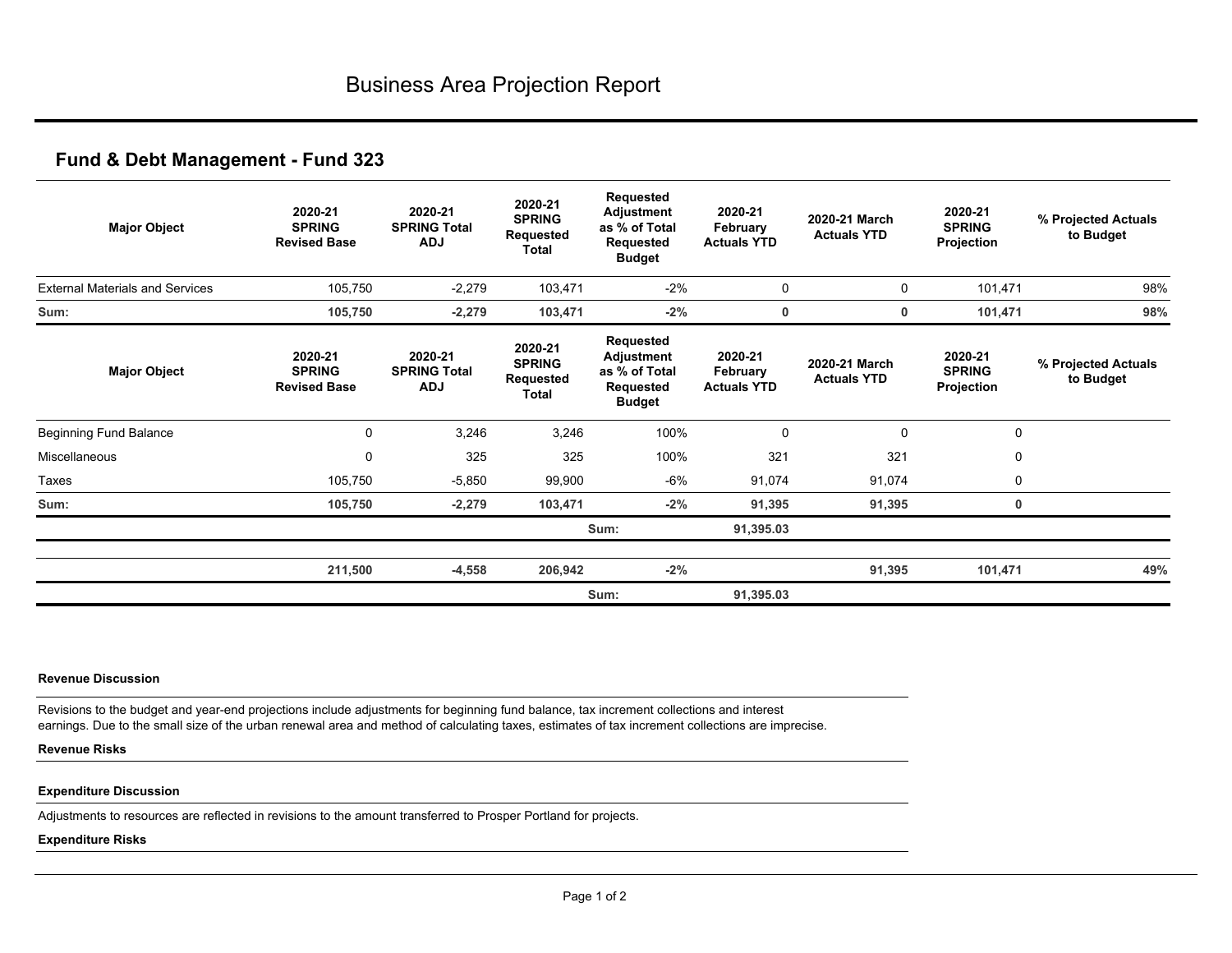# Business Area Projection Report

## Fund & Debt Management - Fund 323

| Major Object | 2020-21 SPRING Revised Base | 2020-21 SPRING Total ADJ | 2020-21 SPRING Requested Total | Requested Adjustment as % of Total Requested Budget | 2020-21 February Actuals YTD | 2020-21 March Actuals YTD | 2020-21 SPRING Projection | % Projected Actuals to Budget |
|---|---|---|---|---|---|---|---|---|
| External Materials and Services | 105,750 | -2,279 | 103,471 | -2% | 0 | 0 | 101,471 | 98% |
| **Sum:** | **105,750** | **-2,279** | **103,471** | **-2%** | **0** | **0** | **101,471** | **98%** |

| Major Object | 2020-21 SPRING Revised Base | 2020-21 SPRING Total ADJ | 2020-21 SPRING Requested Total | Requested Adjustment as % of Total Requested Budget | 2020-21 February Actuals YTD | 2020-21 March Actuals YTD | 2020-21 SPRING Projection | % Projected Actuals to Budget |
|---|---|---|---|---|---|---|---|---|
| Beginning Fund Balance | 0 | 3,246 | 3,246 | 100% | 0 | 0 | 0 | |
| Miscellaneous | 0 | 325 | 325 | 100% | 321 | 321 | 0 | |
| Taxes | 105,750 | -5,850 | 99,900 | -6% | 91,074 | 91,074 | 0 | |
| **Sum:** | **105,750** | **-2,279** | **103,471** | **-2%** | **91,395** | **91,395** | **0** | |
| | | | | Sum: | **91,395.03** | | | |
| | **211,500** | **-4,558** | **206,942** | **-2%** | | **91,395** | **101,471** | **49%** |
| | | | | Sum: | **91,395.03** | | | |

**Revenue Discussion**

Revisions to the budget and year-end projections include adjustments for beginning fund balance, tax increment collections and interest earnings. Due to the small size of the urban renewal area and method of calculating taxes, estimates of tax increment collections are imprecise.

**Revenue Risks**

**Expenditure Discussion**

Adjustments to resources are reflected in revisions to the amount transferred to Prosper Portland for projects.

**Expenditure Risks**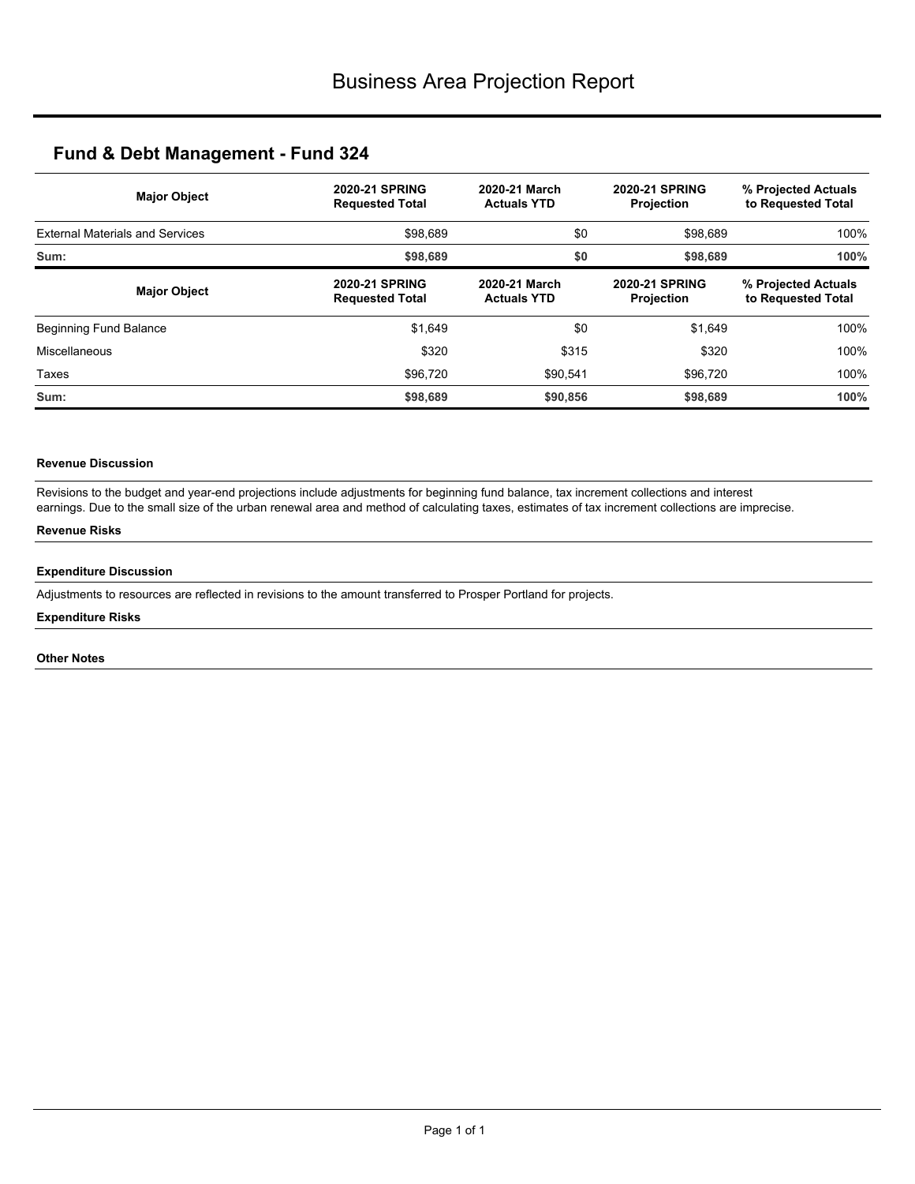# Business Area Projection Report

## Fund & Debt Management - Fund 324

| Major Object | 2020-21 SPRING Requested Total | 2020-21 March Actuals YTD | 2020-21 SPRING Projection | % Projected Actuals to Requested Total |
|---|---|---|---|---|
| External Materials and Services | $98,689 | $0 | $98,689 | 100% |
| **Sum:** | **$98,689** | **$0** | **$98,689** | **100%** |

| Major Object | 2020-21 SPRING Requested Total | 2020-21 March Actuals YTD | 2020-21 SPRING Projection | % Projected Actuals to Requested Total |
|---|---|---|---|---|
| Beginning Fund Balance | $1,649 | $0 | $1,649 | 100% |
| Miscellaneous | $320 | $315 | $320 | 100% |
| Taxes | $96,720 | $90,541 | $96,720 | 100% |
| **Sum:** | **$98,689** | **$90,856** | **$98,689** | **100%** |

#### Revenue Discussion

Revisions to the budget and year-end projections include adjustments for beginning fund balance, tax increment collections and interest earnings. Due to the small size of the urban renewal area and method of calculating taxes, estimates of tax increment collections are imprecise.

#### Revenue Risks

#### Expenditure Discussion

Adjustments to resources are reflected in revisions to the amount transferred to Prosper Portland for projects.

#### Expenditure Risks

#### Other Notes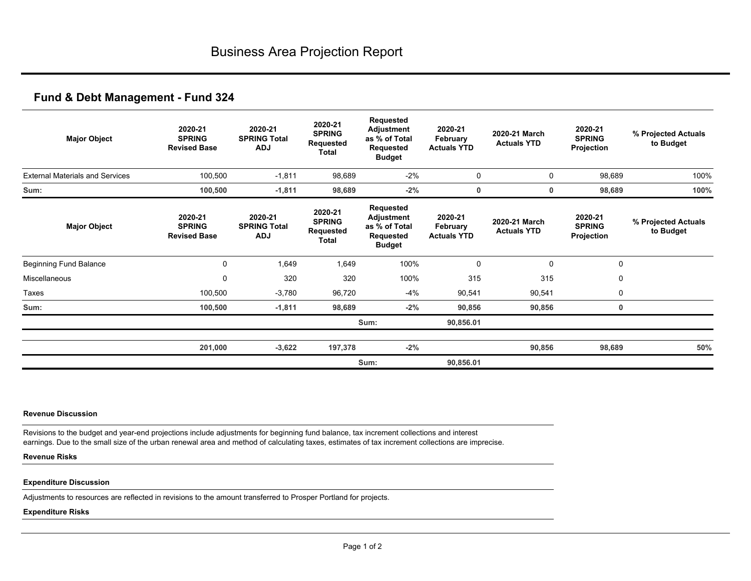# Business Area Projection Report

## Fund & Debt Management - Fund 324

| Major Object | 2020-21 SPRING Revised Base | 2020-21 SPRING Total ADJ | 2020-21 SPRING Requested Total | Requested Adjustment as % of Total Requested Budget | 2020-21 February Actuals YTD | 2020-21 March Actuals YTD | 2020-21 SPRING Projection | % Projected Actuals to Budget |
|---|---|---|---|---|---|---|---|---|
| External Materials and Services | 100,500 | -1,811 | 98,689 | -2% | 0 | 0 | 98,689 | 100% |
| **Sum:** | **100,500** | **-1,811** | **98,689** | **-2%** | **0** | **0** | **98,689** | **100%** |

| Major Object | 2020-21 SPRING Revised Base | 2020-21 SPRING Total ADJ | 2020-21 SPRING Requested Total | Requested Adjustment as % of Total Requested Budget | 2020-21 February Actuals YTD | 2020-21 March Actuals YTD | 2020-21 SPRING Projection | % Projected Actuals to Budget |
|---|---|---|---|---|---|---|---|---|
| Beginning Fund Balance | 0 | 1,649 | 1,649 | 100% | 0 | 0 | 0 | |
| Miscellaneous | 0 | 320 | 320 | 100% | 315 | 315 | 0 | |
| Taxes | 100,500 | -3,780 | 96,720 | -4% | 90,541 | 90,541 | 0 | |
| **Sum:** | **100,500** | **-1,811** | **98,689** | **-2%** | **90,856** | **90,856** | **0** | |
| | | | | Sum: | **90,856.01** | | | |
| | **201,000** | **-3,622** | **197,378** | **-2%** | | **90,856** | **98,689** | **50%** |
| | | | | Sum: | **90,856.01** | | | |

**Revenue Discussion**

Revisions to the budget and year-end projections include adjustments for beginning fund balance, tax increment collections and interest earnings. Due to the small size of the urban renewal area and method of calculating taxes, estimates of tax increment collections are imprecise.

**Revenue Risks**

**Expenditure Discussion**

Adjustments to resources are reflected in revisions to the amount transferred to Prosper Portland for projects.

**Expenditure Risks**